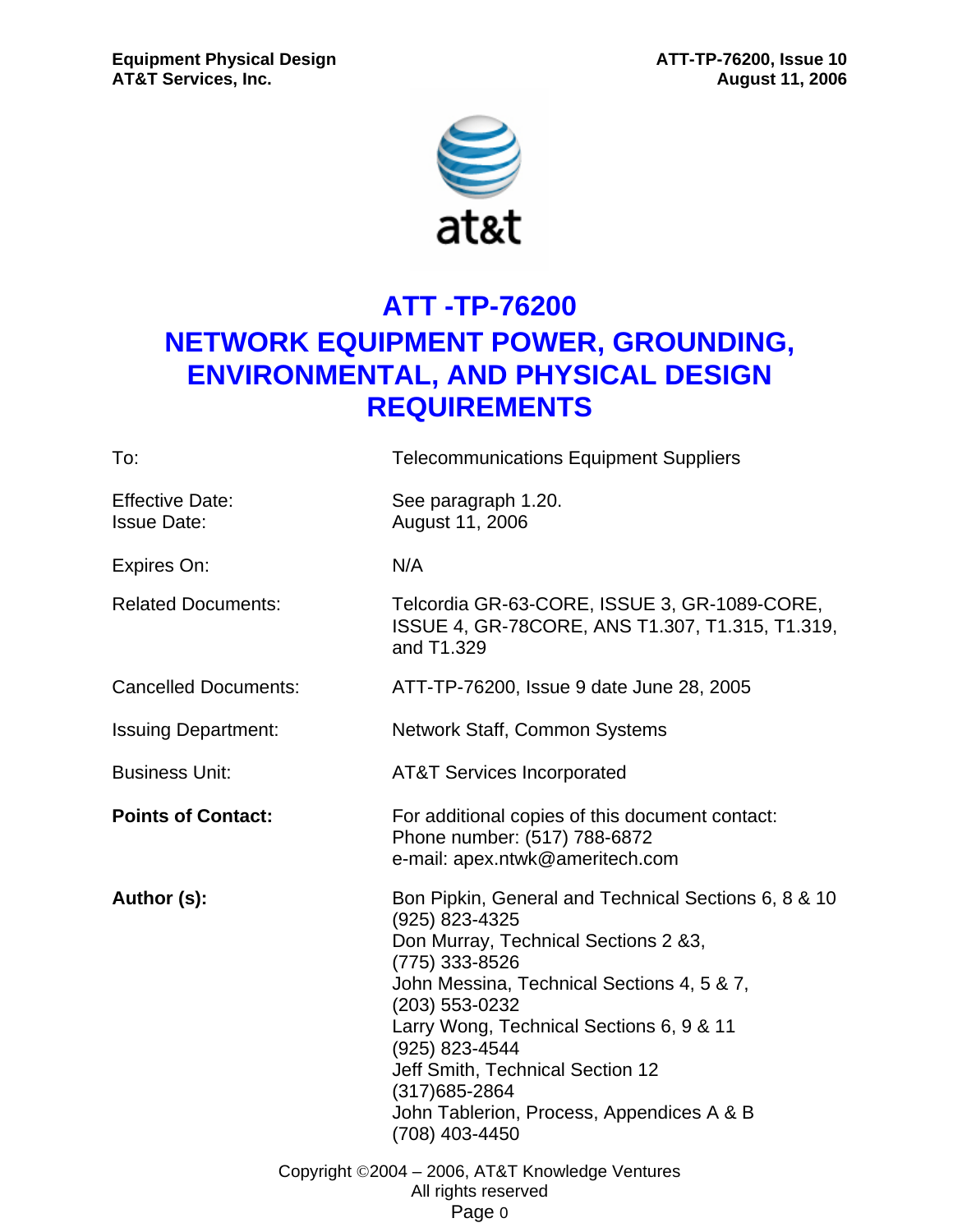# ATT -TP-76200

# NETWORK EQUIPMENT POWER, GROUNDING, ENVIRONMENTAL, AND PHYSICAL DESIGN REQUIREMENTS

| | |
|---|---|
| To: | Telecommunications Equipment Suppliers |
| Effective Date:<br>Issue Date: | See paragraph 1.20.<br>August 11, 2006 |
| Expires On: | N/A |
| Related Documents: | Telcordia GR-63-CORE, ISSUE 3, GR-1089-CORE, ISSUE 4, GR-78CORE, ANS T1.307, T1.315, T1.319, and T1.329 |
| Cancelled Documents: | ATT-TP-76200, Issue 9 date June 28, 2005 |
| Issuing Department: | Network Staff, Common Systems |
| Business Unit: | AT&T Services Incorporated |
| **Points of Contact:** | For additional copies of this document contact:<br>Phone number: (517) 788-6872<br>e-mail: apex.ntwk@ameritech.com |
| **Author (s):** | Bon Pipkin, General and Technical Sections 6, 8 & 10<br>(925) 823-4325<br>Don Murray, Technical Sections 2 &3,<br>(775) 333-8526<br>John Messina, Technical Sections 4, 5 & 7,<br>(203) 553-0232<br>Larry Wong, Technical Sections 6, 9 & 11<br>(925) 823-4544<br>Jeff Smith, Technical Section 12<br>(317)685-2864<br>John Tablerion, Process, Appendices A & B<br>(708) 403-4450 |

Copyright ©2004 – 2006, AT&T Knowledge Ventures
All rights reserved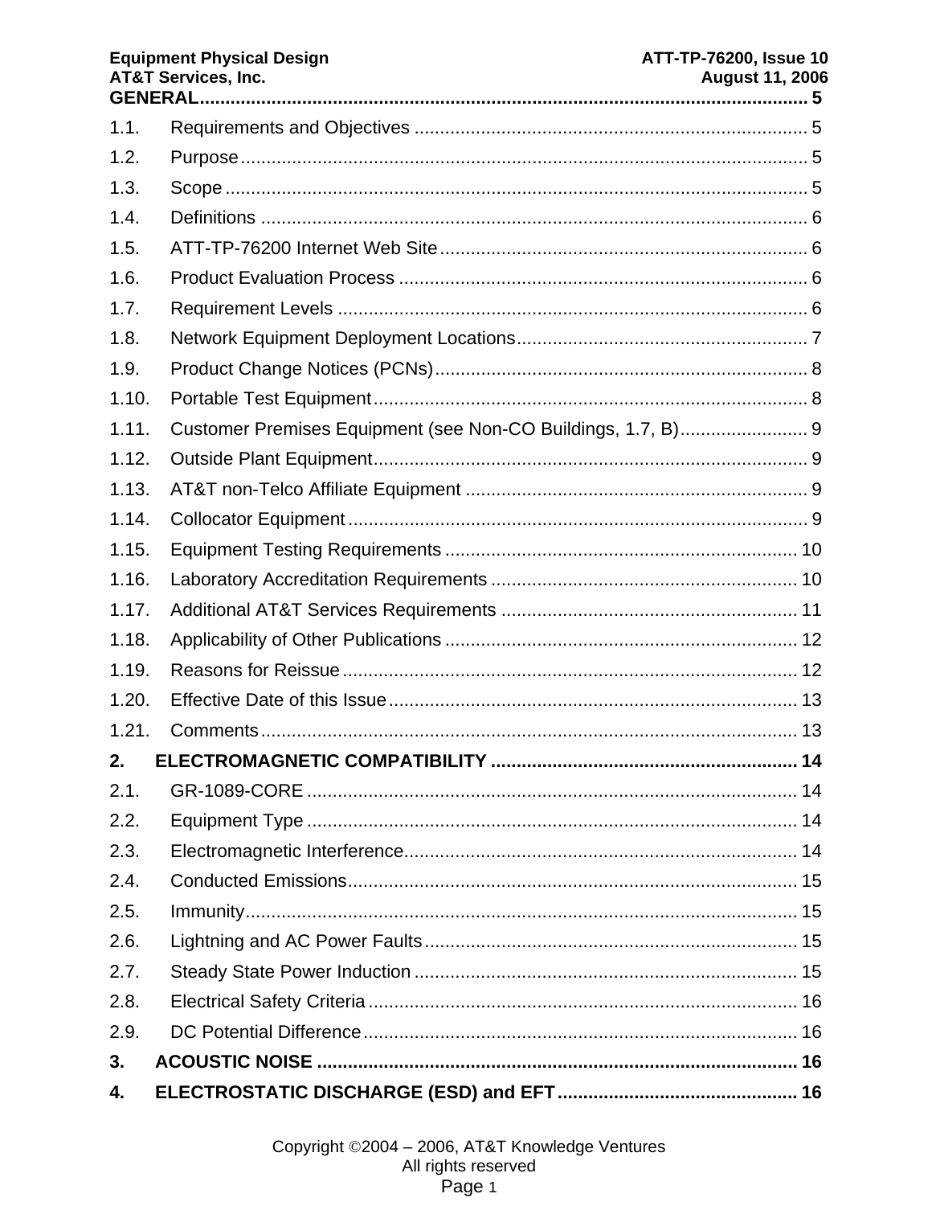GENERAL ..................................................................................................................... 5

1.1. Requirements and Objectives ............................................................................ 5

1.2. Purpose ............................................................................................................. 5

1.3. Scope ................................................................................................................. 5

1.4. Definitions .......................................................................................................... 6

1.5. ATT-TP-76200 Internet Web Site ....................................................................... 6

1.6. Product Evaluation Process ............................................................................... 6

1.7. Requirement Levels ........................................................................................... 6

1.8. Network Equipment Deployment Locations ........................................................ 7

1.9. Product Change Notices (PCNs) ........................................................................ 8

1.10. Portable Test Equipment .................................................................................... 8

1.11. Customer Premises Equipment (see Non-CO Buildings, 1.7, B) ......................... 9

1.12. Outside Plant Equipment .................................................................................... 9

1.13. AT&T non-Telco Affiliate Equipment .................................................................. 9

1.14. Collocator Equipment ......................................................................................... 9

1.15. Equipment Testing Requirements .................................................................... 10

1.16. Laboratory Accreditation Requirements ........................................................... 10

1.17. Additional AT&T Services Requirements ......................................................... 11

1.18. Applicability of Other Publications .................................................................... 12

1.19. Reasons for Reissue ........................................................................................ 12

1.20. Effective Date of this Issue ............................................................................... 13

1.21. Comments ........................................................................................................ 13

**2. ELECTROMAGNETIC COMPATIBILITY ........................................................... 14**

2.1. GR-1089-CORE ............................................................................................... 14

2.2. Equipment Type ............................................................................................... 14

2.3. Electromagnetic Interference ............................................................................ 14

2.4. Conducted Emissions ....................................................................................... 15

2.5. Immunity .......................................................................................................... 15

2.6. Lightning and AC Power Faults ........................................................................ 15

2.7. Steady State Power Induction .......................................................................... 15

2.8. Electrical Safety Criteria ................................................................................... 16

2.9. DC Potential Difference .................................................................................... 16

**3. ACOUSTIC NOISE ............................................................................................ 16**

**4. ELECTROSTATIC DISCHARGE (ESD) and EFT .............................................. 16**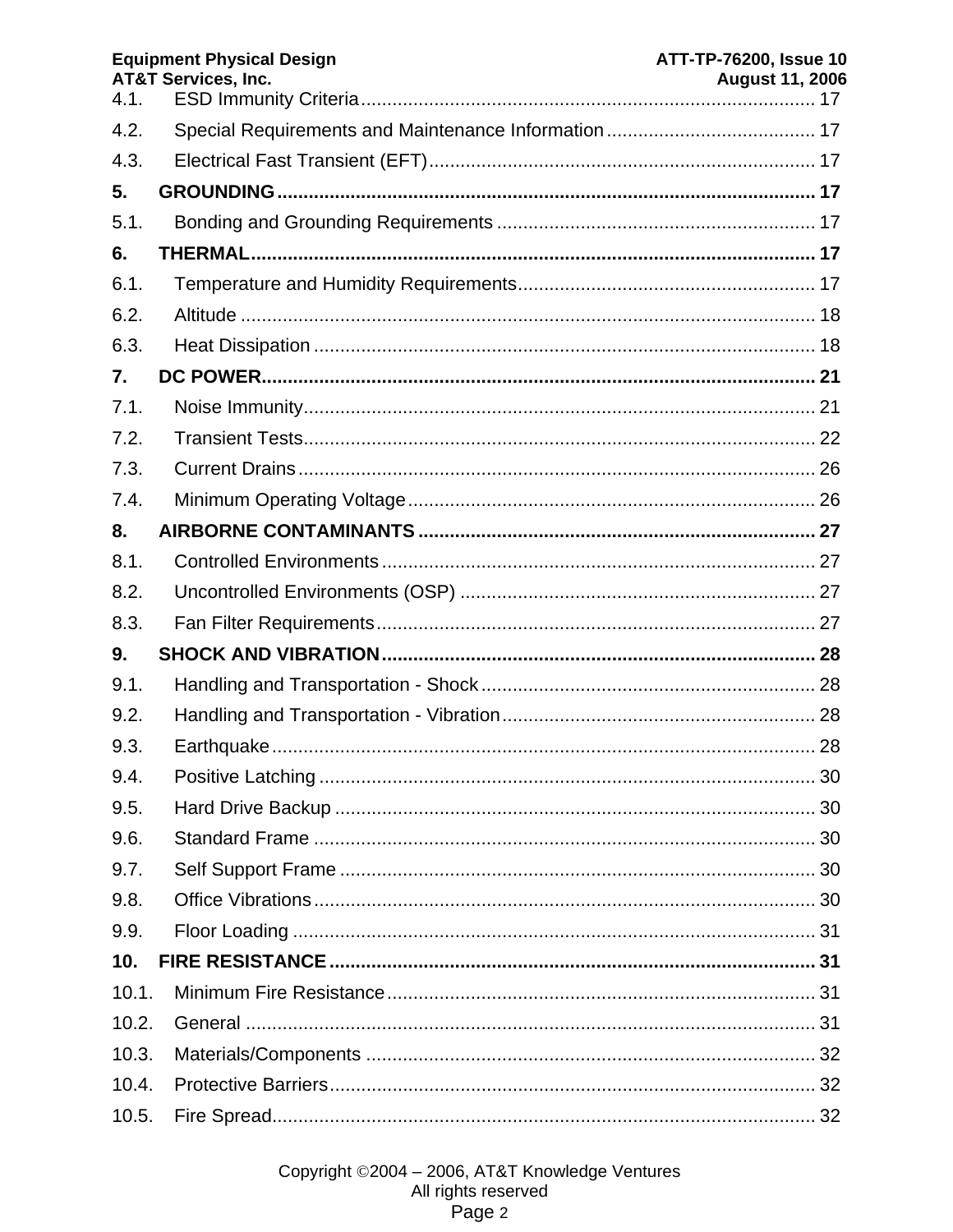4.1. ESD Immunity Criteria ...................................................................................... 17

4.2. Special Requirements and Maintenance Information ........................................ 17

4.3. Electrical Fast Transient (EFT) ......................................................................... 17

**5. GROUNDING ...................................................................................................... 17**

5.1. Bonding and Grounding Requirements ............................................................ 17

**6. THERMAL ........................................................................................................... 17**

6.1. Temperature and Humidity Requirements ........................................................ 17

6.2. Altitude ............................................................................................................. 18

6.3. Heat Dissipation ............................................................................................... 18

**7. DC POWER ......................................................................................................... 21**

7.1. Noise Immunity ................................................................................................. 21

7.2. Transient Tests ................................................................................................. 22

7.3. Current Drains .................................................................................................. 26

7.4. Minimum Operating Voltage ............................................................................. 26

**8. AIRBORNE CONTAMINANTS ........................................................................... 27**

8.1. Controlled Environments .................................................................................. 27

8.2. Uncontrolled Environments (OSP) ................................................................... 27

8.3. Fan Filter Requirements ................................................................................... 27

**9. SHOCK AND VIBRATION .................................................................................. 28**

9.1. Handling and Transportation - Shock ............................................................... 28

9.2. Handling and Transportation - Vibration ........................................................... 28

9.3. Earthquake ....................................................................................................... 28

9.4. Positive Latching .............................................................................................. 30

9.5. Hard Drive Backup ........................................................................................... 30

9.6. Standard Frame ............................................................................................... 30

9.7. Self Support Frame .......................................................................................... 30

9.8. Office Vibrations ............................................................................................... 30

9.9. Floor Loading ................................................................................................... 31

**10. FIRE RESISTANCE ............................................................................................ 31**

10.1. Minimum Fire Resistance ................................................................................. 31

10.2. General ............................................................................................................ 31

10.3. Materials/Components ..................................................................................... 32

10.4. Protective Barriers ............................................................................................ 32

10.5. Fire Spread ....................................................................................................... 32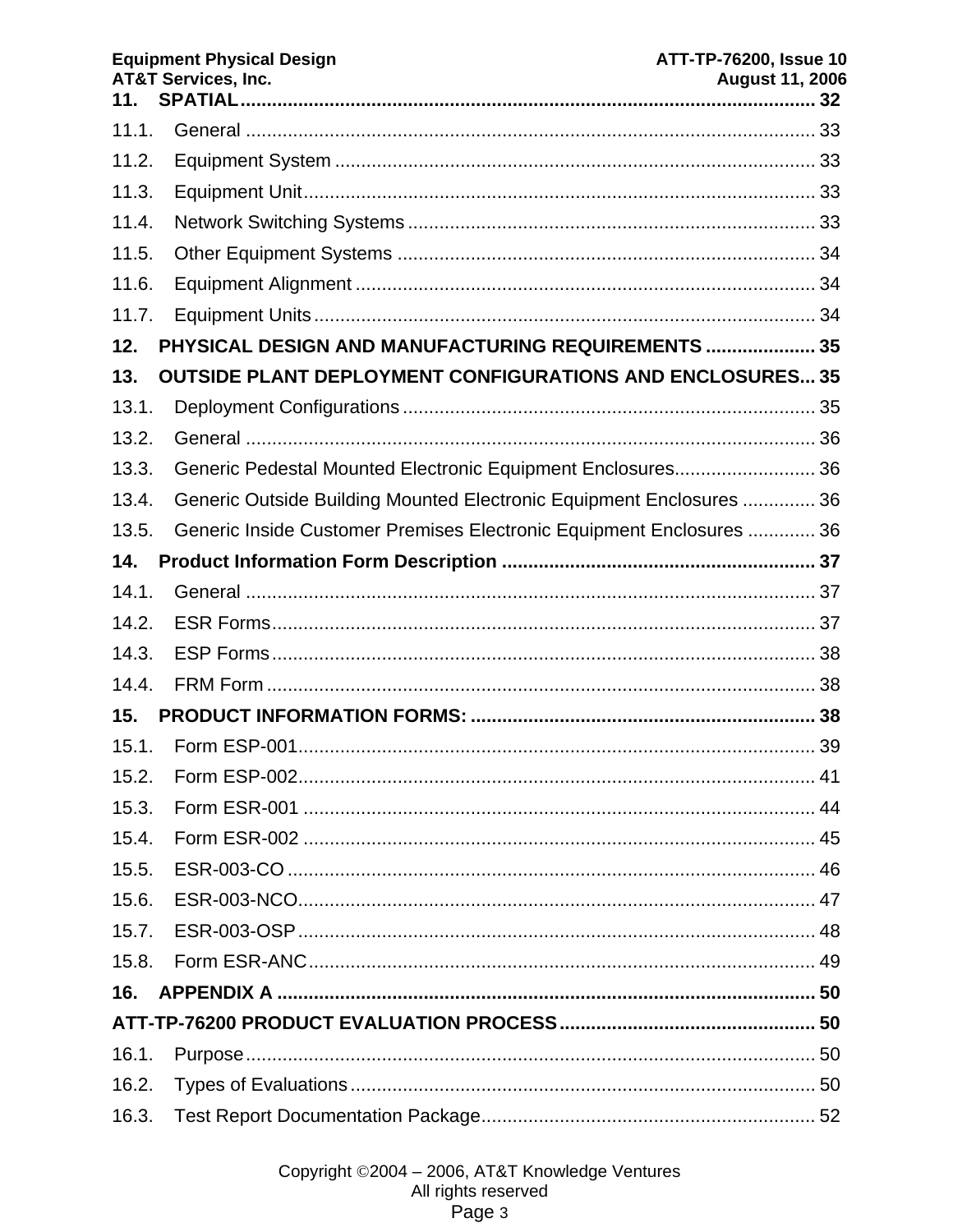**11. SPATIAL** ............................................................................................................ **32**

11.1. General ............................................................................................................ 33

11.2. Equipment System ........................................................................................... 33

11.3. Equipment Unit.................................................................................................. 33

11.4. Network Switching Systems ............................................................................. 33

11.5. Other Equipment Systems ............................................................................... 34

11.6. Equipment Alignment ....................................................................................... 34

11.7. Equipment Units ............................................................................................... 34

**12. PHYSICAL DESIGN AND MANUFACTURING REQUIREMENTS ..................... 35**

**13. OUTSIDE PLANT DEPLOYMENT CONFIGURATIONS AND ENCLOSURES... 35**

13.1. Deployment Configurations .............................................................................. 35

13.2. General ............................................................................................................ 36

13.3. Generic Pedestal Mounted Electronic Equipment Enclosures........................... 36

13.4. Generic Outside Building Mounted Electronic Equipment Enclosures .............. 36

13.5. Generic Inside Customer Premises Electronic Equipment Enclosures ............. 36

**14. Product Information Form Description ........................................................... 37**

14.1. General ............................................................................................................ 37

14.2. ESR Forms........................................................................................................ 37

14.3. ESP Forms ........................................................................................................ 38

14.4. FRM Form ......................................................................................................... 38

**15. PRODUCT INFORMATION FORMS: .................................................................. 38**

15.1. Form ESP-001.................................................................................................. 39

15.2. Form ESP-002.................................................................................................. 41

15.3. Form ESR-001 .................................................................................................. 44

15.4. Form ESR-002 .................................................................................................. 45

15.5. ESR-003-CO ..................................................................................................... 46

15.6. ESR-003-NCO................................................................................................... 47

15.7. ESR-003-OSP ................................................................................................... 48

15.8. Form ESR-ANC................................................................................................. 49

**16. APPENDIX A ....................................................................................................... 50**

**ATT-TP-76200 PRODUCT EVALUATION PROCESS................................................. 50**

16.1. Purpose............................................................................................................. 50

16.2. Types of Evaluations ......................................................................................... 50

16.3. Test Report Documentation Package................................................................ 52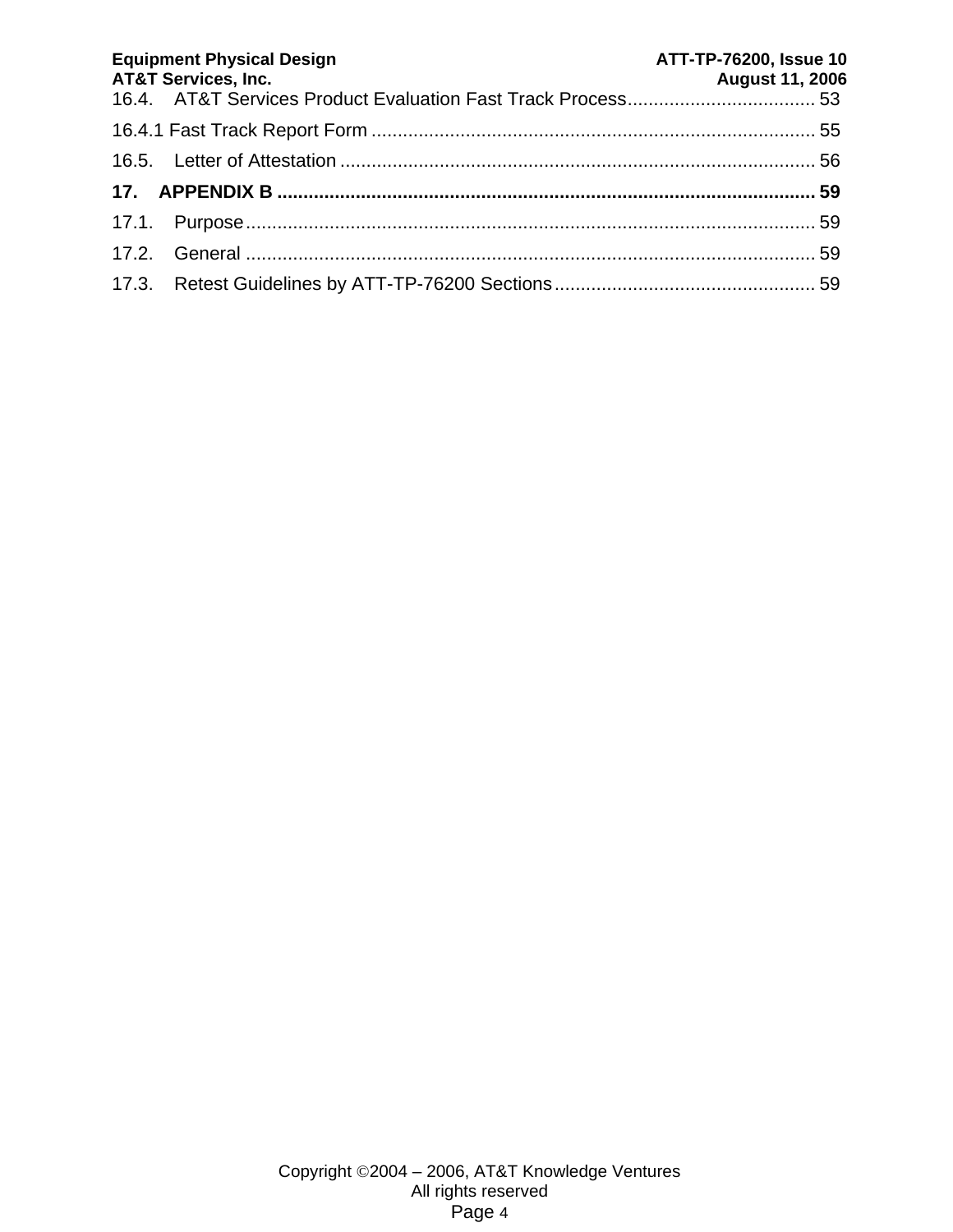16.4. AT&T Services Product Evaluation Fast Track Process.................................... 53

16.4.1 Fast Track Report Form ..................................................................................... 55

16.5. Letter of Attestation ........................................................................................... 56

**17. APPENDIX B ...................................................................................................... 59**

17.1. Purpose............................................................................................................. 59

17.2. General ............................................................................................................. 59

17.3. Retest Guidelines by ATT-TP-76200 Sections.................................................. 59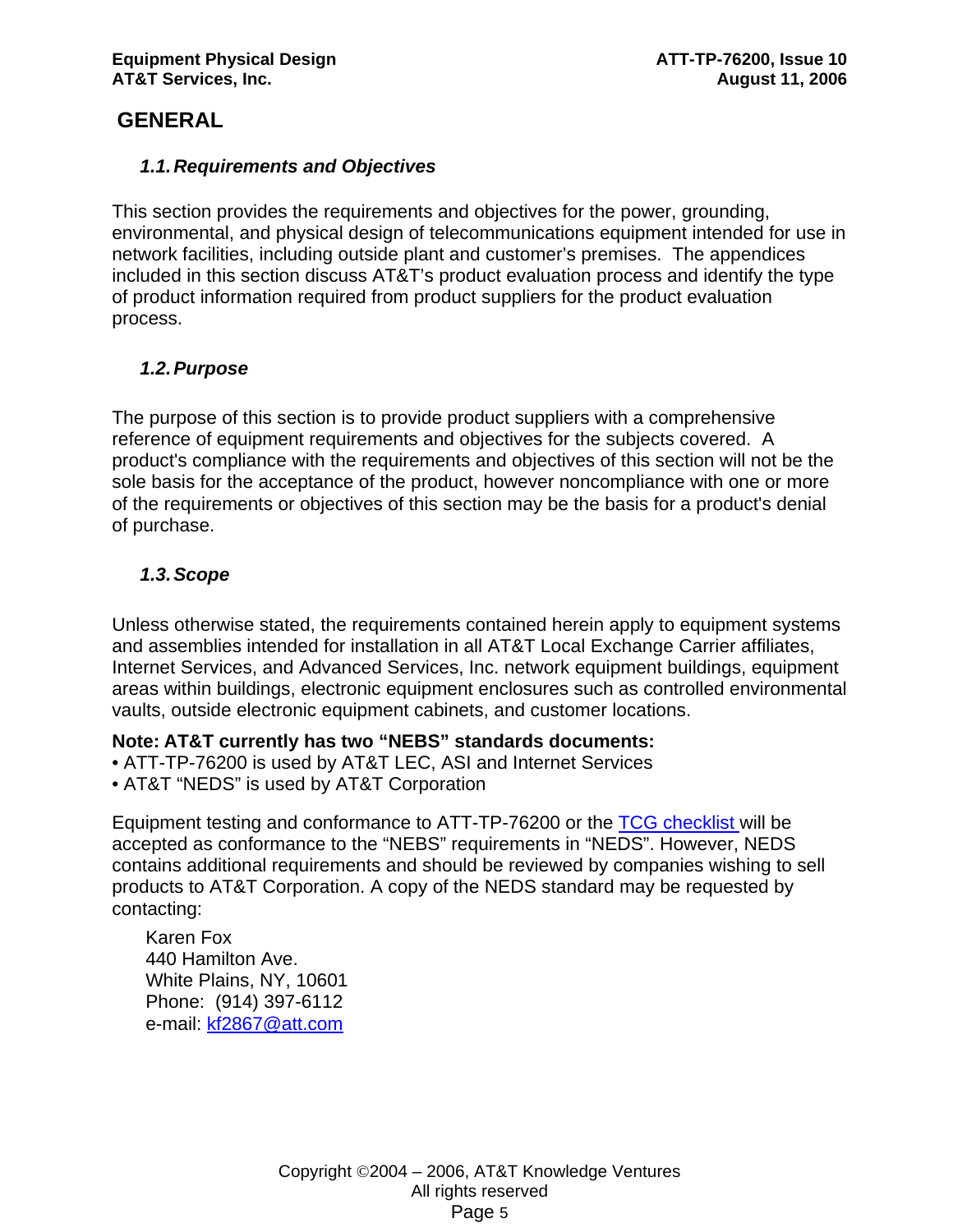# GENERAL

### 1.1. Requirements and Objectives

This section provides the requirements and objectives for the power, grounding, environmental, and physical design of telecommunications equipment intended for use in network facilities, including outside plant and customer's premises. The appendices included in this section discuss AT&T's product evaluation process and identify the type of product information required from product suppliers for the product evaluation process.

### 1.2. Purpose

The purpose of this section is to provide product suppliers with a comprehensive reference of equipment requirements and objectives for the subjects covered. A product's compliance with the requirements and objectives of this section will not be the sole basis for the acceptance of the product, however noncompliance with one or more of the requirements or objectives of this section may be the basis for a product's denial of purchase.

### 1.3. Scope

Unless otherwise stated, the requirements contained herein apply to equipment systems and assemblies intended for installation in all AT&T Local Exchange Carrier affiliates, Internet Services, and Advanced Services, Inc. network equipment buildings, equipment areas within buildings, electronic equipment enclosures such as controlled environmental vaults, outside electronic equipment cabinets, and customer locations.

**Note: AT&T currently has two "NEBS" standards documents:**

- ATT-TP-76200 is used by AT&T LEC, ASI and Internet Services
- AT&T "NEDS" is used by AT&T Corporation

Equipment testing and conformance to ATT-TP-76200 or the [TCG checklist](TCG checklist) will be accepted as conformance to the "NEBS" requirements in "NEDS". However, NEDS contains additional requirements and should be reviewed by companies wishing to sell products to AT&T Corporation. A copy of the NEDS standard may be requested by contacting:

Karen Fox
440 Hamilton Ave.
White Plains, NY, 10601
Phone: (914) 397-6112
e-mail: [kf2867@att.com](mailto:kf2867@att.com)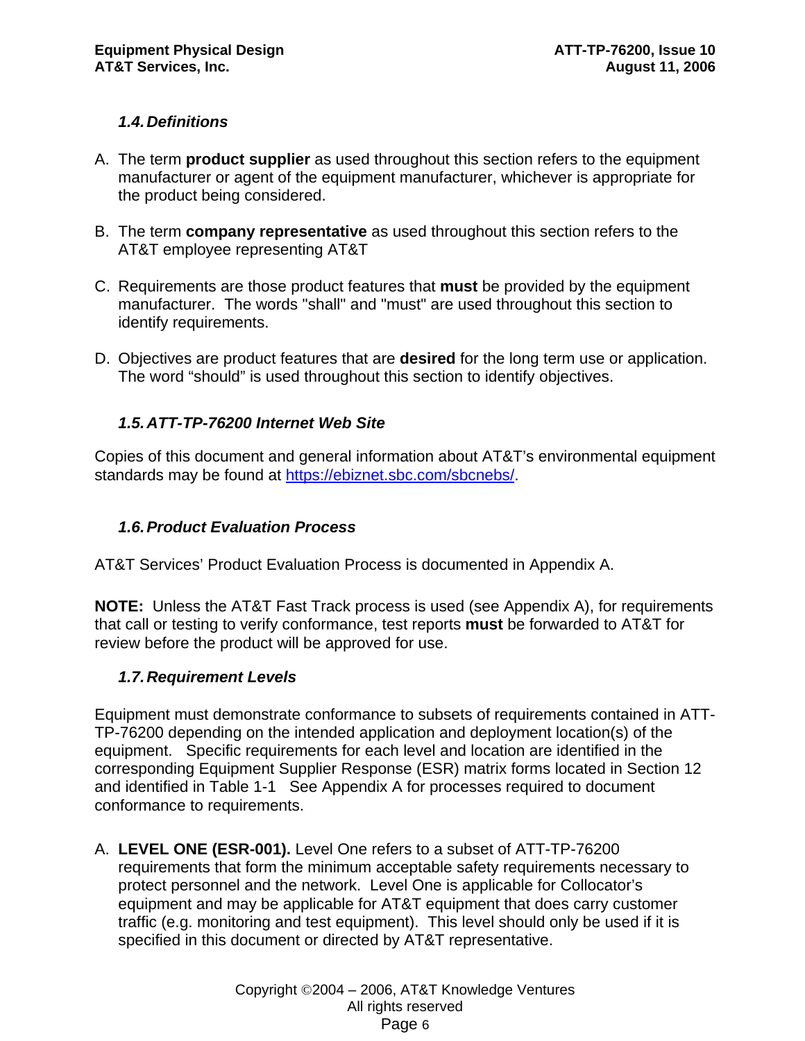### *1.4. Definitions*

A. The term **product supplier** as used throughout this section refers to the equipment manufacturer or agent of the equipment manufacturer, whichever is appropriate for the product being considered.

B. The term **company representative** as used throughout this section refers to the AT&T employee representing AT&T

C. Requirements are those product features that **must** be provided by the equipment manufacturer. The words "shall" and "must" are used throughout this section to identify requirements.

D. Objectives are product features that are **desired** for the long term use or application. The word “should” is used throughout this section to identify objectives.

### *1.5. ATT-TP-76200 Internet Web Site*

Copies of this document and general information about AT&T’s environmental equipment standards may be found at https://ebiznet.sbc.com/sbcnebs/.

### *1.6. Product Evaluation Process*

AT&T Services’ Product Evaluation Process is documented in Appendix A.

**NOTE:** Unless the AT&T Fast Track process is used (see Appendix A), for requirements that call or testing to verify conformance, test reports **must** be forwarded to AT&T for review before the product will be approved for use.

### *1.7. Requirement Levels*

Equipment must demonstrate conformance to subsets of requirements contained in ATT-TP-76200 depending on the intended application and deployment location(s) of the equipment. Specific requirements for each level and location are identified in the corresponding Equipment Supplier Response (ESR) matrix forms located in Section 12 and identified in Table 1-1 See Appendix A for processes required to document conformance to requirements.

A. **LEVEL ONE (ESR-001).** Level One refers to a subset of ATT-TP-76200 requirements that form the minimum acceptable safety requirements necessary to protect personnel and the network. Level One is applicable for Collocator’s equipment and may be applicable for AT&T equipment that does carry customer traffic (e.g. monitoring and test equipment). This level should only be used if it is specified in this document or directed by AT&T representative.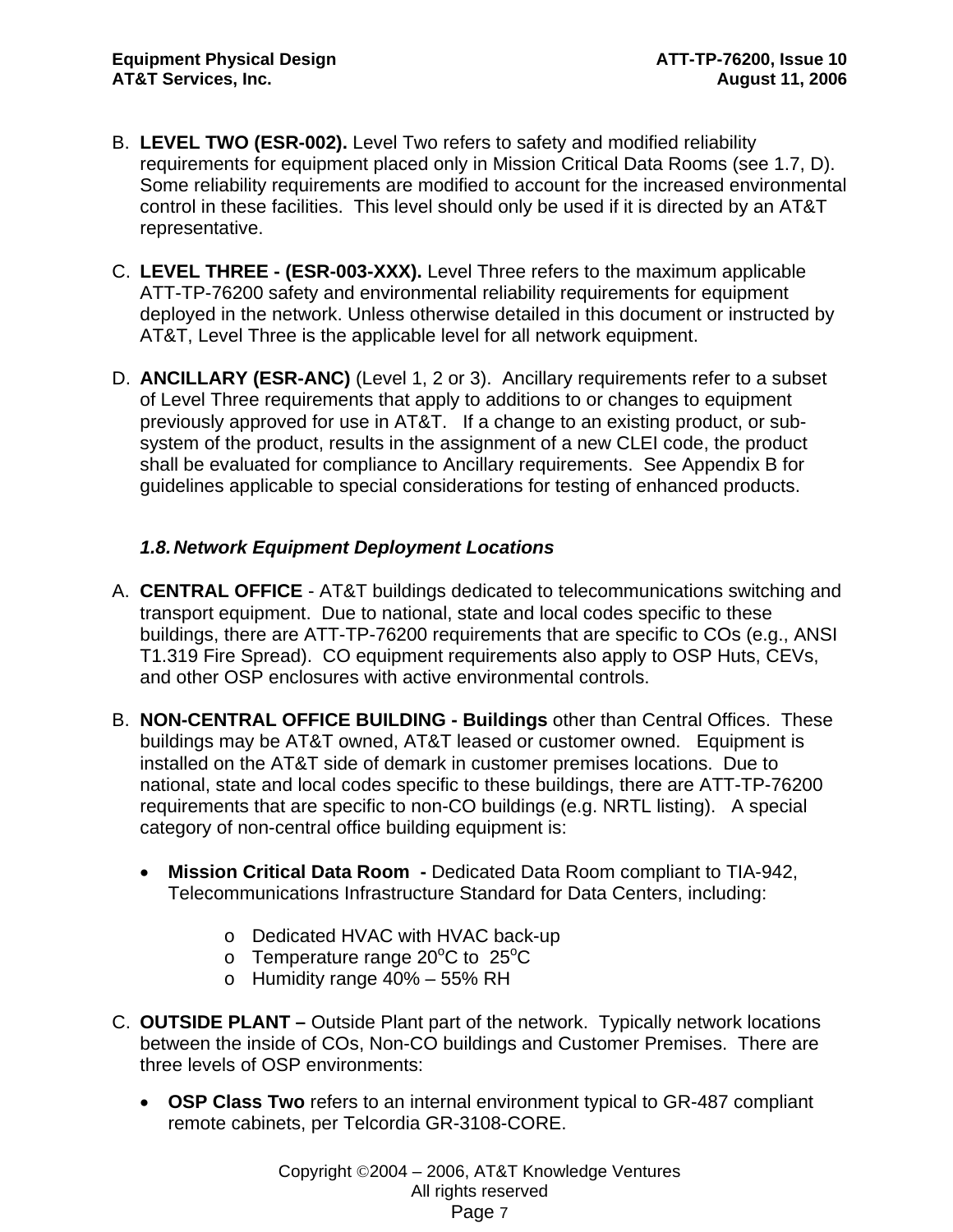B. **LEVEL TWO (ESR-002).** Level Two refers to safety and modified reliability requirements for equipment placed only in Mission Critical Data Rooms (see 1.7, D). Some reliability requirements are modified to account for the increased environmental control in these facilities. This level should only be used if it is directed by an AT&T representative.

C. **LEVEL THREE - (ESR-003-XXX).** Level Three refers to the maximum applicable ATT-TP-76200 safety and environmental reliability requirements for equipment deployed in the network. Unless otherwise detailed in this document or instructed by AT&T, Level Three is the applicable level for all network equipment.

D. **ANCILLARY (ESR-ANC)** (Level 1, 2 or 3). Ancillary requirements refer to a subset of Level Three requirements that apply to additions to or changes to equipment previously approved for use in AT&T. If a change to an existing product, or sub-system of the product, results in the assignment of a new CLEI code, the product shall be evaluated for compliance to Ancillary requirements. See Appendix B for guidelines applicable to special considerations for testing of enhanced products.

### *1.8. Network Equipment Deployment Locations*

A. **CENTRAL OFFICE** - AT&T buildings dedicated to telecommunications switching and transport equipment. Due to national, state and local codes specific to these buildings, there are ATT-TP-76200 requirements that are specific to COs (e.g., ANSI T1.319 Fire Spread). CO equipment requirements also apply to OSP Huts, CEVs, and other OSP enclosures with active environmental controls.

B. **NON-CENTRAL OFFICE BUILDING - Buildings** other than Central Offices. These buildings may be AT&T owned, AT&T leased or customer owned. Equipment is installed on the AT&T side of demark in customer premises locations. Due to national, state and local codes specific to these buildings, there are ATT-TP-76200 requirements that are specific to non-CO buildings (e.g. NRTL listing). A special category of non-central office building equipment is:

- **Mission Critical Data Room -** Dedicated Data Room compliant to TIA-942, Telecommunications Infrastructure Standard for Data Centers, including:
  - Dedicated HVAC with HVAC back-up
  - Temperature range 20°C to 25°C
  - Humidity range 40% – 55% RH

C. **OUTSIDE PLANT –** Outside Plant part of the network. Typically network locations between the inside of COs, Non-CO buildings and Customer Premises. There are three levels of OSP environments:

- **OSP Class Two** refers to an internal environment typical to GR-487 compliant remote cabinets, per Telcordia GR-3108-CORE.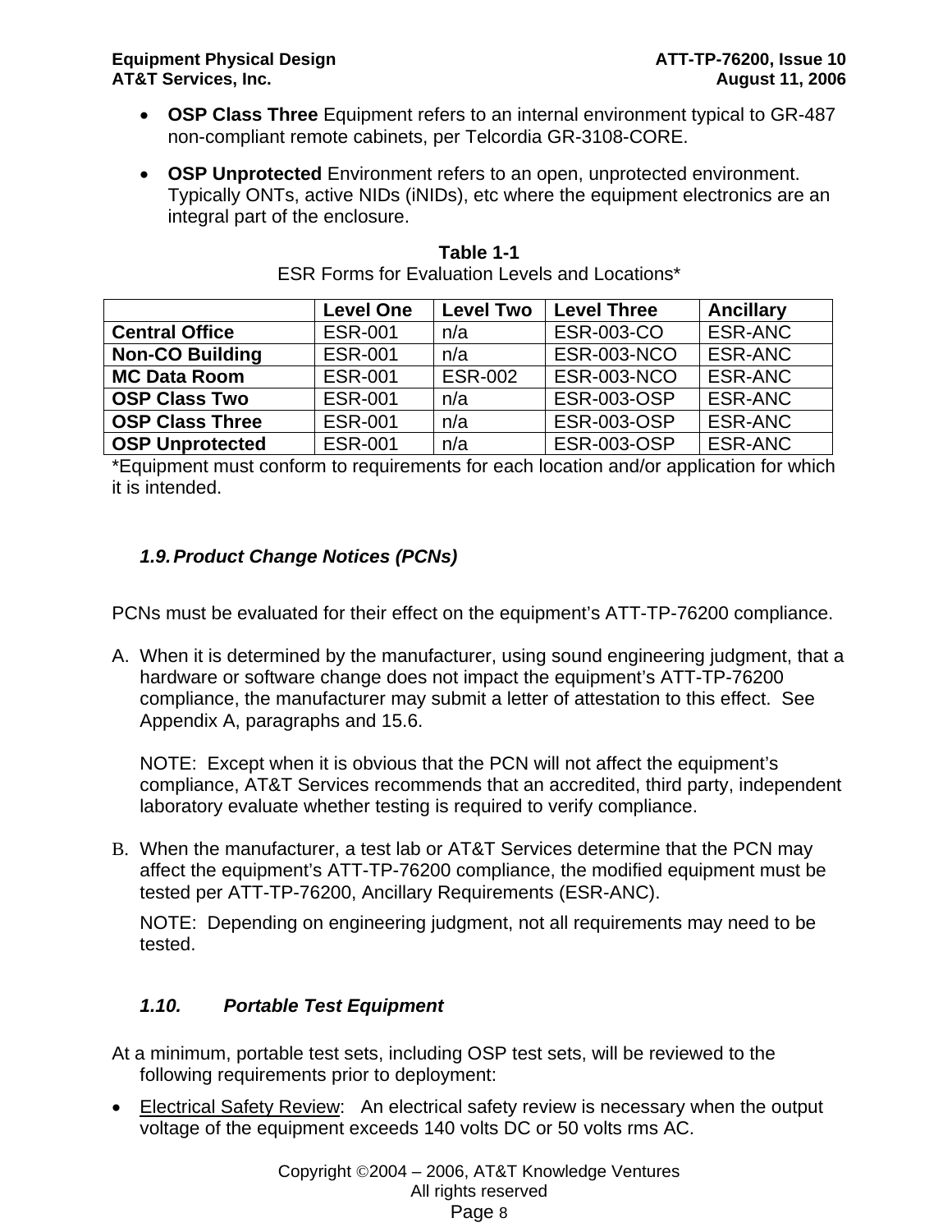- **OSP Class Three** Equipment refers to an internal environment typical to GR-487 non-compliant remote cabinets, per Telcordia GR-3108-CORE.

- **OSP Unprotected** Environment refers to an open, unprotected environment. Typically ONTs, active NIDs (iNIDs), etc where the equipment electronics are an integral part of the enclosure.

**Table 1-1**
ESR Forms for Evaluation Levels and Locations*

| | **Level One** | **Level Two** | **Level Three** | **Ancillary** |
|---|---|---|---|---|
| **Central Office** | ESR-001 | n/a | ESR-003-CO | ESR-ANC |
| **Non-CO Building** | ESR-001 | n/a | ESR-003-NCO | ESR-ANC |
| **MC Data Room** | ESR-001 | ESR-002 | ESR-003-NCO | ESR-ANC |
| **OSP Class Two** | ESR-001 | n/a | ESR-003-OSP | ESR-ANC |
| **OSP Class Three** | ESR-001 | n/a | ESR-003-OSP | ESR-ANC |
| **OSP Unprotected** | ESR-001 | n/a | ESR-003-OSP | ESR-ANC |

*Equipment must conform to requirements for each location and/or application for which it is intended.

### *1.9. Product Change Notices (PCNs)*

PCNs must be evaluated for their effect on the equipment's ATT-TP-76200 compliance.

A. When it is determined by the manufacturer, using sound engineering judgment, that a hardware or software change does not impact the equipment's ATT-TP-76200 compliance, the manufacturer may submit a letter of attestation to this effect. See Appendix A, paragraphs and 15.6.

   NOTE: Except when it is obvious that the PCN will not affect the equipment's compliance, AT&T Services recommends that an accredited, third party, independent laboratory evaluate whether testing is required to verify compliance.

B. When the manufacturer, a test lab or AT&T Services determine that the PCN may affect the equipment's ATT-TP-76200 compliance, the modified equipment must be tested per ATT-TP-76200, Ancillary Requirements (ESR-ANC).

   NOTE: Depending on engineering judgment, not all requirements may need to be tested.

### *1.10. Portable Test Equipment*

At a minimum, portable test sets, including OSP test sets, will be reviewed to the following requirements prior to deployment:

- <u>Electrical Safety Review</u>: An electrical safety review is necessary when the output voltage of the equipment exceeds 140 volts DC or 50 volts rms AC.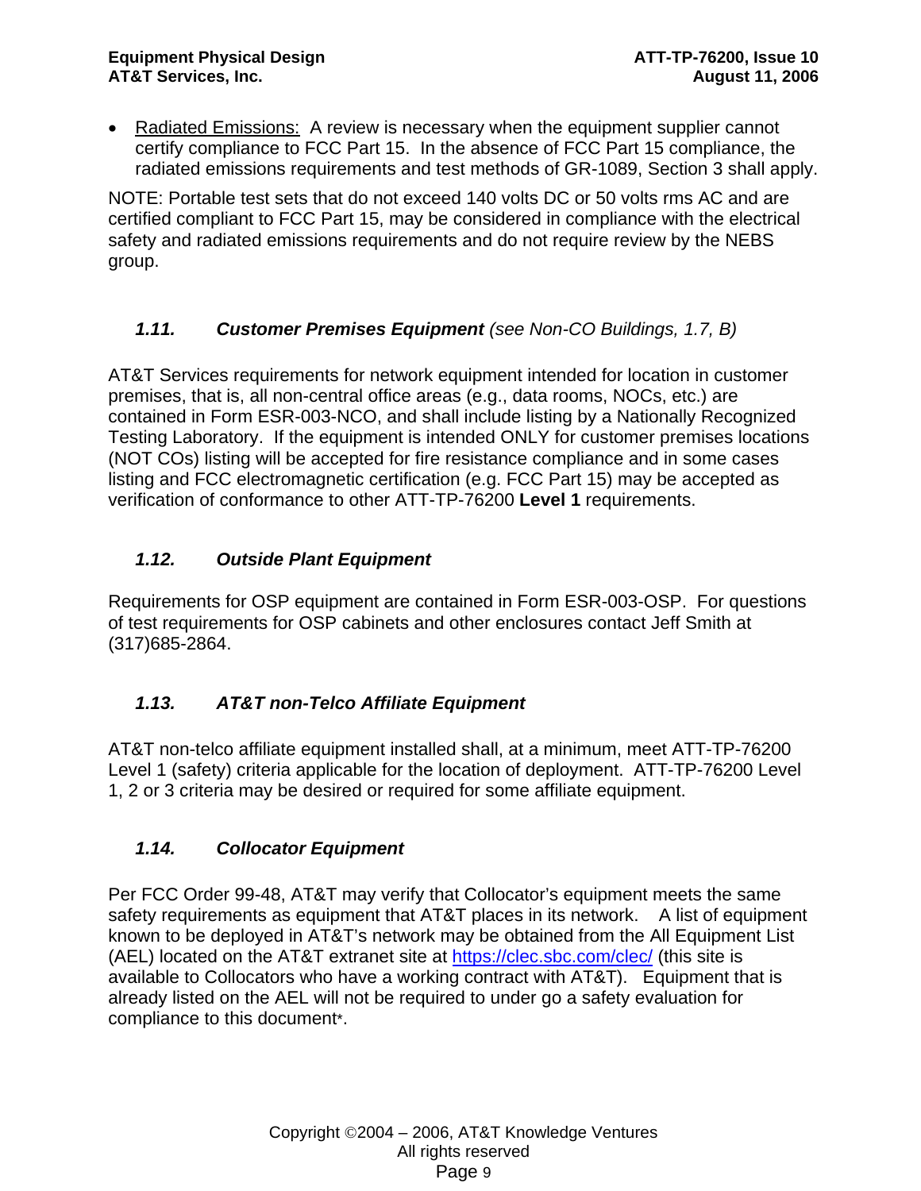- Radiated Emissions: A review is necessary when the equipment supplier cannot certify compliance to FCC Part 15. In the absence of FCC Part 15 compliance, the radiated emissions requirements and test methods of GR-1089, Section 3 shall apply.

NOTE: Portable test sets that do not exceed 140 volts DC or 50 volts rms AC and are certified compliant to FCC Part 15, may be considered in compliance with the electrical safety and radiated emissions requirements and do not require review by the NEBS group.

### *1.11. **Customer Premises Equipment** (see Non-CO Buildings, 1.7, B)*

AT&T Services requirements for network equipment intended for location in customer premises, that is, all non-central office areas (e.g., data rooms, NOCs, etc.) are contained in Form ESR-003-NCO, and shall include listing by a Nationally Recognized Testing Laboratory. If the equipment is intended ONLY for customer premises locations (NOT COs) listing will be accepted for fire resistance compliance and in some cases listing and FCC electromagnetic certification (e.g. FCC Part 15) may be accepted as verification of conformance to other ATT-TP-76200 **Level 1** requirements.

### *1.12. Outside Plant Equipment*

Requirements for OSP equipment are contained in Form ESR-003-OSP. For questions of test requirements for OSP cabinets and other enclosures contact Jeff Smith at (317)685-2864.

### *1.13. AT&T non-Telco Affiliate Equipment*

AT&T non-telco affiliate equipment installed shall, at a minimum, meet ATT-TP-76200 Level 1 (safety) criteria applicable for the location of deployment. ATT-TP-76200 Level 1, 2 or 3 criteria may be desired or required for some affiliate equipment.

### *1.14. Collocator Equipment*

Per FCC Order 99-48, AT&T may verify that Collocator's equipment meets the same safety requirements as equipment that AT&T places in its network. A list of equipment known to be deployed in AT&T's network may be obtained from the All Equipment List (AEL) located on the AT&T extranet site at https://clec.sbc.com/clec/ (this site is available to Collocators who have a working contract with AT&T). Equipment that is already listed on the AEL will not be required to under go a safety evaluation for compliance to this document*.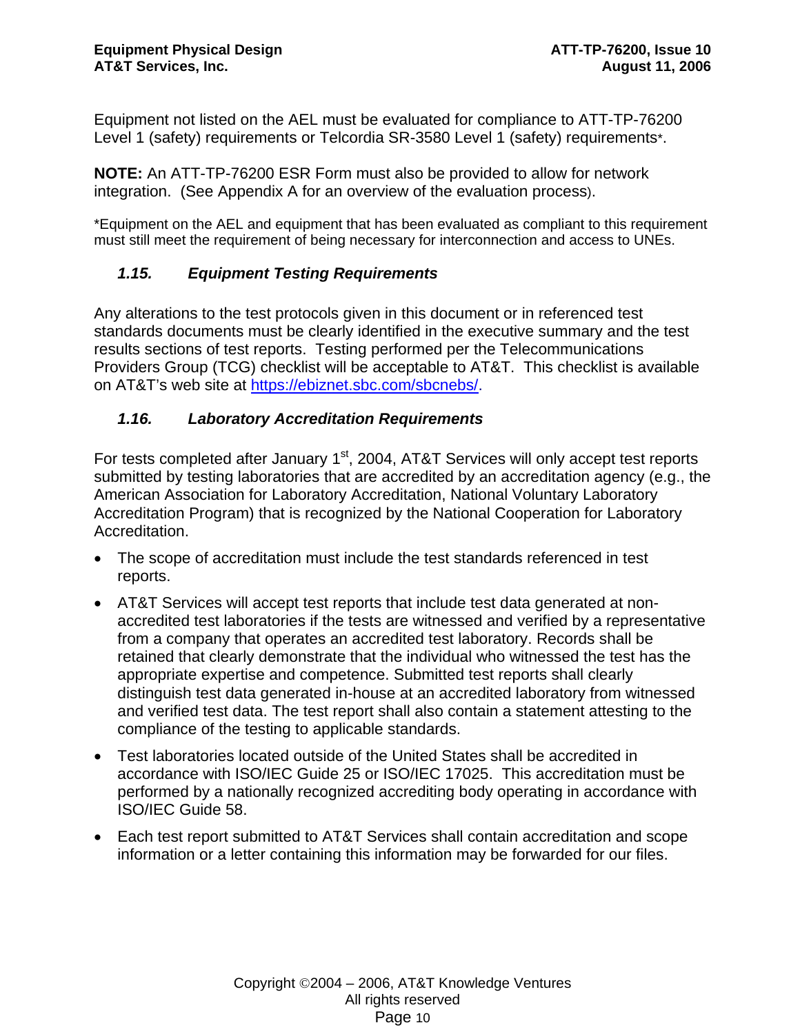Equipment not listed on the AEL must be evaluated for compliance to ATT-TP-76200 Level 1 (safety) requirements or Telcordia SR-3580 Level 1 (safety) requirements*.

**NOTE:** An ATT-TP-76200 ESR Form must also be provided to allow for network integration. (See Appendix A for an overview of the evaluation process).

*Equipment on the AEL and equipment that has been evaluated as compliant to this requirement must still meet the requirement of being necessary for interconnection and access to UNEs.

### *1.15. Equipment Testing Requirements*

Any alterations to the test protocols given in this document or in referenced test standards documents must be clearly identified in the executive summary and the test results sections of test reports. Testing performed per the Telecommunications Providers Group (TCG) checklist will be acceptable to AT&T. This checklist is available on AT&T's web site at https://ebiznet.sbc.com/sbcnebs/.

### *1.16. Laboratory Accreditation Requirements*

For tests completed after January 1st, 2004, AT&T Services will only accept test reports submitted by testing laboratories that are accredited by an accreditation agency (e.g., the American Association for Laboratory Accreditation, National Voluntary Laboratory Accreditation Program) that is recognized by the National Cooperation for Laboratory Accreditation.

- The scope of accreditation must include the test standards referenced in test reports.
- AT&T Services will accept test reports that include test data generated at non-accredited test laboratories if the tests are witnessed and verified by a representative from a company that operates an accredited test laboratory. Records shall be retained that clearly demonstrate that the individual who witnessed the test has the appropriate expertise and competence. Submitted test reports shall clearly distinguish test data generated in-house at an accredited laboratory from witnessed and verified test data. The test report shall also contain a statement attesting to the compliance of the testing to applicable standards.
- Test laboratories located outside of the United States shall be accredited in accordance with ISO/IEC Guide 25 or ISO/IEC 17025. This accreditation must be performed by a nationally recognized accrediting body operating in accordance with ISO/IEC Guide 58.
- Each test report submitted to AT&T Services shall contain accreditation and scope information or a letter containing this information may be forwarded for our files.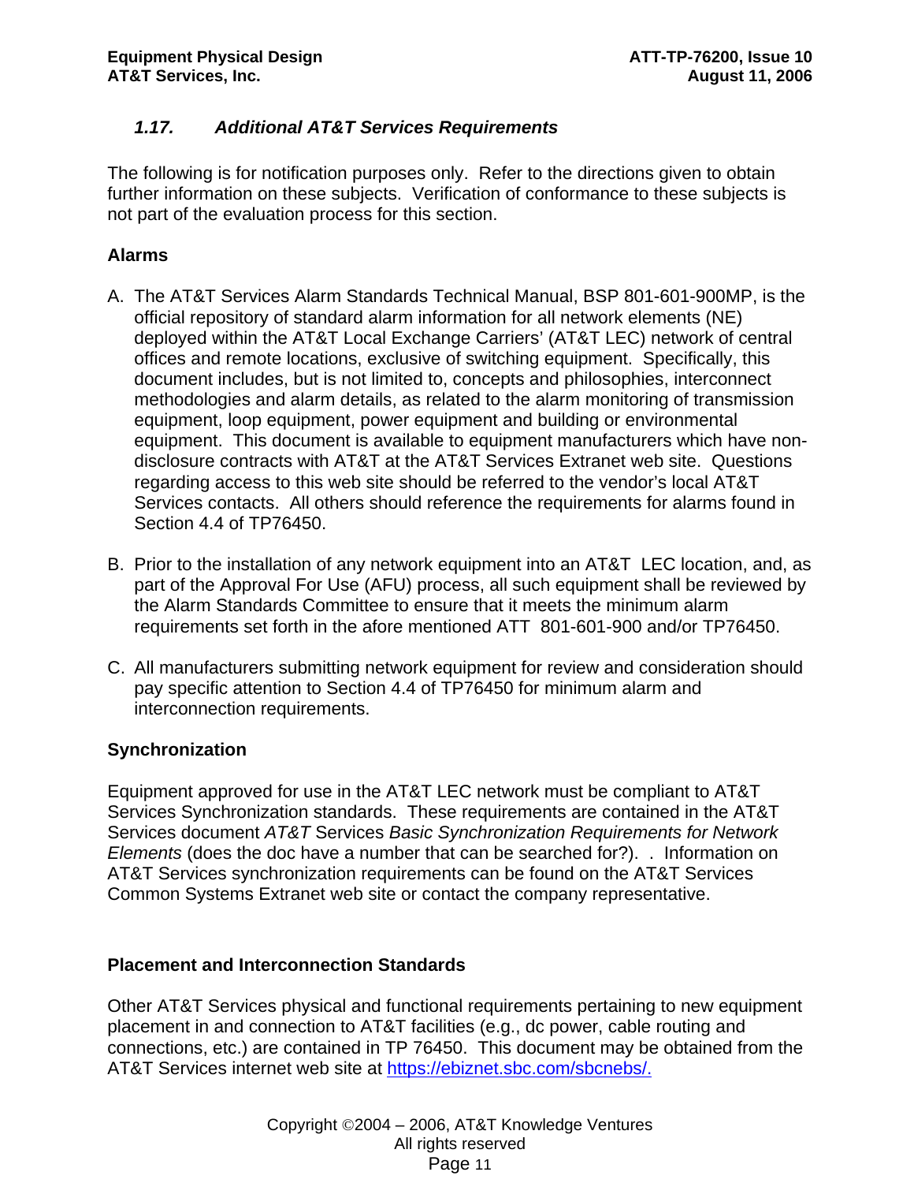### *1.17. Additional AT&T Services Requirements*

The following is for notification purposes only. Refer to the directions given to obtain further information on these subjects. Verification of conformance to these subjects is not part of the evaluation process for this section.

**Alarms**

A. The AT&T Services Alarm Standards Technical Manual, BSP 801-601-900MP, is the official repository of standard alarm information for all network elements (NE) deployed within the AT&T Local Exchange Carriers' (AT&T LEC) network of central offices and remote locations, exclusive of switching equipment. Specifically, this document includes, but is not limited to, concepts and philosophies, interconnect methodologies and alarm details, as related to the alarm monitoring of transmission equipment, loop equipment, power equipment and building or environmental equipment. This document is available to equipment manufacturers which have non-disclosure contracts with AT&T at the AT&T Services Extranet web site. Questions regarding access to this web site should be referred to the vendor's local AT&T Services contacts. All others should reference the requirements for alarms found in Section 4.4 of TP76450.

B. Prior to the installation of any network equipment into an AT&T LEC location, and, as part of the Approval For Use (AFU) process, all such equipment shall be reviewed by the Alarm Standards Committee to ensure that it meets the minimum alarm requirements set forth in the afore mentioned ATT 801-601-900 and/or TP76450.

C. All manufacturers submitting network equipment for review and consideration should pay specific attention to Section 4.4 of TP76450 for minimum alarm and interconnection requirements.

**Synchronization**

Equipment approved for use in the AT&T LEC network must be compliant to AT&T Services Synchronization standards. These requirements are contained in the AT&T Services document *AT&T* Services *Basic Synchronization Requirements for Network Elements* (does the doc have a number that can be searched for?). . Information on AT&T Services synchronization requirements can be found on the AT&T Services Common Systems Extranet web site or contact the company representative.

**Placement and Interconnection Standards**

Other AT&T Services physical and functional requirements pertaining to new equipment placement in and connection to AT&T facilities (e.g., dc power, cable routing and connections, etc.) are contained in TP 76450. This document may be obtained from the AT&T Services internet web site at https://ebiznet.sbc.com/sbcnebs/.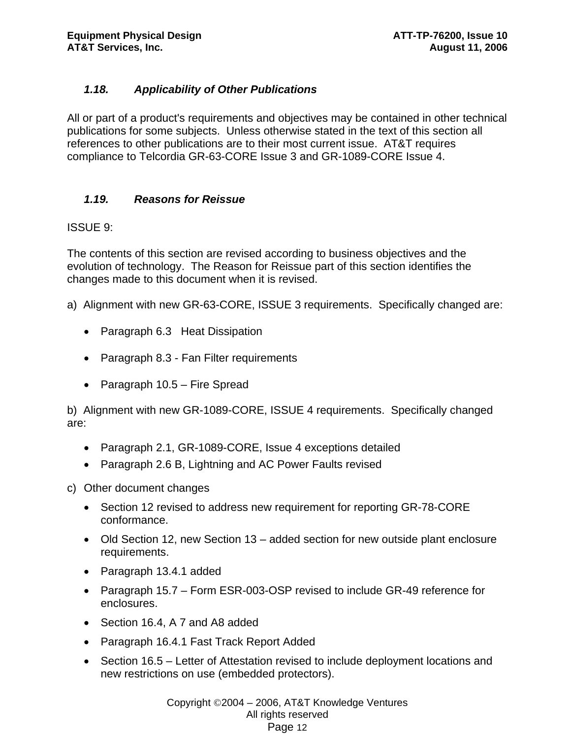### *1.18. Applicability of Other Publications*

All or part of a product's requirements and objectives may be contained in other technical publications for some subjects. Unless otherwise stated in the text of this section all references to other publications are to their most current issue. AT&T requires compliance to Telcordia GR-63-CORE Issue 3 and GR-1089-CORE Issue 4.

### *1.19. Reasons for Reissue*

ISSUE 9:

The contents of this section are revised according to business objectives and the evolution of technology. The Reason for Reissue part of this section identifies the changes made to this document when it is revised.

a) Alignment with new GR-63-CORE, ISSUE 3 requirements. Specifically changed are:

- Paragraph 6.3 Heat Dissipation
- Paragraph 8.3 - Fan Filter requirements
- Paragraph 10.5 – Fire Spread

b) Alignment with new GR-1089-CORE, ISSUE 4 requirements. Specifically changed are:

- Paragraph 2.1, GR-1089-CORE, Issue 4 exceptions detailed
- Paragraph 2.6 B, Lightning and AC Power Faults revised

c) Other document changes

- Section 12 revised to address new requirement for reporting GR-78-CORE conformance.
- Old Section 12, new Section 13 – added section for new outside plant enclosure requirements.
- Paragraph 13.4.1 added
- Paragraph 15.7 – Form ESR-003-OSP revised to include GR-49 reference for enclosures.
- Section 16.4, A 7 and A8 added
- Paragraph 16.4.1 Fast Track Report Added
- Section 16.5 – Letter of Attestation revised to include deployment locations and new restrictions on use (embedded protectors).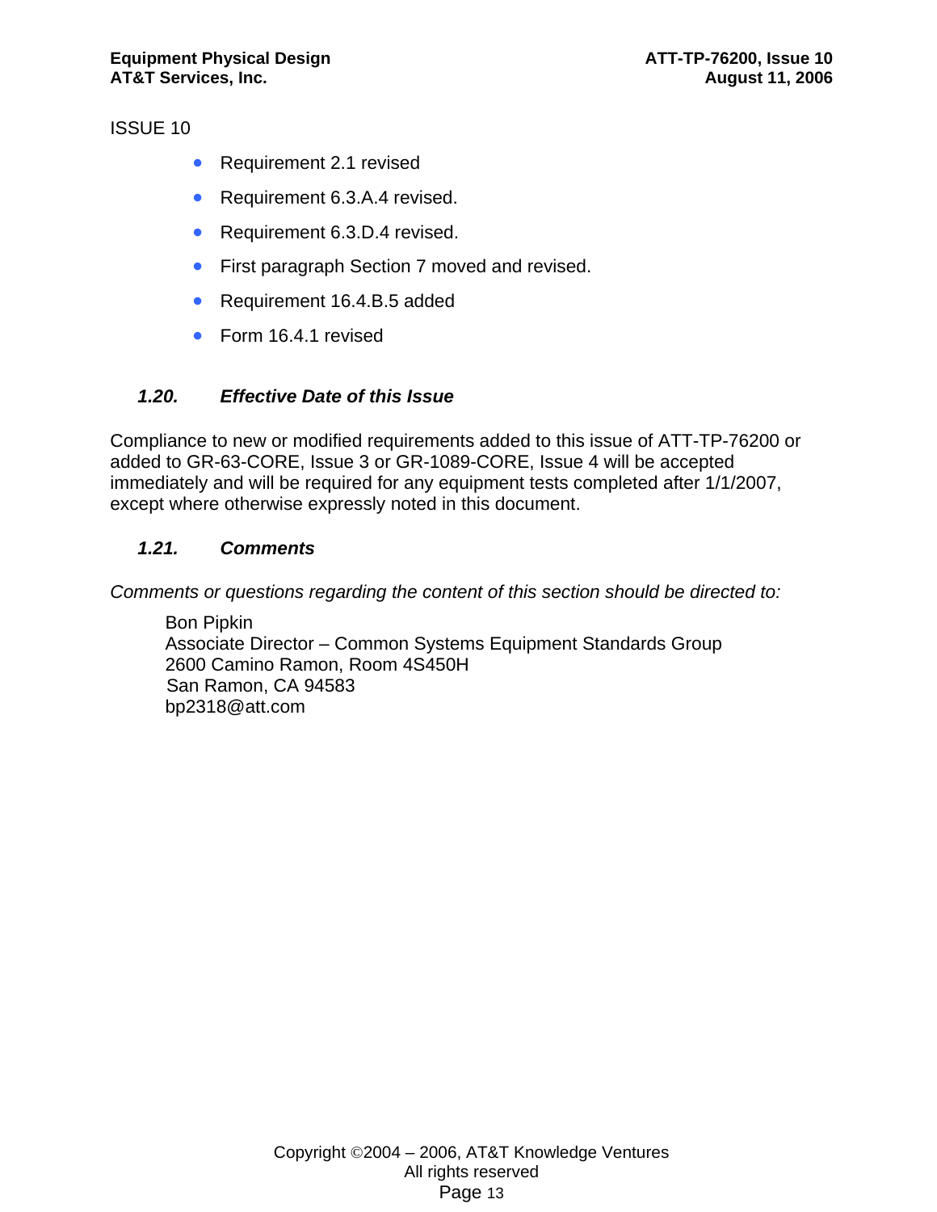ISSUE 10

- Requirement 2.1 revised
- Requirement 6.3.A.4 revised.
- Requirement 6.3.D.4 revised.
- First paragraph Section 7 moved and revised.
- Requirement 16.4.B.5 added
- Form 16.4.1 revised

### *1.20. Effective Date of this Issue*

Compliance to new or modified requirements added to this issue of ATT-TP-76200 or added to GR-63-CORE, Issue 3 or GR-1089-CORE, Issue 4 will be accepted immediately and will be required for any equipment tests completed after 1/1/2007, except where otherwise expressly noted in this document.

### *1.21. Comments*

*Comments or questions regarding the content of this section should be directed to:*

Bon Pipkin
Associate Director – Common Systems Equipment Standards Group
2600 Camino Ramon, Room 4S450H
San Ramon, CA 94583
bp2318@att.com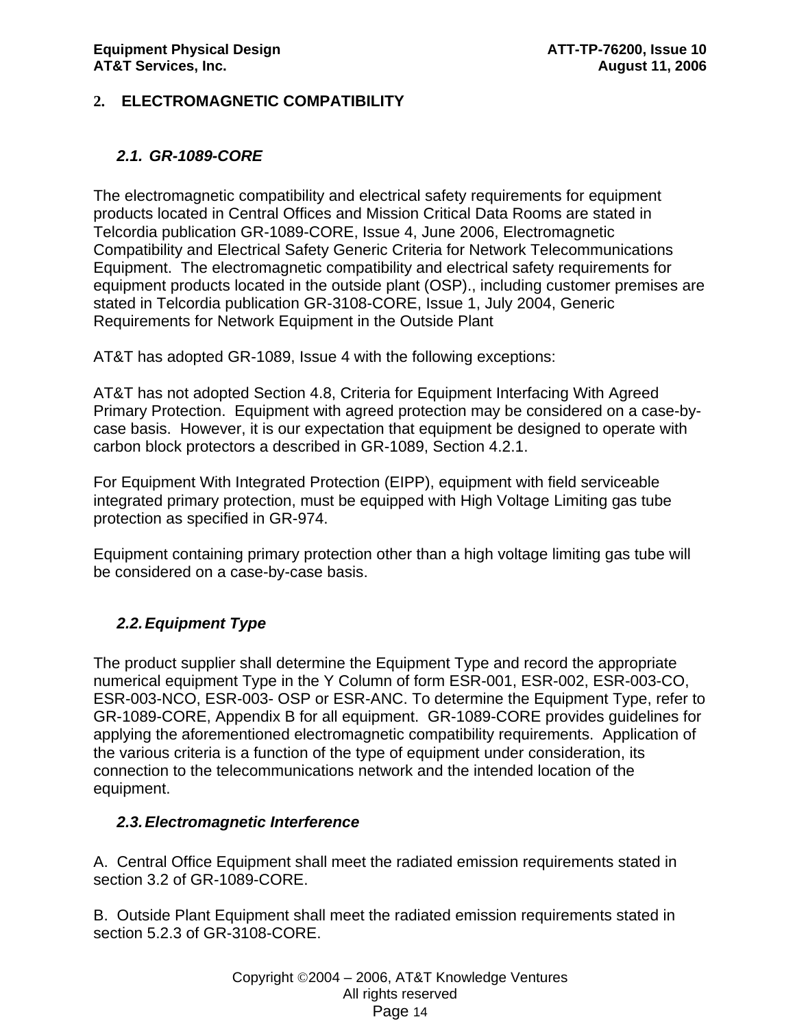## 2. ELECTROMAGNETIC COMPATIBILITY

### *2.1. GR-1089-CORE*

The electromagnetic compatibility and electrical safety requirements for equipment products located in Central Offices and Mission Critical Data Rooms are stated in Telcordia publication GR-1089-CORE, Issue 4, June 2006, Electromagnetic Compatibility and Electrical Safety Generic Criteria for Network Telecommunications Equipment. The electromagnetic compatibility and electrical safety requirements for equipment products located in the outside plant (OSP)., including customer premises are stated in Telcordia publication GR-3108-CORE, Issue 1, July 2004, Generic Requirements for Network Equipment in the Outside Plant

AT&T has adopted GR-1089, Issue 4 with the following exceptions:

AT&T has not adopted Section 4.8, Criteria for Equipment Interfacing With Agreed Primary Protection. Equipment with agreed protection may be considered on a case-by-case basis. However, it is our expectation that equipment be designed to operate with carbon block protectors a described in GR-1089, Section 4.2.1.

For Equipment With Integrated Protection (EIPP), equipment with field serviceable integrated primary protection, must be equipped with High Voltage Limiting gas tube protection as specified in GR-974.

Equipment containing primary protection other than a high voltage limiting gas tube will be considered on a case-by-case basis.

### *2.2. Equipment Type*

The product supplier shall determine the Equipment Type and record the appropriate numerical equipment Type in the Y Column of form ESR-001, ESR-002, ESR-003-CO, ESR-003-NCO, ESR-003- OSP or ESR-ANC. To determine the Equipment Type, refer to GR-1089-CORE, Appendix B for all equipment. GR-1089-CORE provides guidelines for applying the aforementioned electromagnetic compatibility requirements. Application of the various criteria is a function of the type of equipment under consideration, its connection to the telecommunications network and the intended location of the equipment.

### *2.3. Electromagnetic Interference*

A. Central Office Equipment shall meet the radiated emission requirements stated in section 3.2 of GR-1089-CORE.

B. Outside Plant Equipment shall meet the radiated emission requirements stated in section 5.2.3 of GR-3108-CORE.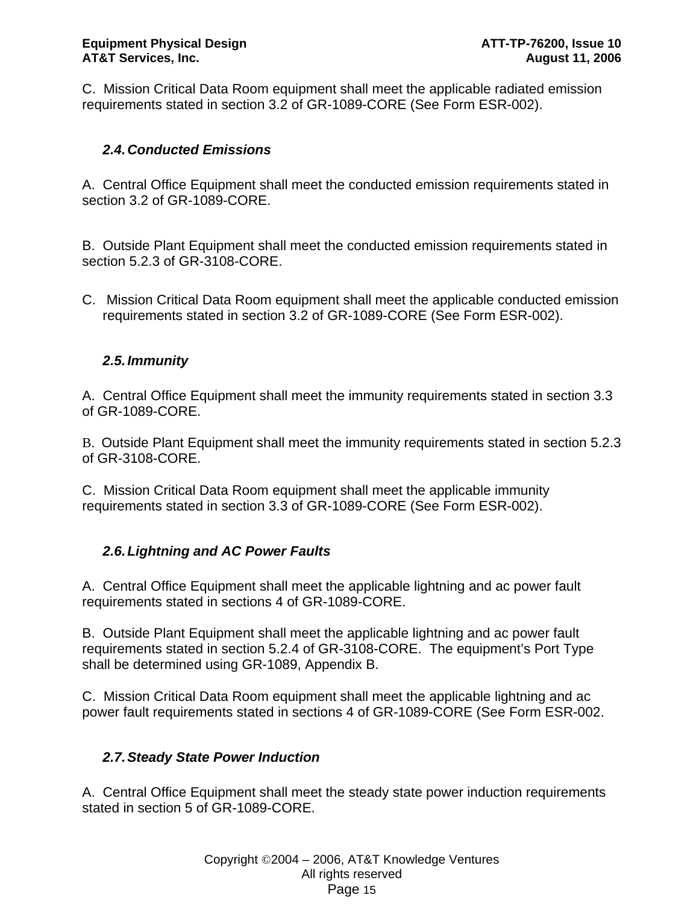C. Mission Critical Data Room equipment shall meet the applicable radiated emission requirements stated in section 3.2 of GR-1089-CORE (See Form ESR-002).

### *2.4. Conducted Emissions*

A. Central Office Equipment shall meet the conducted emission requirements stated in section 3.2 of GR-1089-CORE.

B. Outside Plant Equipment shall meet the conducted emission requirements stated in section 5.2.3 of GR-3108-CORE.

C. Mission Critical Data Room equipment shall meet the applicable conducted emission requirements stated in section 3.2 of GR-1089-CORE (See Form ESR-002).

### *2.5. Immunity*

A. Central Office Equipment shall meet the immunity requirements stated in section 3.3 of GR-1089-CORE.

B. Outside Plant Equipment shall meet the immunity requirements stated in section 5.2.3 of GR-3108-CORE.

C. Mission Critical Data Room equipment shall meet the applicable immunity requirements stated in section 3.3 of GR-1089-CORE (See Form ESR-002).

### *2.6. Lightning and AC Power Faults*

A. Central Office Equipment shall meet the applicable lightning and ac power fault requirements stated in sections 4 of GR-1089-CORE.

B. Outside Plant Equipment shall meet the applicable lightning and ac power fault requirements stated in section 5.2.4 of GR-3108-CORE. The equipment's Port Type shall be determined using GR-1089, Appendix B.

C. Mission Critical Data Room equipment shall meet the applicable lightning and ac power fault requirements stated in sections 4 of GR-1089-CORE (See Form ESR-002.

### *2.7. Steady State Power Induction*

A. Central Office Equipment shall meet the steady state power induction requirements stated in section 5 of GR-1089-CORE.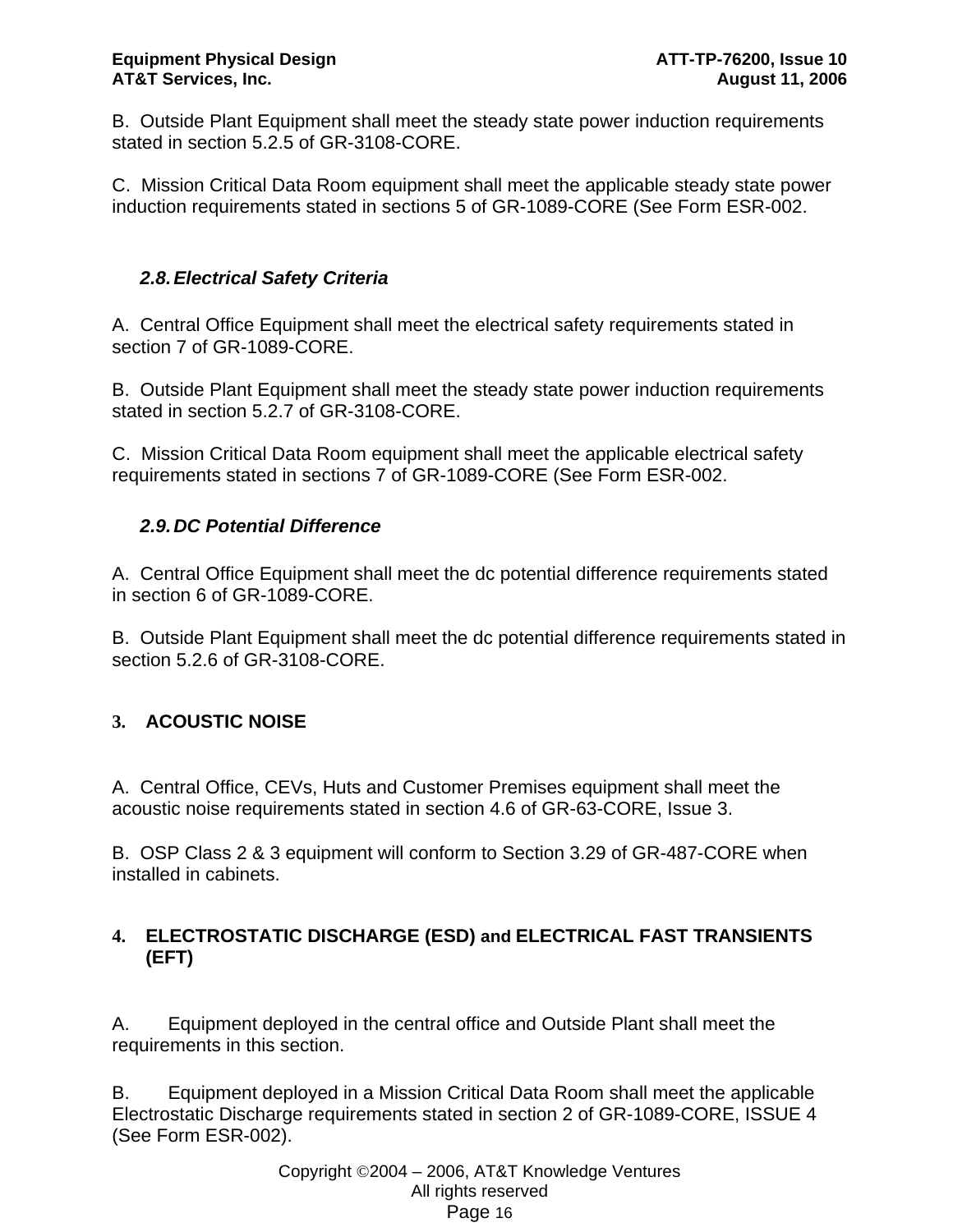B.  Outside Plant Equipment shall meet the steady state power induction requirements stated in section 5.2.5 of GR-3108-CORE.

C.  Mission Critical Data Room equipment shall meet the applicable steady state power induction requirements stated in sections 5 of GR-1089-CORE (See Form ESR-002.

### *2.8. Electrical Safety Criteria*

A.  Central Office Equipment shall meet the electrical safety requirements stated in section 7 of GR-1089-CORE.

B.  Outside Plant Equipment shall meet the steady state power induction requirements stated in section 5.2.7 of GR-3108-CORE.

C.  Mission Critical Data Room equipment shall meet the applicable electrical safety requirements stated in sections 7 of GR-1089-CORE (See Form ESR-002.

### *2.9. DC Potential Difference*

A.  Central Office Equipment shall meet the dc potential difference requirements stated in section 6 of GR-1089-CORE.

B.  Outside Plant Equipment shall meet the dc potential difference requirements stated in section 5.2.6 of GR-3108-CORE.

## 3. ACOUSTIC NOISE

A.  Central Office, CEVs, Huts and Customer Premises equipment shall meet the acoustic noise requirements stated in section 4.6 of GR-63-CORE, Issue 3.

B.  OSP Class 2 & 3 equipment will conform to Section 3.29 of GR-487-CORE when installed in cabinets.

## 4. ELECTROSTATIC DISCHARGE (ESD) and ELECTRICAL FAST TRANSIENTS (EFT)

A. Equipment deployed in the central office and Outside Plant shall meet the requirements in this section.

B. Equipment deployed in a Mission Critical Data Room shall meet the applicable Electrostatic Discharge requirements stated in section 2 of GR-1089-CORE, ISSUE 4 (See Form ESR-002).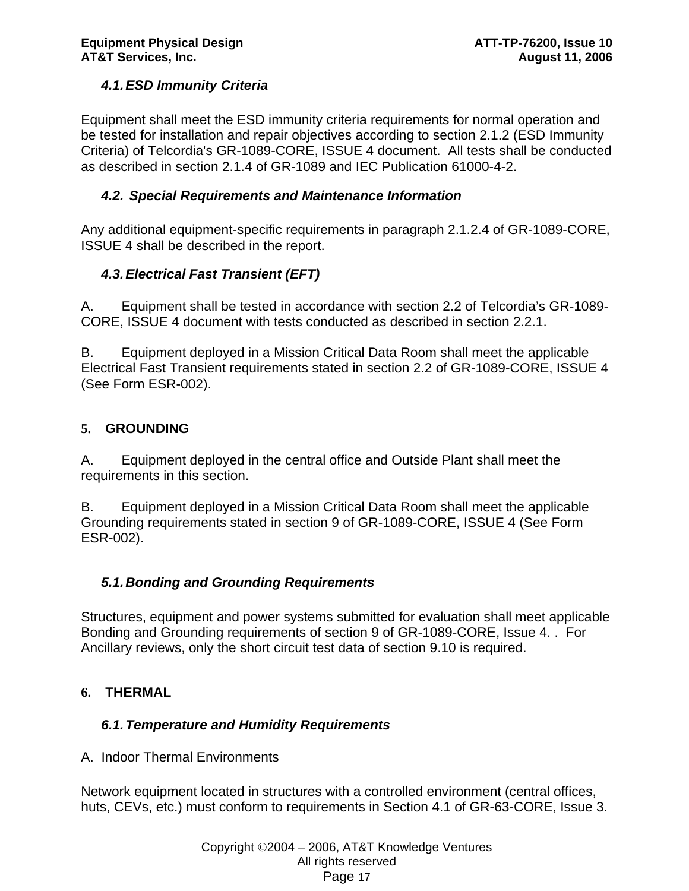### *4.1. ESD Immunity Criteria*

Equipment shall meet the ESD immunity criteria requirements for normal operation and be tested for installation and repair objectives according to section 2.1.2 (ESD Immunity Criteria) of Telcordia's GR-1089-CORE, ISSUE 4 document.  All tests shall be conducted as described in section 2.1.4 of GR-1089 and IEC Publication 61000-4-2.

### *4.2. Special Requirements and Maintenance Information*

Any additional equipment-specific requirements in paragraph 2.1.2.4 of GR-1089-CORE, ISSUE 4 shall be described in the report.

### *4.3. Electrical Fast Transient (EFT)*

A. Equipment shall be tested in accordance with section 2.2 of Telcordia's GR-1089-CORE, ISSUE 4 document with tests conducted as described in section 2.2.1.

B. Equipment deployed in a Mission Critical Data Room shall meet the applicable Electrical Fast Transient requirements stated in section 2.2 of GR-1089-CORE, ISSUE 4 (See Form ESR-002).

## 5. GROUNDING

A. Equipment deployed in the central office and Outside Plant shall meet the requirements in this section.

B. Equipment deployed in a Mission Critical Data Room shall meet the applicable Grounding requirements stated in section 9 of GR-1089-CORE, ISSUE 4 (See Form ESR-002).

### *5.1. Bonding and Grounding Requirements*

Structures, equipment and power systems submitted for evaluation shall meet applicable Bonding and Grounding requirements of section 9 of GR-1089-CORE, Issue 4. .  For Ancillary reviews, only the short circuit test data of section 9.10 is required.

## 6. THERMAL

### *6.1. Temperature and Humidity Requirements*

A. Indoor Thermal Environments

Network equipment located in structures with a controlled environment (central offices, huts, CEVs, etc.) must conform to requirements in Section 4.1 of GR-63-CORE, Issue 3.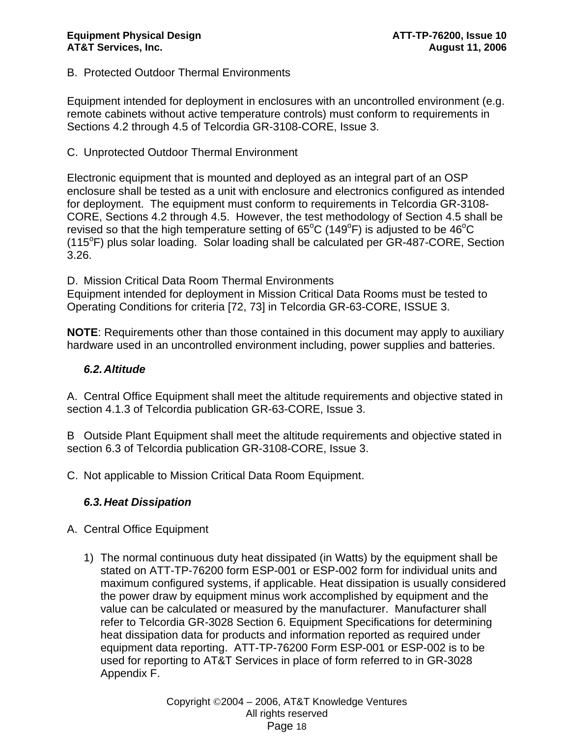B. Protected Outdoor Thermal Environments

Equipment intended for deployment in enclosures with an uncontrolled environment (e.g. remote cabinets without active temperature controls) must conform to requirements in Sections 4.2 through 4.5 of Telcordia GR-3108-CORE, Issue 3.

C. Unprotected Outdoor Thermal Environment

Electronic equipment that is mounted and deployed as an integral part of an OSP enclosure shall be tested as a unit with enclosure and electronics configured as intended for deployment. The equipment must conform to requirements in Telcordia GR-3108-CORE, Sections 4.2 through 4.5. However, the test methodology of Section 4.5 shall be revised so that the high temperature setting of 65$^{o}$C (149$^{o}$F) is adjusted to be 46$^{o}$C (115$^{o}$F) plus solar loading. Solar loading shall be calculated per GR-487-CORE, Section 3.26.

D. Mission Critical Data Room Thermal Environments
Equipment intended for deployment in Mission Critical Data Rooms must be tested to Operating Conditions for criteria [72, 73] in Telcordia GR-63-CORE, ISSUE 3.

**NOTE**: Requirements other than those contained in this document may apply to auxiliary hardware used in an uncontrolled environment including, power supplies and batteries.

### *6.2. Altitude*

A. Central Office Equipment shall meet the altitude requirements and objective stated in section 4.1.3 of Telcordia publication GR-63-CORE, Issue 3.

B Outside Plant Equipment shall meet the altitude requirements and objective stated in section 6.3 of Telcordia publication GR-3108-CORE, Issue 3.

C. Not applicable to Mission Critical Data Room Equipment.

### *6.3. Heat Dissipation*

A. Central Office Equipment

1) The normal continuous duty heat dissipated (in Watts) by the equipment shall be stated on ATT-TP-76200 form ESP-001 or ESP-002 form for individual units and maximum configured systems, if applicable. Heat dissipation is usually considered the power draw by equipment minus work accomplished by equipment and the value can be calculated or measured by the manufacturer. Manufacturer shall refer to Telcordia GR-3028 Section 6. Equipment Specifications for determining heat dissipation data for products and information reported as required under equipment data reporting. ATT-TP-76200 Form ESP-001 or ESP-002 is to be used for reporting to AT&T Services in place of form referred to in GR-3028 Appendix F.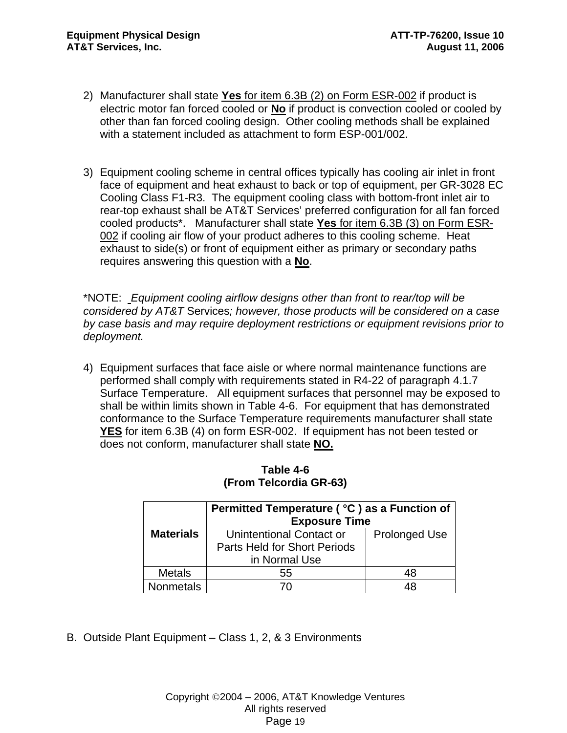2) Manufacturer shall state **Yes** for item 6.3B (2) on Form ESR-002 if product is electric motor fan forced cooled or **No** if product is convection cooled or cooled by other than fan forced cooling design. Other cooling methods shall be explained with a statement included as attachment to form ESP-001/002.

3) Equipment cooling scheme in central offices typically has cooling air inlet in front face of equipment and heat exhaust to back or top of equipment, per GR-3028 EC Cooling Class F1-R3. The equipment cooling class with bottom-front inlet air to rear-top exhaust shall be AT&T Services' preferred configuration for all fan forced cooled products*. Manufacturer shall state **Yes** for item 6.3B (3) on Form ESR-002 if cooling air flow of your product adheres to this cooling scheme. Heat exhaust to side(s) or front of equipment either as primary or secondary paths requires answering this question with a **No**.

*NOTE: *Equipment cooling airflow designs other than front to rear/top will be considered by AT&T* Services*; however, those products will be considered on a case by case basis and may require deployment restrictions or equipment revisions prior to deployment.*

4) Equipment surfaces that face aisle or where normal maintenance functions are performed shall comply with requirements stated in R4-22 of paragraph 4.1.7 Surface Temperature. All equipment surfaces that personnel may be exposed to shall be within limits shown in Table 4-6. For equipment that has demonstrated conformance to the Surface Temperature requirements manufacturer shall state **YES** for item 6.3B (4) on form ESR-002. If equipment has not been tested or does not conform, manufacturer shall state **NO.**

**Table 4-6**
**(From Telcordia GR-63)**

| Materials | Permitted Temperature ( °C ) as a Function of Exposure Time | |
|---|---|---|
| | Unintentional Contact or Parts Held for Short Periods in Normal Use | Prolonged Use |
| Metals | 55 | 48 |
| Nonmetals | 70 | 48 |

B. Outside Plant Equipment – Class 1, 2, & 3 Environments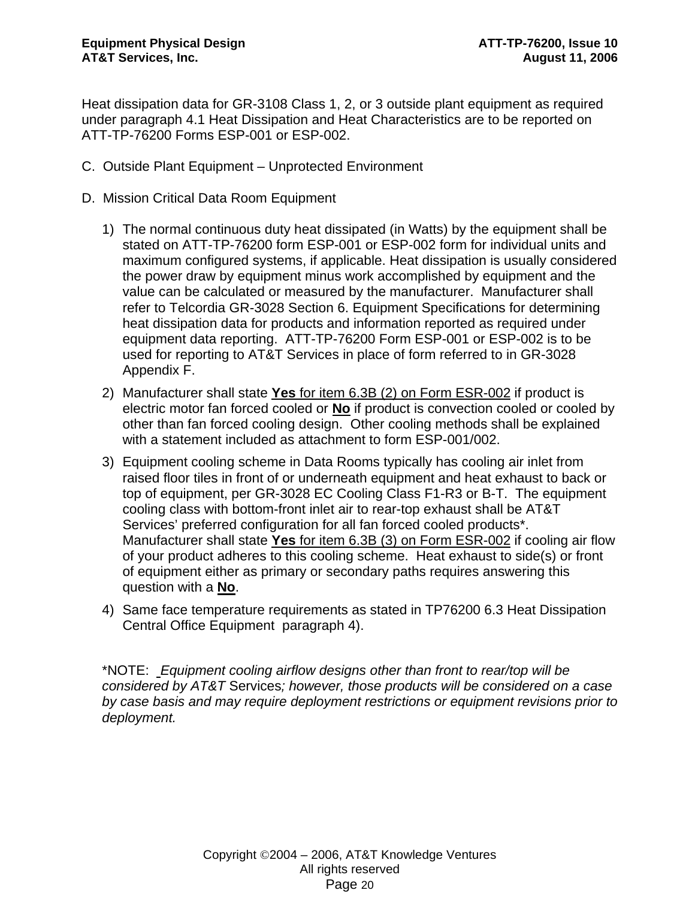Heat dissipation data for GR-3108 Class 1, 2, or 3 outside plant equipment as required under paragraph 4.1 Heat Dissipation and Heat Characteristics are to be reported on ATT-TP-76200 Forms ESP-001 or ESP-002.

C. Outside Plant Equipment – Unprotected Environment

D. Mission Critical Data Room Equipment

1) The normal continuous duty heat dissipated (in Watts) by the equipment shall be stated on ATT-TP-76200 form ESP-001 or ESP-002 form for individual units and maximum configured systems, if applicable. Heat dissipation is usually considered the power draw by equipment minus work accomplished by equipment and the value can be calculated or measured by the manufacturer. Manufacturer shall refer to Telcordia GR-3028 Section 6. Equipment Specifications for determining heat dissipation data for products and information reported as required under equipment data reporting. ATT-TP-76200 Form ESP-001 or ESP-002 is to be used for reporting to AT&T Services in place of form referred to in GR-3028 Appendix F.
2) Manufacturer shall state **Yes** for item 6.3B (2) on Form ESR-002 if product is electric motor fan forced cooled or **No** if product is convection cooled or cooled by other than fan forced cooling design. Other cooling methods shall be explained with a statement included as attachment to form ESP-001/002.
3) Equipment cooling scheme in Data Rooms typically has cooling air inlet from raised floor tiles in front of or underneath equipment and heat exhaust to back or top of equipment, per GR-3028 EC Cooling Class F1-R3 or B-T. The equipment cooling class with bottom-front inlet air to rear-top exhaust shall be AT&T Services' preferred configuration for all fan forced cooled products*. Manufacturer shall state **Yes** for item 6.3B (3) on Form ESR-002 if cooling air flow of your product adheres to this cooling scheme. Heat exhaust to side(s) or front of equipment either as primary or secondary paths requires answering this question with a **No**.
4) Same face temperature requirements as stated in TP76200 6.3 Heat Dissipation Central Office Equipment paragraph 4).

*NOTE: *Equipment cooling airflow designs other than front to rear/top will be considered by AT&T* Services*; however, those products will be considered on a case by case basis and may require deployment restrictions or equipment revisions prior to deployment.*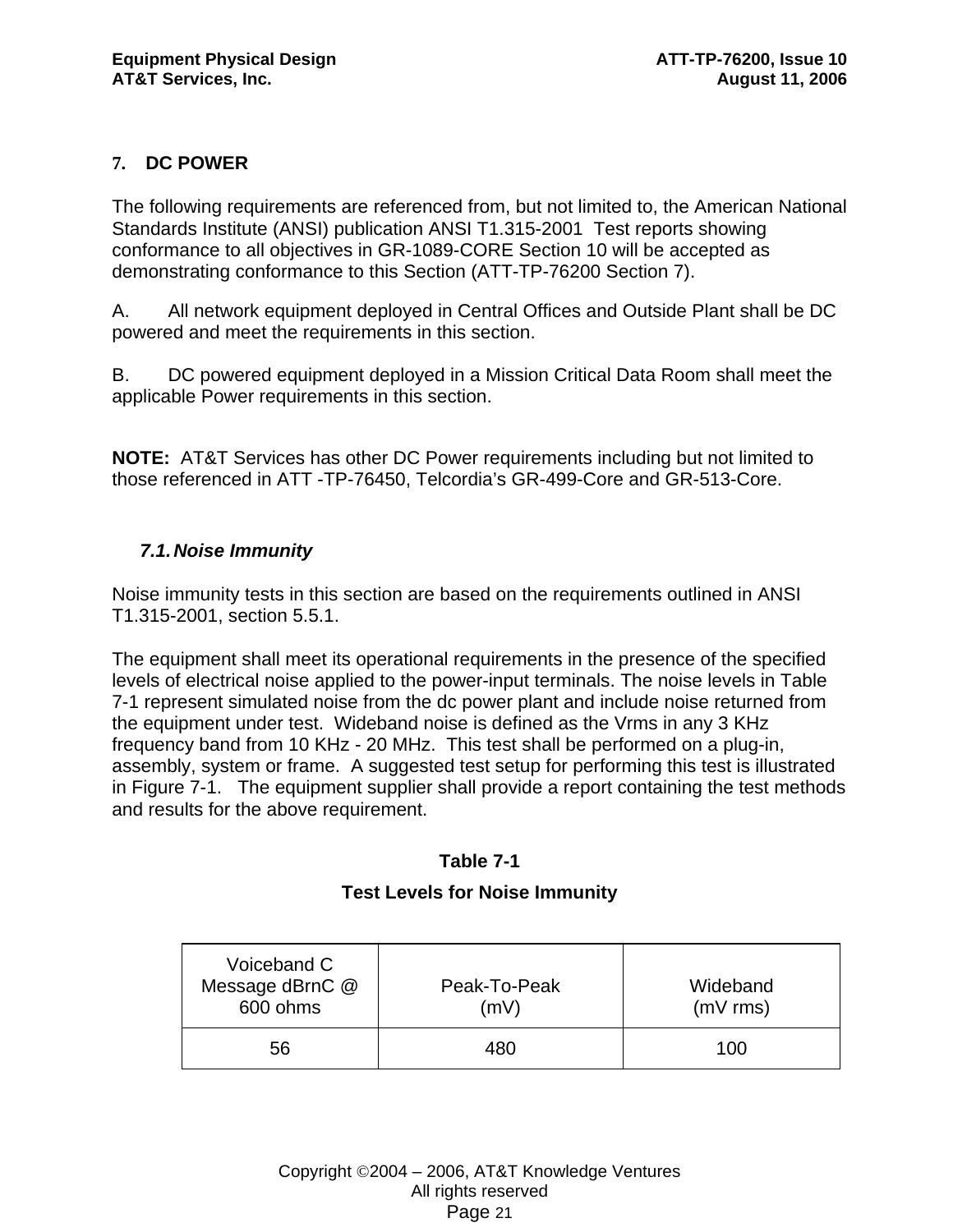## 7. DC POWER

The following requirements are referenced from, but not limited to, the American National Standards Institute (ANSI) publication ANSI T1.315-2001 Test reports showing conformance to all objectives in GR-1089-CORE Section 10 will be accepted as demonstrating conformance to this Section (ATT-TP-76200 Section 7).

A. All network equipment deployed in Central Offices and Outside Plant shall be DC powered and meet the requirements in this section.

B. DC powered equipment deployed in a Mission Critical Data Room shall meet the applicable Power requirements in this section.

**NOTE:** AT&T Services has other DC Power requirements including but not limited to those referenced in ATT -TP-76450, Telcordia's GR-499-Core and GR-513-Core.

### *7.1. Noise Immunity*

Noise immunity tests in this section are based on the requirements outlined in ANSI T1.315-2001, section 5.5.1.

The equipment shall meet its operational requirements in the presence of the specified levels of electrical noise applied to the power-input terminals. The noise levels in Table 7-1 represent simulated noise from the dc power plant and include noise returned from the equipment under test. Wideband noise is defined as the Vrms in any 3 KHz frequency band from 10 KHz - 20 MHz. This test shall be performed on a plug-in, assembly, system or frame. A suggested test setup for performing this test is illustrated in Figure 7-1. The equipment supplier shall provide a report containing the test methods and results for the above requirement.

**Table 7-1**

**Test Levels for Noise Immunity**

| Voiceband C Message dBrnC @ 600 ohms | Peak-To-Peak (mV) | Wideband (mV rms) |
|---|---|---|
| 56 | 480 | 100 |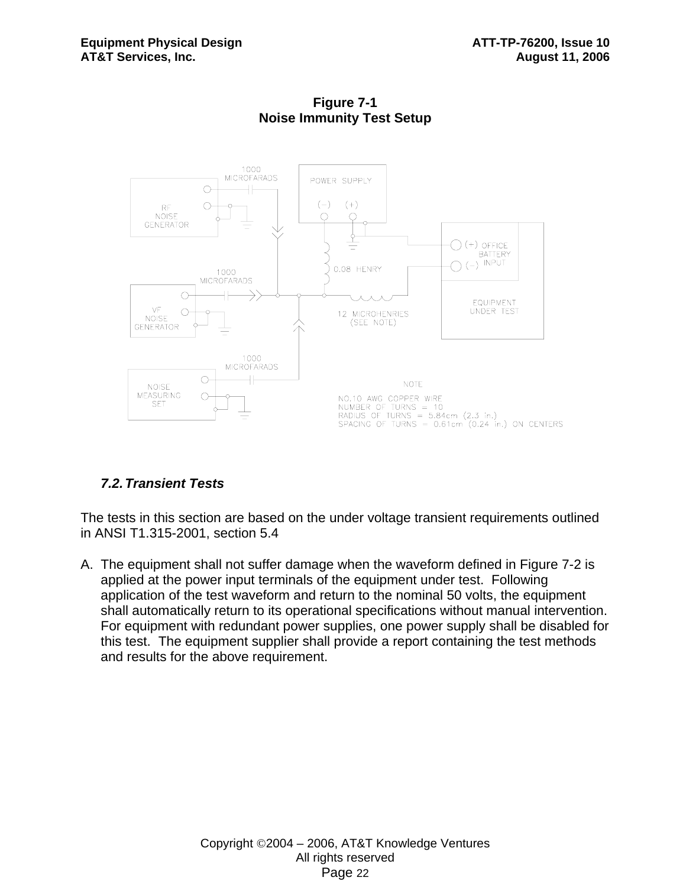**Figure 7-1**
**Noise Immunity Test Setup**

### *7.2. Transient Tests*

The tests in this section are based on the under voltage transient requirements outlined in ANSI T1.315-2001, section 5.4

A. The equipment shall not suffer damage when the waveform defined in Figure 7-2 is applied at the power input terminals of the equipment under test. Following application of the test waveform and return to the nominal 50 volts, the equipment shall automatically return to its operational specifications without manual intervention. For equipment with redundant power supplies, one power supply shall be disabled for this test. The equipment supplier shall provide a report containing the test methods and results for the above requirement.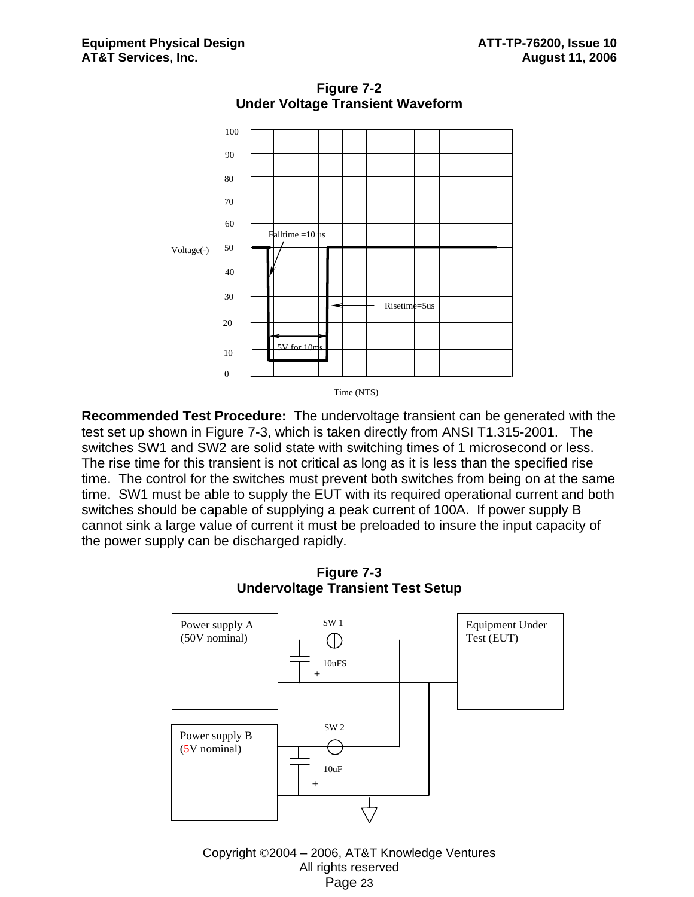**Figure 7-2**
**Under Voltage Transient Waveform**

**Recommended Test Procedure:** The undervoltage transient can be generated with the test set up shown in Figure 7-3, which is taken directly from ANSI T1.315-2001. The switches SW1 and SW2 are solid state with switching times of 1 microsecond or less. The rise time for this transient is not critical as long as it is less than the specified rise time. The control for the switches must prevent both switches from being on at the same time. SW1 must be able to supply the EUT with its required operational current and both switches should be capable of supplying a peak current of 100A. If power supply B cannot sink a large value of current it must be preloaded to insure the input capacity of the power supply can be discharged rapidly.

**Figure 7-3**
**Undervoltage Transient Test Setup**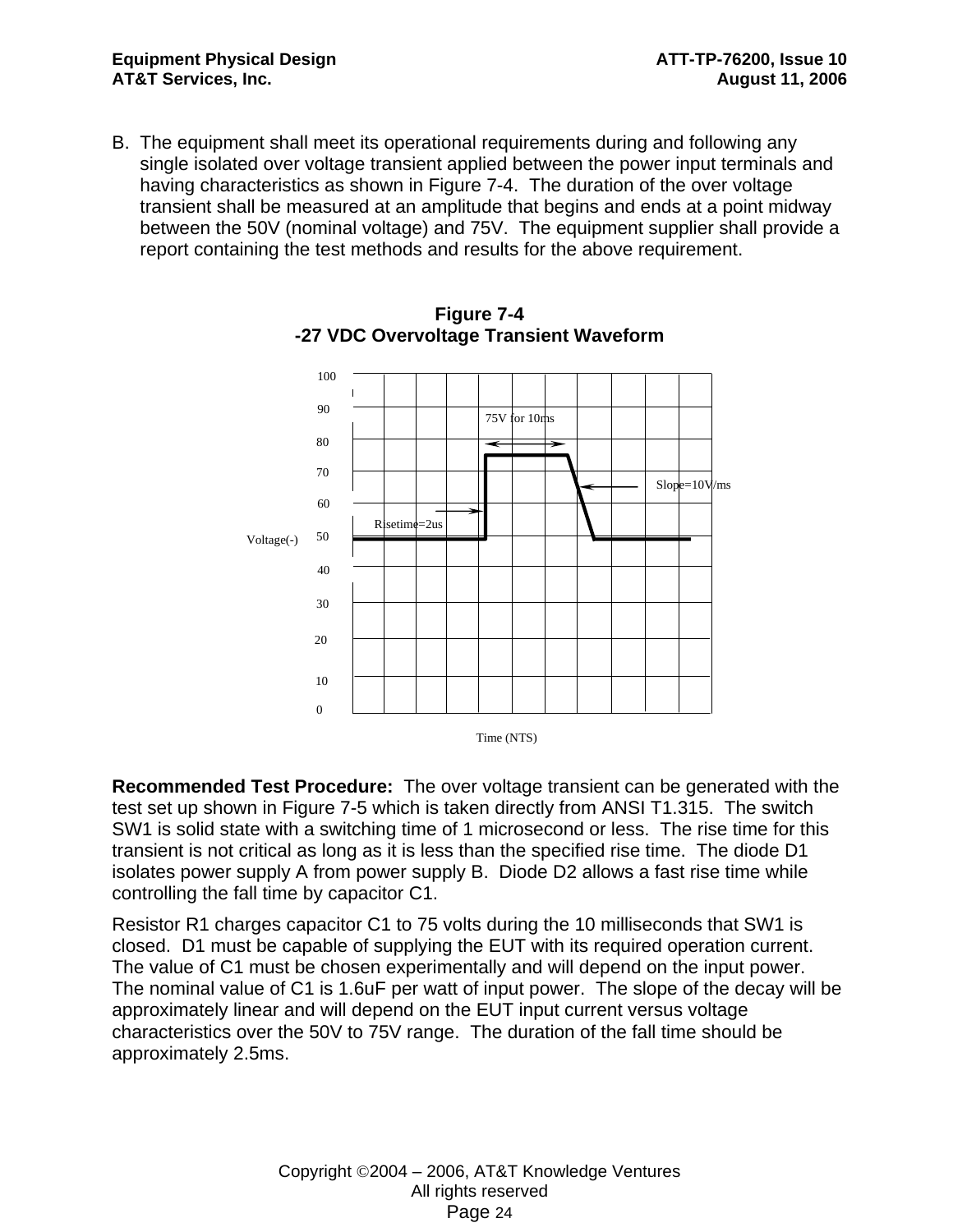B. The equipment shall meet its operational requirements during and following any single isolated over voltage transient applied between the power input terminals and having characteristics as shown in Figure 7-4. The duration of the over voltage transient shall be measured at an amplitude that begins and ends at a point midway between the 50V (nominal voltage) and 75V. The equipment supplier shall provide a report containing the test methods and results for the above requirement.

**Figure 7-4**
**-27 VDC Overvoltage Transient Waveform**

**Recommended Test Procedure:** The over voltage transient can be generated with the test set up shown in Figure 7-5 which is taken directly from ANSI T1.315. The switch SW1 is solid state with a switching time of 1 microsecond or less. The rise time for this transient is not critical as long as it is less than the specified rise time. The diode D1 isolates power supply A from power supply B. Diode D2 allows a fast rise time while controlling the fall time by capacitor C1.

Resistor R1 charges capacitor C1 to 75 volts during the 10 milliseconds that SW1 is closed. D1 must be capable of supplying the EUT with its required operation current. The value of C1 must be chosen experimentally and will depend on the input power. The nominal value of C1 is 1.6uF per watt of input power. The slope of the decay will be approximately linear and will depend on the EUT input current versus voltage characteristics over the 50V to 75V range. The duration of the fall time should be approximately 2.5ms.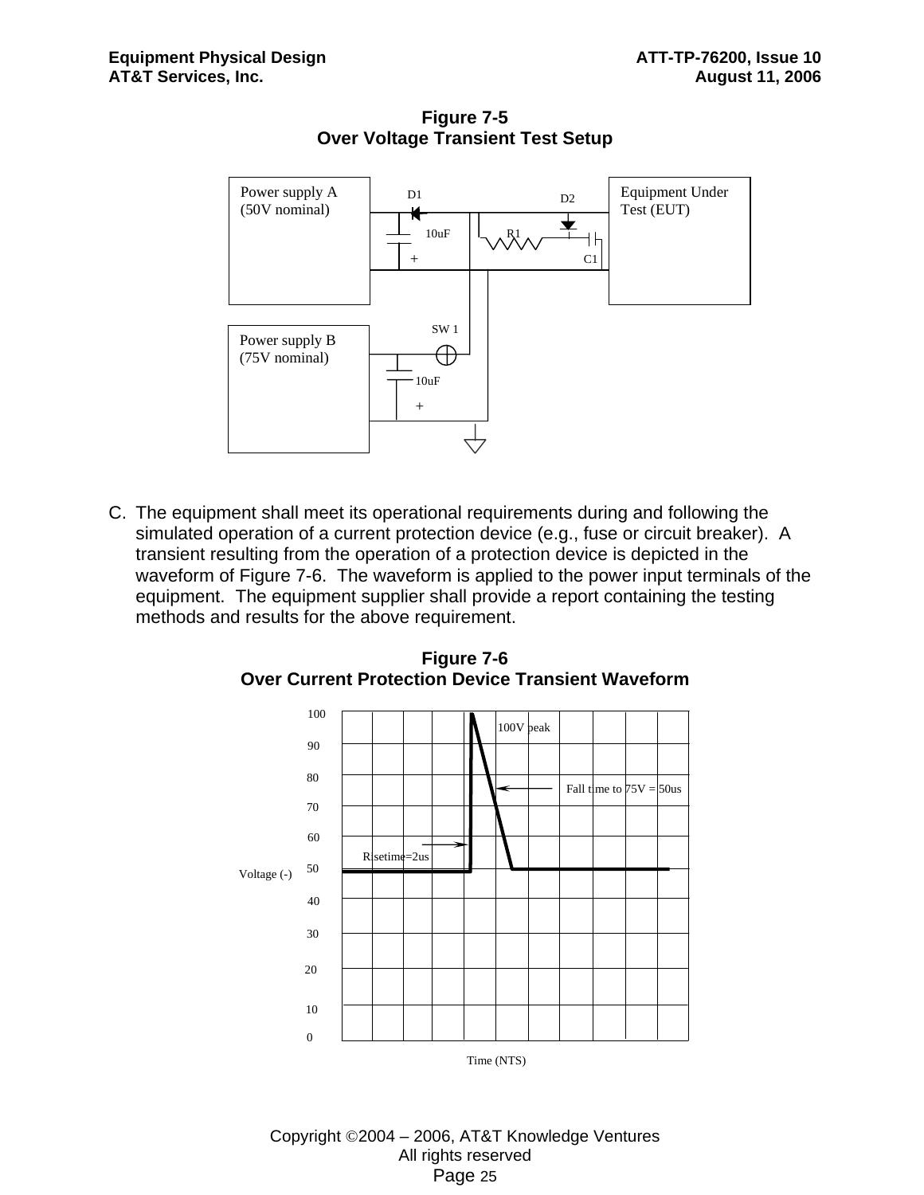**Figure 7-5**
**Over Voltage Transient Test Setup**

Power supply A (50V nominal)

D1

D2

Equipment Under Test (EUT)

10uF

R1

+

C1

SW 1

Power supply B (75V nominal)

10uF

+

C. The equipment shall meet its operational requirements during and following the simulated operation of a current protection device (e.g., fuse or circuit breaker). A transient resulting from the operation of a protection device is depicted in the waveform of Figure 7-6. The waveform is applied to the power input terminals of the equipment. The equipment supplier shall provide a report containing the testing methods and results for the above requirement.

**Figure 7-6**
**Over Current Protection Device Transient Waveform**

100V peak

Fall time to 75V = 50us

Risetime=2us

Voltage (-)

Time (NTS)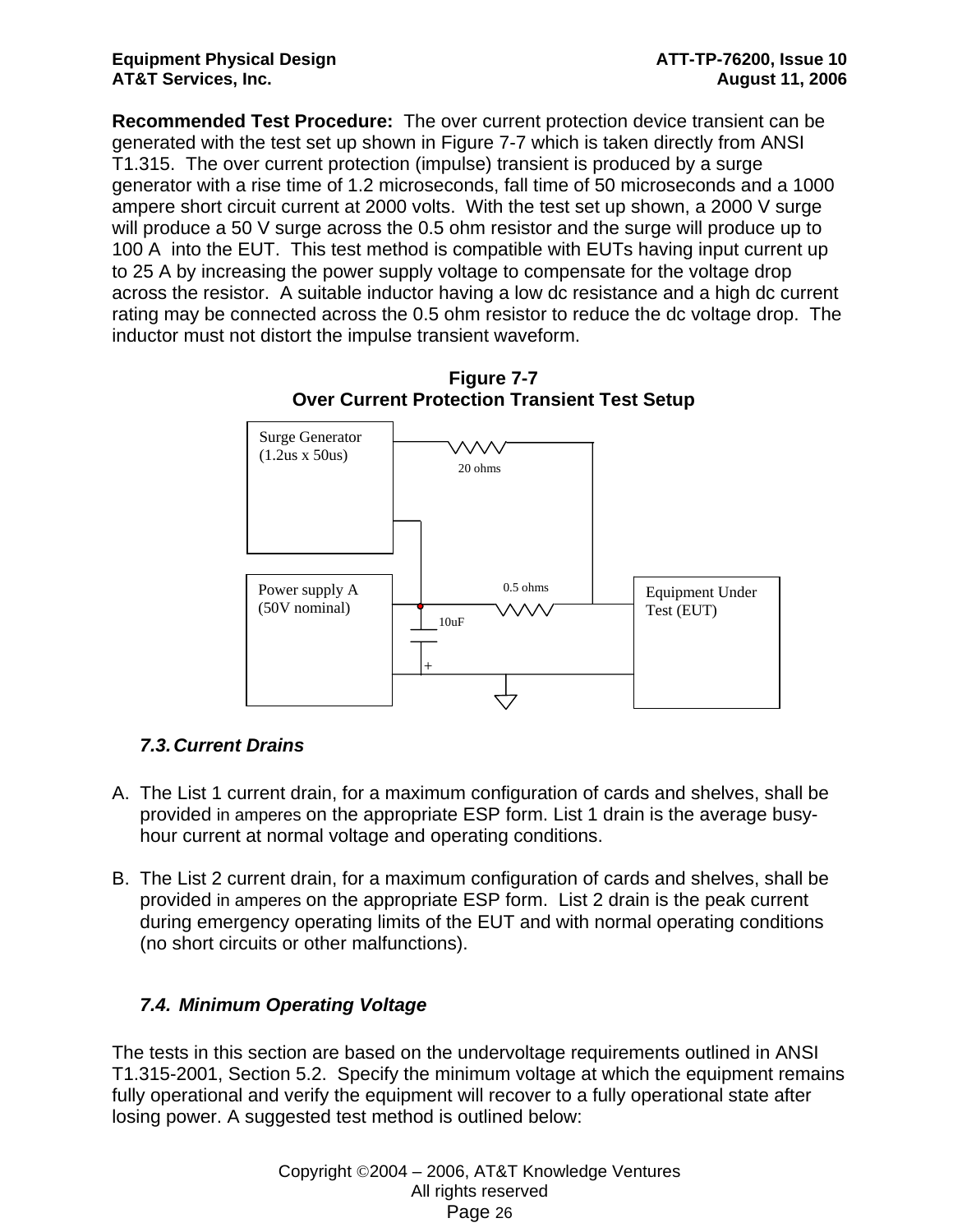**Recommended Test Procedure:** The over current protection device transient can be generated with the test set up shown in Figure 7-7 which is taken directly from ANSI T1.315. The over current protection (impulse) transient is produced by a surge generator with a rise time of 1.2 microseconds, fall time of 50 microseconds and a 1000 ampere short circuit current at 2000 volts. With the test set up shown, a 2000 V surge will produce a 50 V surge across the 0.5 ohm resistor and the surge will produce up to 100 A into the EUT. This test method is compatible with EUTs having input current up to 25 A by increasing the power supply voltage to compensate for the voltage drop across the resistor. A suitable inductor having a low dc resistance and a high dc current rating may be connected across the 0.5 ohm resistor to reduce the dc voltage drop. The inductor must not distort the impulse transient waveform.

**Figure 7-7**
**Over Current Protection Transient Test Setup**

Surge Generator (1.2us x 50us)

20 ohms

Power supply A (50V nominal)

0.5 ohms

10uF

+

Equipment Under Test (EUT)

### *7.3. Current Drains*

A. The List 1 current drain, for a maximum configuration of cards and shelves, shall be provided in amperes on the appropriate ESP form. List 1 drain is the average busy-hour current at normal voltage and operating conditions.

B. The List 2 current drain, for a maximum configuration of cards and shelves, shall be provided in amperes on the appropriate ESP form. List 2 drain is the peak current during emergency operating limits of the EUT and with normal operating conditions (no short circuits or other malfunctions).

### *7.4. Minimum Operating Voltage*

The tests in this section are based on the undervoltage requirements outlined in ANSI T1.315-2001, Section 5.2. Specify the minimum voltage at which the equipment remains fully operational and verify the equipment will recover to a fully operational state after losing power. A suggested test method is outlined below: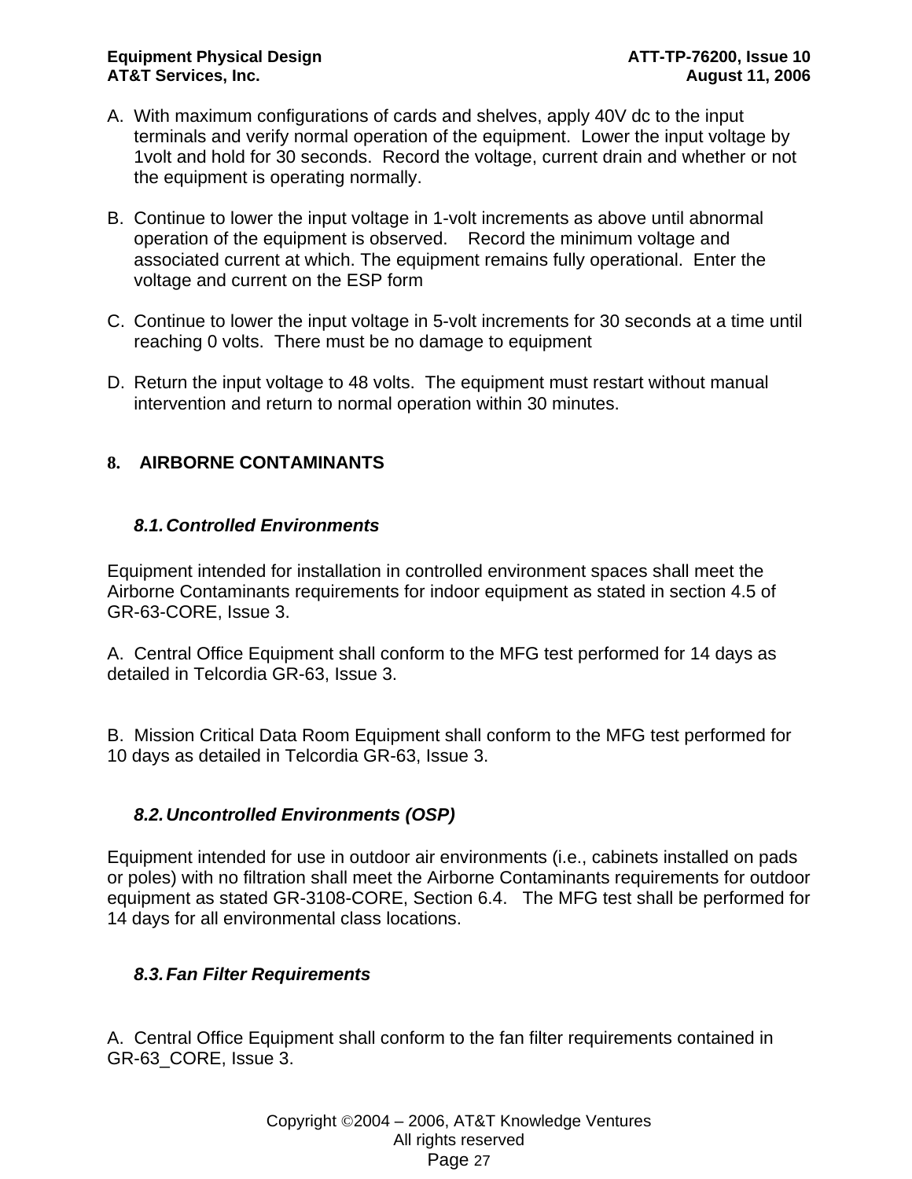A. With maximum configurations of cards and shelves, apply 40V dc to the input terminals and verify normal operation of the equipment. Lower the input voltage by 1volt and hold for 30 seconds. Record the voltage, current drain and whether or not the equipment is operating normally.

B. Continue to lower the input voltage in 1-volt increments as above until abnormal operation of the equipment is observed. Record the minimum voltage and associated current at which. The equipment remains fully operational. Enter the voltage and current on the ESP form

C. Continue to lower the input voltage in 5-volt increments for 30 seconds at a time until reaching 0 volts. There must be no damage to equipment

D. Return the input voltage to 48 volts. The equipment must restart without manual intervention and return to normal operation within 30 minutes.

# 8. AIRBORNE CONTAMINANTS

## 8.1. *Controlled Environments*

Equipment intended for installation in controlled environment spaces shall meet the Airborne Contaminants requirements for indoor equipment as stated in section 4.5 of GR-63-CORE, Issue 3.

A. Central Office Equipment shall conform to the MFG test performed for 14 days as detailed in Telcordia GR-63, Issue 3.

B. Mission Critical Data Room Equipment shall conform to the MFG test performed for 10 days as detailed in Telcordia GR-63, Issue 3.

## 8.2. *Uncontrolled Environments (OSP)*

Equipment intended for use in outdoor air environments (i.e., cabinets installed on pads or poles) with no filtration shall meet the Airborne Contaminants requirements for outdoor equipment as stated GR-3108-CORE, Section 6.4. The MFG test shall be performed for 14 days for all environmental class locations.

## 8.3. *Fan Filter Requirements*

A. Central Office Equipment shall conform to the fan filter requirements contained in GR-63_CORE, Issue 3.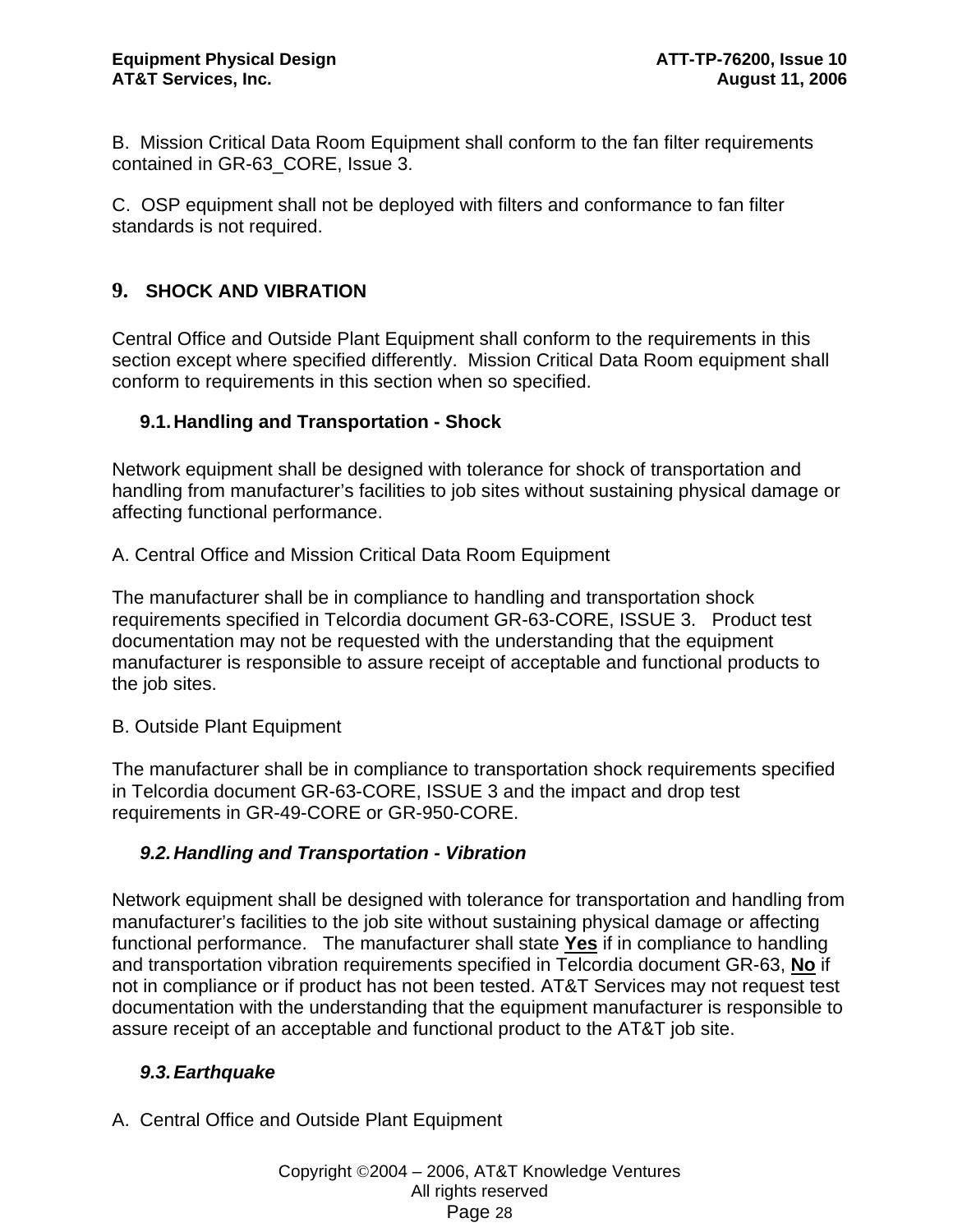B. Mission Critical Data Room Equipment shall conform to the fan filter requirements contained in GR-63_CORE, Issue 3.

C. OSP equipment shall not be deployed with filters and conformance to fan filter standards is not required.

# 9. SHOCK AND VIBRATION

Central Office and Outside Plant Equipment shall conform to the requirements in this section except where specified differently. Mission Critical Data Room equipment shall conform to requirements in this section when so specified.

## 9.1. Handling and Transportation - Shock

Network equipment shall be designed with tolerance for shock of transportation and handling from manufacturer's facilities to job sites without sustaining physical damage or affecting functional performance.

A. Central Office and Mission Critical Data Room Equipment

The manufacturer shall be in compliance to handling and transportation shock requirements specified in Telcordia document GR-63-CORE, ISSUE 3. Product test documentation may not be requested with the understanding that the equipment manufacturer is responsible to assure receipt of acceptable and functional products to the job sites.

B. Outside Plant Equipment

The manufacturer shall be in compliance to transportation shock requirements specified in Telcordia document GR-63-CORE, ISSUE 3 and the impact and drop test requirements in GR-49-CORE or GR-950-CORE.

## *9.2. Handling and Transportation - Vibration*

Network equipment shall be designed with tolerance for transportation and handling from manufacturer's facilities to the job site without sustaining physical damage or affecting functional performance. The manufacturer shall state **Yes** if in compliance to handling and transportation vibration requirements specified in Telcordia document GR-63, **No** if not in compliance or if product has not been tested. AT&T Services may not request test documentation with the understanding that the equipment manufacturer is responsible to assure receipt of an acceptable and functional product to the AT&T job site.

## *9.3. Earthquake*

A. Central Office and Outside Plant Equipment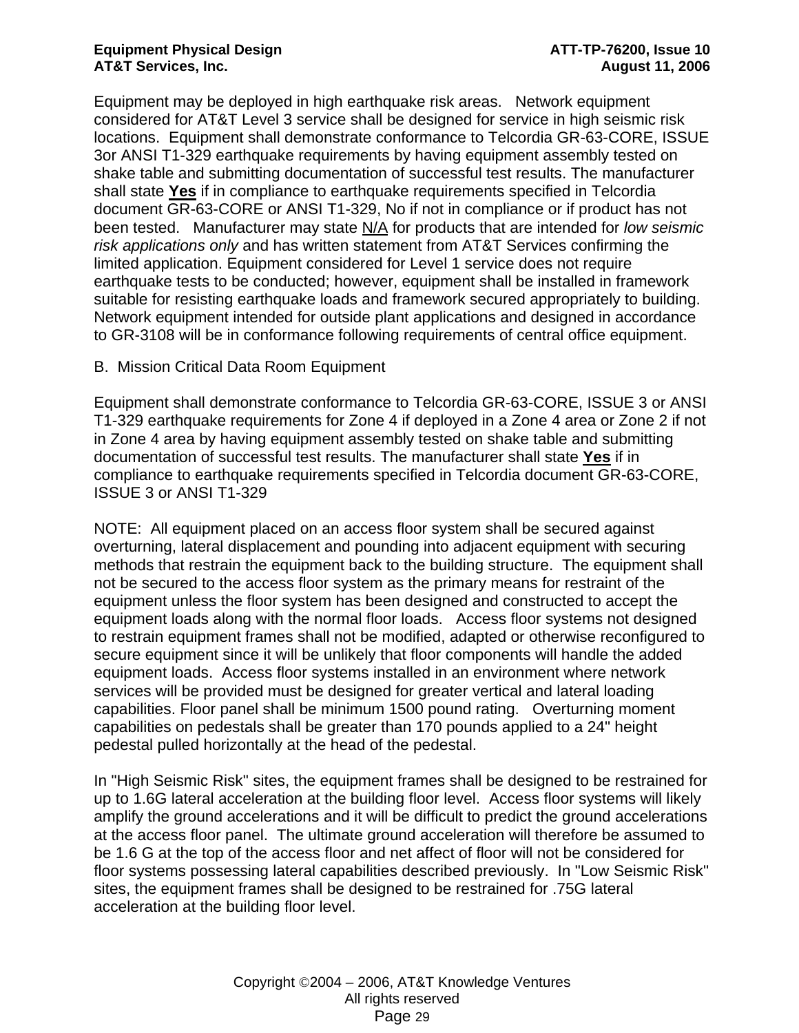Equipment may be deployed in high earthquake risk areas.   Network equipment considered for AT&T Level 3 service shall be designed for service in high seismic risk locations.  Equipment shall demonstrate conformance to Telcordia GR-63-CORE, ISSUE 3or ANSI T1-329 earthquake requirements by having equipment assembly tested on shake table and submitting documentation of successful test results. The manufacturer shall state **Yes** if in compliance to earthquake requirements specified in Telcordia document GR-63-CORE or ANSI T1-329, No if not in compliance or if product has not been tested.   Manufacturer may state N/A for products that are intended for *low seismic risk applications only* and has written statement from AT&T Services confirming the limited application. Equipment considered for Level 1 service does not require earthquake tests to be conducted; however, equipment shall be installed in framework suitable for resisting earthquake loads and framework secured appropriately to building. Network equipment intended for outside plant applications and designed in accordance to GR-3108 will be in conformance following requirements of central office equipment.

B.  Mission Critical Data Room Equipment

Equipment shall demonstrate conformance to Telcordia GR-63-CORE, ISSUE 3 or ANSI T1-329 earthquake requirements for Zone 4 if deployed in a Zone 4 area or Zone 2 if not in Zone 4 area by having equipment assembly tested on shake table and submitting documentation of successful test results. The manufacturer shall state **Yes** if in compliance to earthquake requirements specified in Telcordia document GR-63-CORE, ISSUE 3 or ANSI T1-329

NOTE:  All equipment placed on an access floor system shall be secured against overturning, lateral displacement and pounding into adjacent equipment with securing methods that restrain the equipment back to the building structure.  The equipment shall not be secured to the access floor system as the primary means for restraint of the equipment unless the floor system has been designed and constructed to accept the equipment loads along with the normal floor loads.   Access floor systems not designed to restrain equipment frames shall not be modified, adapted or otherwise reconfigured to secure equipment since it will be unlikely that floor components will handle the added equipment loads.  Access floor systems installed in an environment where network services will be provided must be designed for greater vertical and lateral loading capabilities. Floor panel shall be minimum 1500 pound rating.   Overturning moment capabilities on pedestals shall be greater than 170 pounds applied to a 24" height pedestal pulled horizontally at the head of the pedestal.

In "High Seismic Risk" sites, the equipment frames shall be designed to be restrained for up to 1.6G lateral acceleration at the building floor level.  Access floor systems will likely amplify the ground accelerations and it will be difficult to predict the ground accelerations at the access floor panel.  The ultimate ground acceleration will therefore be assumed to be 1.6 G at the top of the access floor and net affect of floor will not be considered for floor systems possessing lateral capabilities described previously.  In "Low Seismic Risk" sites, the equipment frames shall be designed to be restrained for .75G lateral acceleration at the building floor level.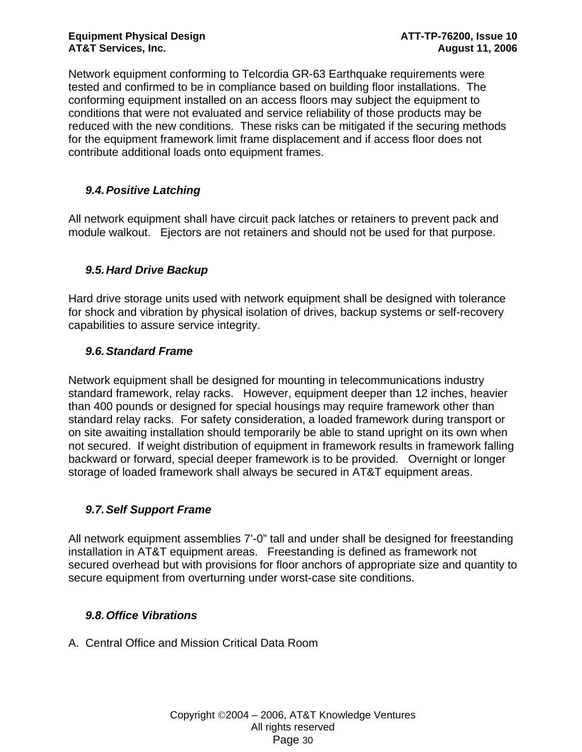Network equipment conforming to Telcordia GR-63 Earthquake requirements were tested and confirmed to be in compliance based on building floor installations. The conforming equipment installed on an access floors may subject the equipment to conditions that were not evaluated and service reliability of those products may be reduced with the new conditions. These risks can be mitigated if the securing methods for the equipment framework limit frame displacement and if access floor does not contribute additional loads onto equipment frames.

### *9.4. Positive Latching*

All network equipment shall have circuit pack latches or retainers to prevent pack and module walkout. Ejectors are not retainers and should not be used for that purpose.

### *9.5. Hard Drive Backup*

Hard drive storage units used with network equipment shall be designed with tolerance for shock and vibration by physical isolation of drives, backup systems or self-recovery capabilities to assure service integrity.

### *9.6. Standard Frame*

Network equipment shall be designed for mounting in telecommunications industry standard framework, relay racks. However, equipment deeper than 12 inches, heavier than 400 pounds or designed for special housings may require framework other than standard relay racks. For safety consideration, a loaded framework during transport or on site awaiting installation should temporarily be able to stand upright on its own when not secured. If weight distribution of equipment in framework results in framework falling backward or forward, special deeper framework is to be provided. Overnight or longer storage of loaded framework shall always be secured in AT&T equipment areas.

### *9.7. Self Support Frame*

All network equipment assemblies 7'-0" tall and under shall be designed for freestanding installation in AT&T equipment areas. Freestanding is defined as framework not secured overhead but with provisions for floor anchors of appropriate size and quantity to secure equipment from overturning under worst-case site conditions.

### *9.8. Office Vibrations*

A. Central Office and Mission Critical Data Room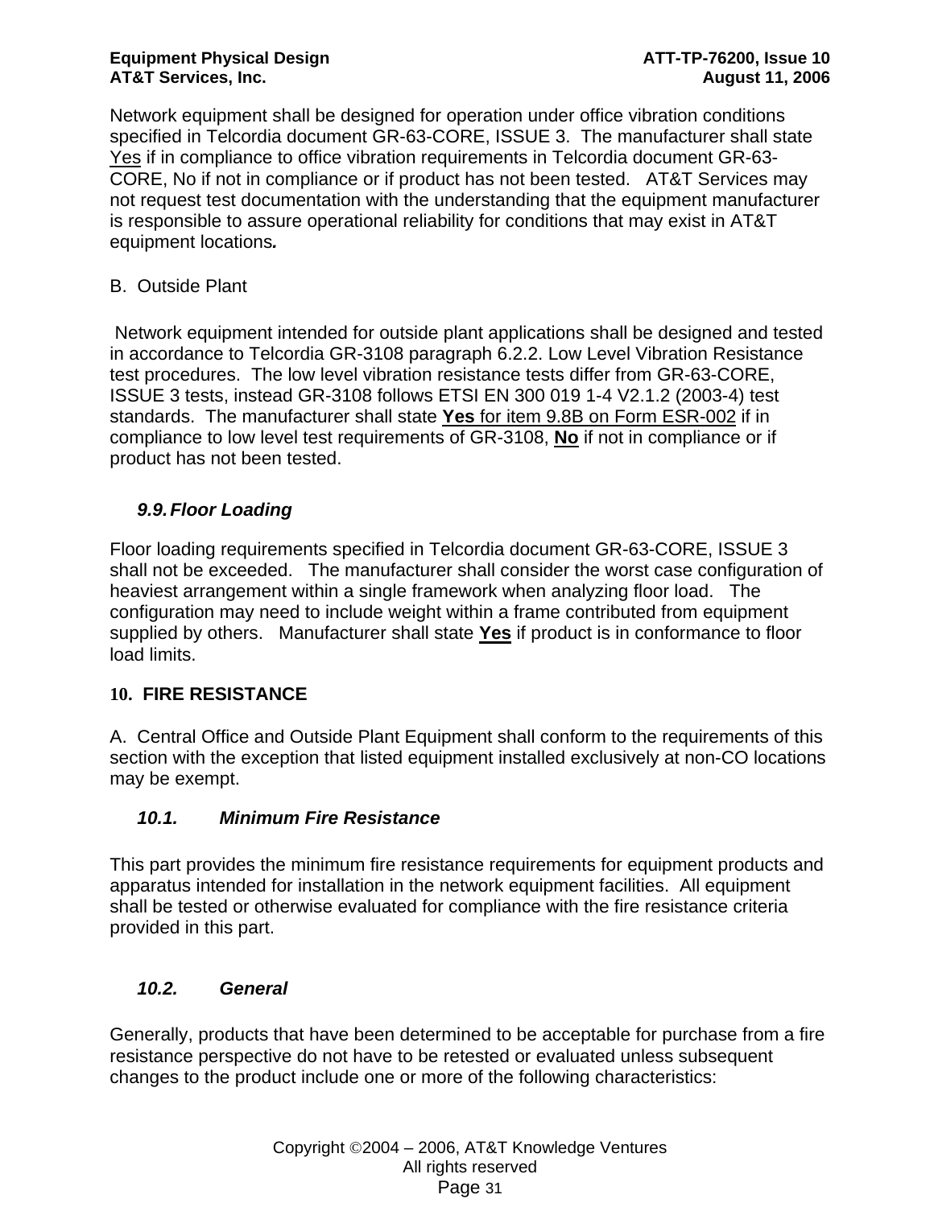Network equipment shall be designed for operation under office vibration conditions specified in Telcordia document GR-63-CORE, ISSUE 3. The manufacturer shall state Yes if in compliance to office vibration requirements in Telcordia document GR-63-CORE, No if not in compliance or if product has not been tested. AT&T Services may not request test documentation with the understanding that the equipment manufacturer is responsible to assure operational reliability for conditions that may exist in AT&T equipment locations*.*

B. Outside Plant

Network equipment intended for outside plant applications shall be designed and tested in accordance to Telcordia GR-3108 paragraph 6.2.2. Low Level Vibration Resistance test procedures. The low level vibration resistance tests differ from GR-63-CORE, ISSUE 3 tests, instead GR-3108 follows ETSI EN 300 019 1-4 V2.1.2 (2003-4) test standards. The manufacturer shall state **Yes** for item 9.8B on Form ESR-002 if in compliance to low level test requirements of GR-3108, **No** if not in compliance or if product has not been tested.

### *9.9. Floor Loading*

Floor loading requirements specified in Telcordia document GR-63-CORE, ISSUE 3 shall not be exceeded. The manufacturer shall consider the worst case configuration of heaviest arrangement within a single framework when analyzing floor load. The configuration may need to include weight within a frame contributed from equipment supplied by others. Manufacturer shall state **Yes** if product is in conformance to floor load limits.

## 10. FIRE RESISTANCE

A. Central Office and Outside Plant Equipment shall conform to the requirements of this section with the exception that listed equipment installed exclusively at non-CO locations may be exempt.

### *10.1. Minimum Fire Resistance*

This part provides the minimum fire resistance requirements for equipment products and apparatus intended for installation in the network equipment facilities. All equipment shall be tested or otherwise evaluated for compliance with the fire resistance criteria provided in this part.

### *10.2. General*

Generally, products that have been determined to be acceptable for purchase from a fire resistance perspective do not have to be retested or evaluated unless subsequent changes to the product include one or more of the following characteristics: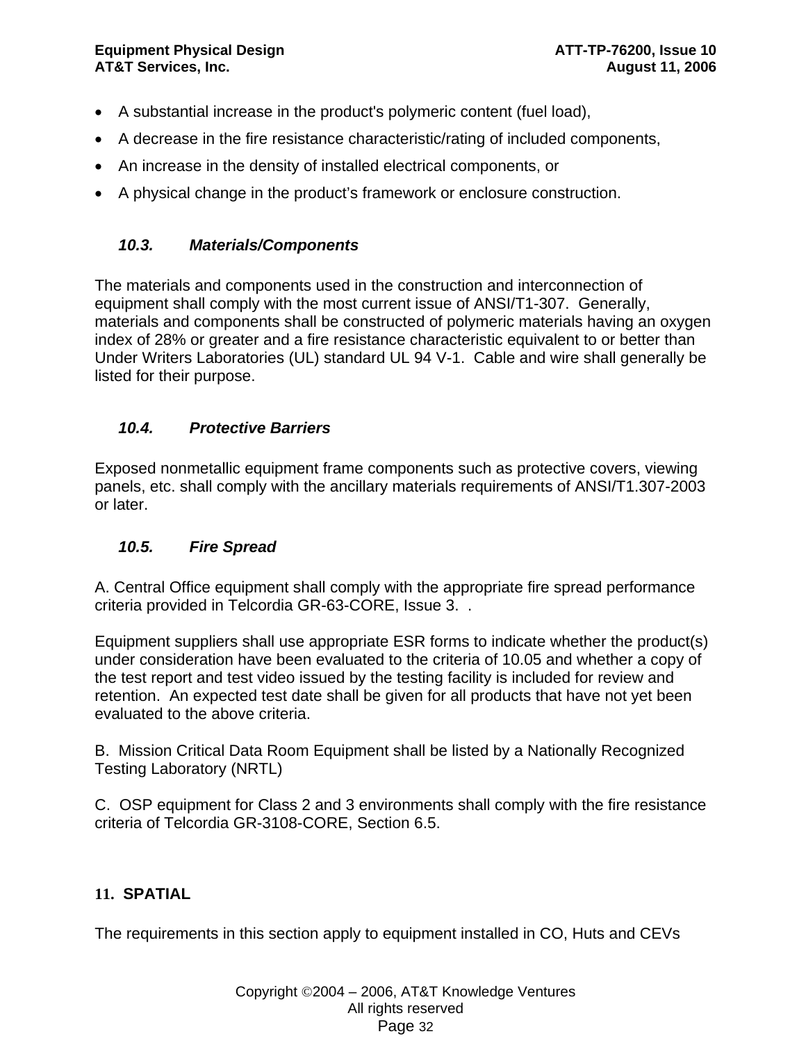- A substantial increase in the product's polymeric content (fuel load),
- A decrease in the fire resistance characteristic/rating of included components,
- An increase in the density of installed electrical components, or
- A physical change in the product's framework or enclosure construction.

### *10.3. Materials/Components*

The materials and components used in the construction and interconnection of equipment shall comply with the most current issue of ANSI/T1-307. Generally, materials and components shall be constructed of polymeric materials having an oxygen index of 28% or greater and a fire resistance characteristic equivalent to or better than Under Writers Laboratories (UL) standard UL 94 V-1. Cable and wire shall generally be listed for their purpose.

### *10.4. Protective Barriers*

Exposed nonmetallic equipment frame components such as protective covers, viewing panels, etc. shall comply with the ancillary materials requirements of ANSI/T1.307-2003 or later.

### *10.5. Fire Spread*

A. Central Office equipment shall comply with the appropriate fire spread performance criteria provided in Telcordia GR-63-CORE, Issue 3. .

Equipment suppliers shall use appropriate ESR forms to indicate whether the product(s) under consideration have been evaluated to the criteria of 10.05 and whether a copy of the test report and test video issued by the testing facility is included for review and retention. An expected test date shall be given for all products that have not yet been evaluated to the above criteria.

B. Mission Critical Data Room Equipment shall be listed by a Nationally Recognized Testing Laboratory (NRTL)

C. OSP equipment for Class 2 and 3 environments shall comply with the fire resistance criteria of Telcordia GR-3108-CORE, Section 6.5.

## 11. SPATIAL

The requirements in this section apply to equipment installed in CO, Huts and CEVs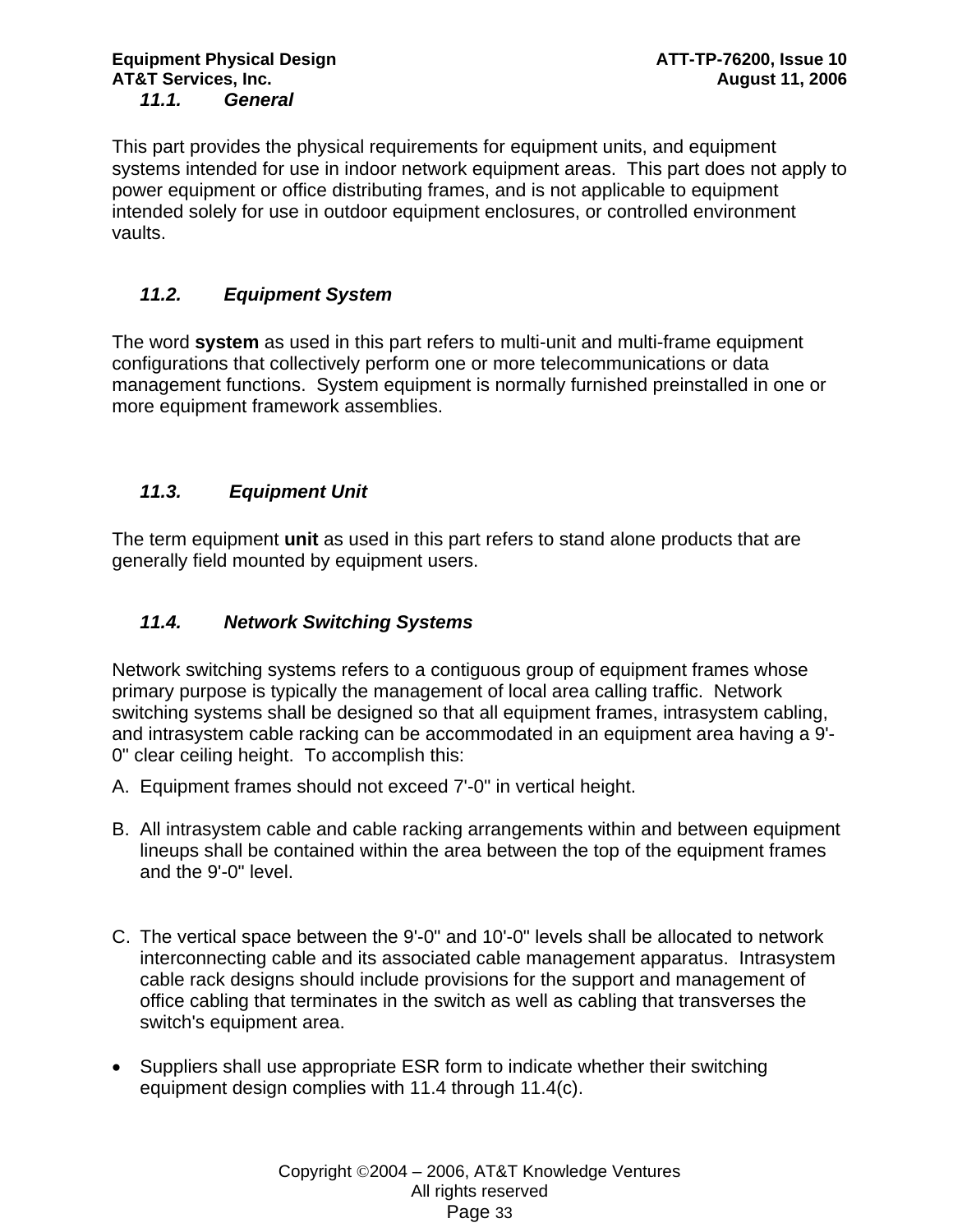### *11.1. General*

This part provides the physical requirements for equipment units, and equipment systems intended for use in indoor network equipment areas. This part does not apply to power equipment or office distributing frames, and is not applicable to equipment intended solely for use in outdoor equipment enclosures, or controlled environment vaults.

### *11.2. Equipment System*

The word **system** as used in this part refers to multi-unit and multi-frame equipment configurations that collectively perform one or more telecommunications or data management functions. System equipment is normally furnished preinstalled in one or more equipment framework assemblies.

### *11.3. Equipment Unit*

The term equipment **unit** as used in this part refers to stand alone products that are generally field mounted by equipment users.

### *11.4. Network Switching Systems*

Network switching systems refers to a contiguous group of equipment frames whose primary purpose is typically the management of local area calling traffic. Network switching systems shall be designed so that all equipment frames, intrasystem cabling, and intrasystem cable racking can be accommodated in an equipment area having a 9'-0" clear ceiling height. To accomplish this:

A. Equipment frames should not exceed 7'-0" in vertical height.

B. All intrasystem cable and cable racking arrangements within and between equipment lineups shall be contained within the area between the top of the equipment frames and the 9'-0" level.

C. The vertical space between the 9'-0" and 10'-0" levels shall be allocated to network interconnecting cable and its associated cable management apparatus. Intrasystem cable rack designs should include provisions for the support and management of office cabling that terminates in the switch as well as cabling that transverses the switch's equipment area.

- Suppliers shall use appropriate ESR form to indicate whether their switching equipment design complies with 11.4 through 11.4(c).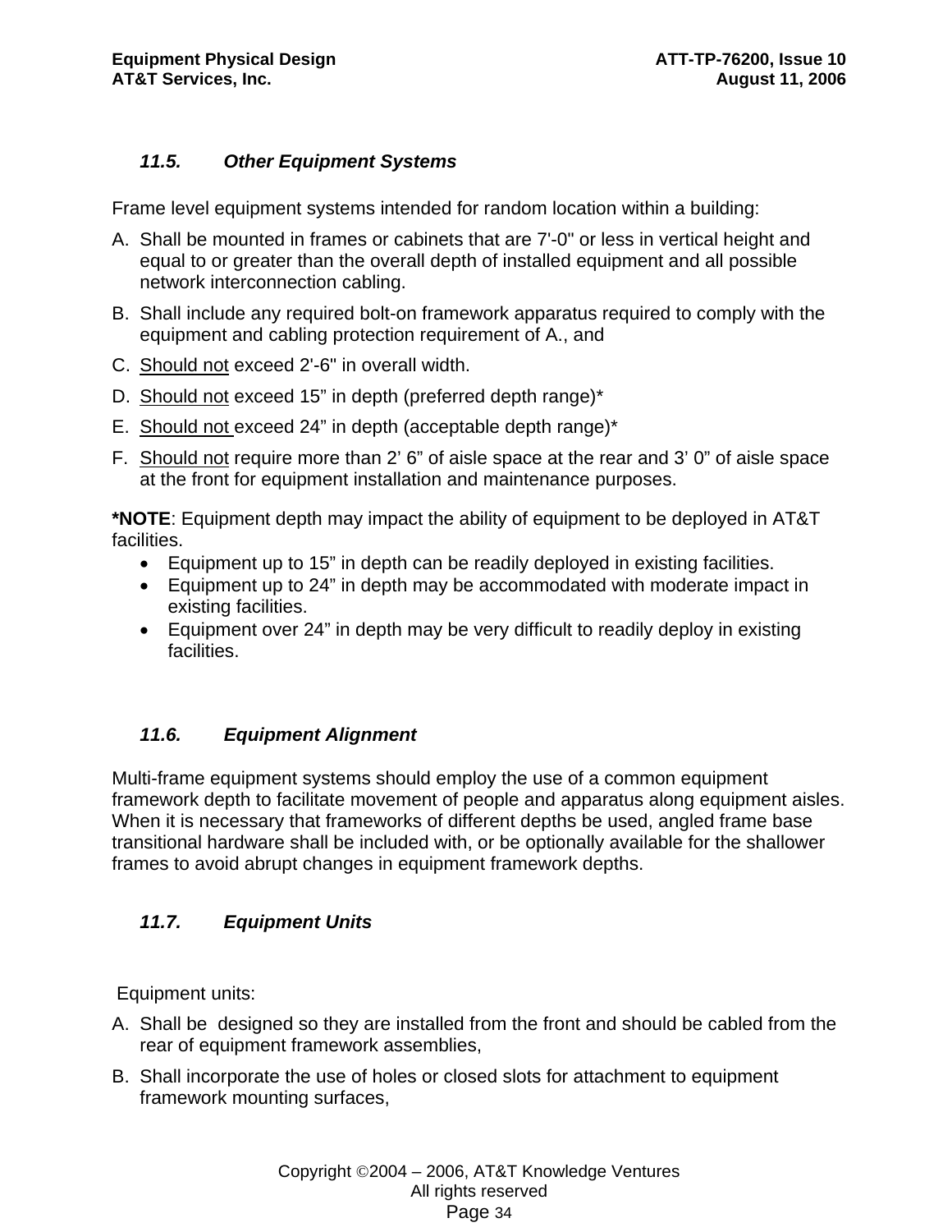### *11.5. Other Equipment Systems*

Frame level equipment systems intended for random location within a building:

A. Shall be mounted in frames or cabinets that are 7'-0" or less in vertical height and equal to or greater than the overall depth of installed equipment and all possible network interconnection cabling.

B. Shall include any required bolt-on framework apparatus required to comply with the equipment and cabling protection requirement of A., and

C. <u>Should not</u> exceed 2'-6" in overall width.

D. <u>Should not</u> exceed 15" in depth (preferred depth range)*

E. <u>Should not</u> exceed 24" in depth (acceptable depth range)*

F. <u>Should not</u> require more than 2' 6" of aisle space at the rear and 3' 0" of aisle space at the front for equipment installation and maintenance purposes.

***NOTE**: Equipment depth may impact the ability of equipment to be deployed in AT&T facilities.

- Equipment up to 15" in depth can be readily deployed in existing facilities.
- Equipment up to 24" in depth may be accommodated with moderate impact in existing facilities.
- Equipment over 24" in depth may be very difficult to readily deploy in existing facilities.

### *11.6. Equipment Alignment*

Multi-frame equipment systems should employ the use of a common equipment framework depth to facilitate movement of people and apparatus along equipment aisles. When it is necessary that frameworks of different depths be used, angled frame base transitional hardware shall be included with, or be optionally available for the shallower frames to avoid abrupt changes in equipment framework depths.

### *11.7. Equipment Units*

Equipment units:

A. Shall be designed so they are installed from the front and should be cabled from the rear of equipment framework assemblies,

B. Shall incorporate the use of holes or closed slots for attachment to equipment framework mounting surfaces,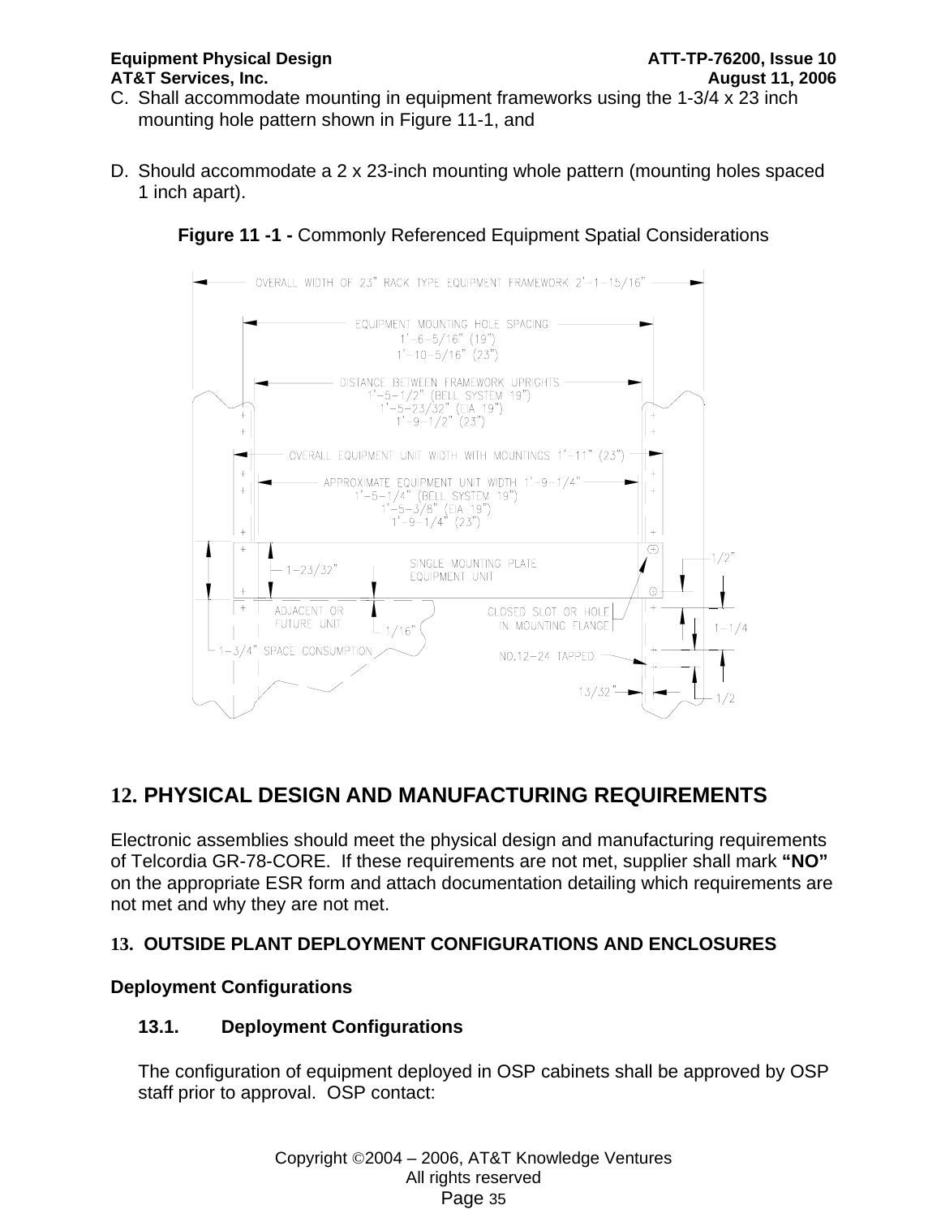C. Shall accommodate mounting in equipment frameworks using the 1-3/4 x 23 inch mounting hole pattern shown in Figure 11-1, and

D. Should accommodate a 2 x 23-inch mounting whole pattern (mounting holes spaced 1 inch apart).

**Figure 11 -1 -** Commonly Referenced Equipment Spatial Considerations

# 12. PHYSICAL DESIGN AND MANUFACTURING REQUIREMENTS

Electronic assemblies should meet the physical design and manufacturing requirements of Telcordia GR-78-CORE. If these requirements are not met, supplier shall mark **"NO"** on the appropriate ESR form and attach documentation detailing which requirements are not met and why they are not met.

## 13. OUTSIDE PLANT DEPLOYMENT CONFIGURATIONS AND ENCLOSURES

**Deployment Configurations**

### 13.1. Deployment Configurations

The configuration of equipment deployed in OSP cabinets shall be approved by OSP staff prior to approval. OSP contact: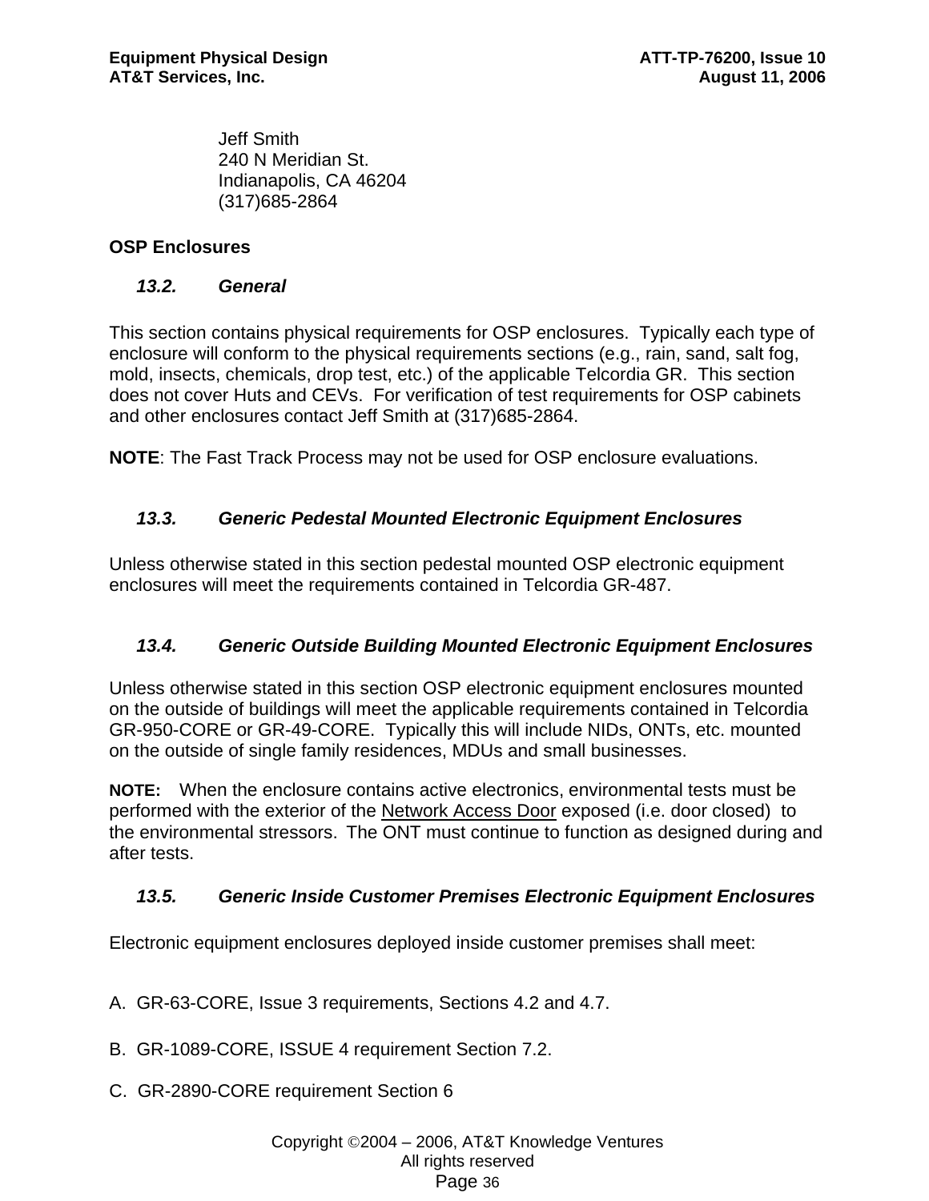Jeff Smith
240 N Meridian St.
Indianapolis, CA 46204
(317)685-2864

## OSP Enclosures

### *13.2. General*

This section contains physical requirements for OSP enclosures. Typically each type of enclosure will conform to the physical requirements sections (e.g., rain, sand, salt fog, mold, insects, chemicals, drop test, etc.) of the applicable Telcordia GR. This section does not cover Huts and CEVs. For verification of test requirements for OSP cabinets and other enclosures contact Jeff Smith at (317)685-2864.

**NOTE**: The Fast Track Process may not be used for OSP enclosure evaluations.

### *13.3. Generic Pedestal Mounted Electronic Equipment Enclosures*

Unless otherwise stated in this section pedestal mounted OSP electronic equipment enclosures will meet the requirements contained in Telcordia GR-487.

### *13.4. Generic Outside Building Mounted Electronic Equipment Enclosures*

Unless otherwise stated in this section OSP electronic equipment enclosures mounted on the outside of buildings will meet the applicable requirements contained in Telcordia GR-950-CORE or GR-49-CORE. Typically this will include NIDs, ONTs, etc. mounted on the outside of single family residences, MDUs and small businesses.

**NOTE:** When the enclosure contains active electronics, environmental tests must be performed with the exterior of the Network Access Door exposed (i.e. door closed) to the environmental stressors. The ONT must continue to function as designed during and after tests.

### *13.5. Generic Inside Customer Premises Electronic Equipment Enclosures*

Electronic equipment enclosures deployed inside customer premises shall meet:

A. GR-63-CORE, Issue 3 requirements, Sections 4.2 and 4.7.

B. GR-1089-CORE, ISSUE 4 requirement Section 7.2.

C. GR-2890-CORE requirement Section 6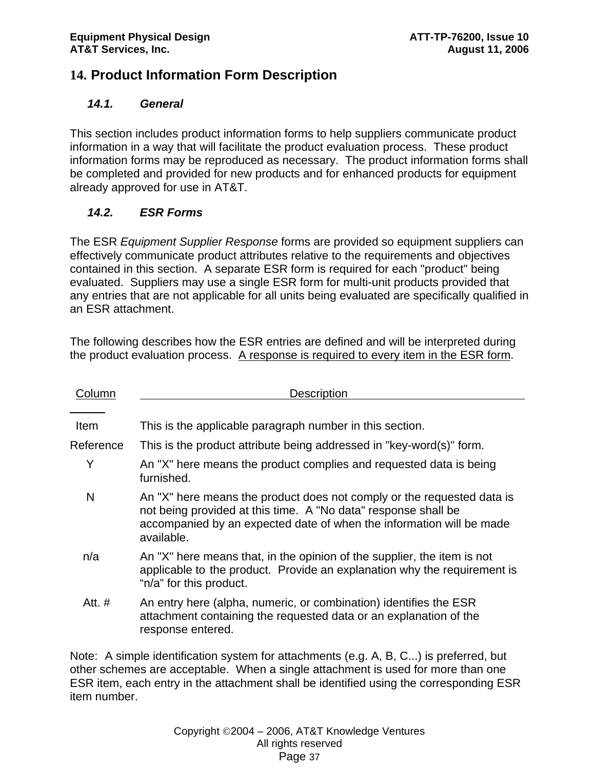# 14. Product Information Form Description

## 14.1. General

This section includes product information forms to help suppliers communicate product information in a way that will facilitate the product evaluation process. These product information forms may be reproduced as necessary. The product information forms shall be completed and provided for new products and enhanced products for equipment already approved for use in AT&T.

## 14.2. ESR Forms

The ESR *Equipment Supplier Response* forms are provided so equipment suppliers can effectively communicate product attributes relative to the requirements and objectives contained in this section. A separate ESR form is required for each "product" being evaluated. Suppliers may use a single ESR form for multi-unit products provided that any entries that are not applicable for all units being evaluated are specifically qualified in an ESR attachment.

The following describes how the ESR entries are defined and will be interpreted during the product evaluation process. A response is required to every item in the ESR form.

| Column | Description |
|---|---|
| Item | This is the applicable paragraph number in this section. |
| Reference | This is the product attribute being addressed in "key-word(s)" form. |
| Y | An "X" here means the product complies and requested data is being furnished. |
| N | An "X" here means the product does not comply or the requested data is not being provided at this time. A "No data" response shall be accompanied by an expected date of when the information will be made available. |
| n/a | An "X" here means that, in the opinion of the supplier, the item is not applicable to the product. Provide an explanation why the requirement is "n/a" for this product. |
| Att. # | An entry here (alpha, numeric, or combination) identifies the ESR attachment containing the requested data or an explanation of the response entered. |

Note: A simple identification system for attachments (e.g. A, B, C...) is preferred, but other schemes are acceptable. When a single attachment is used for more than one ESR item, each entry in the attachment shall be identified using the corresponding ESR item number.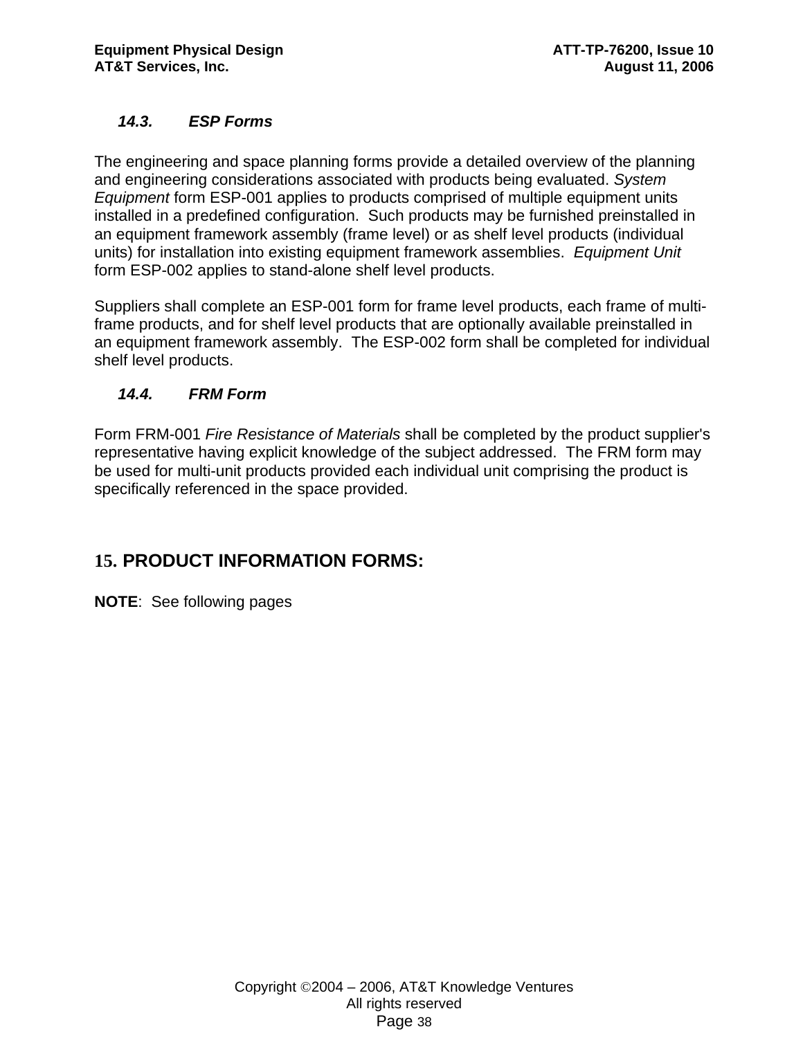### *14.3. ESP Forms*

The engineering and space planning forms provide a detailed overview of the planning and engineering considerations associated with products being evaluated. *System Equipment* form ESP-001 applies to products comprised of multiple equipment units installed in a predefined configuration.  Such products may be furnished preinstalled in an equipment framework assembly (frame level) or as shelf level products (individual units) for installation into existing equipment framework assemblies.  *Equipment Unit* form ESP-002 applies to stand-alone shelf level products.

Suppliers shall complete an ESP-001 form for frame level products, each frame of multi-frame products, and for shelf level products that are optionally available preinstalled in an equipment framework assembly.  The ESP-002 form shall be completed for individual shelf level products.

### *14.4. FRM Form*

Form FRM-001 *Fire Resistance of Materials* shall be completed by the product supplier's representative having explicit knowledge of the subject addressed.  The FRM form may be used for multi-unit products provided each individual unit comprising the product is specifically referenced in the space provided.

## 15. PRODUCT INFORMATION FORMS:

**NOTE**:  See following pages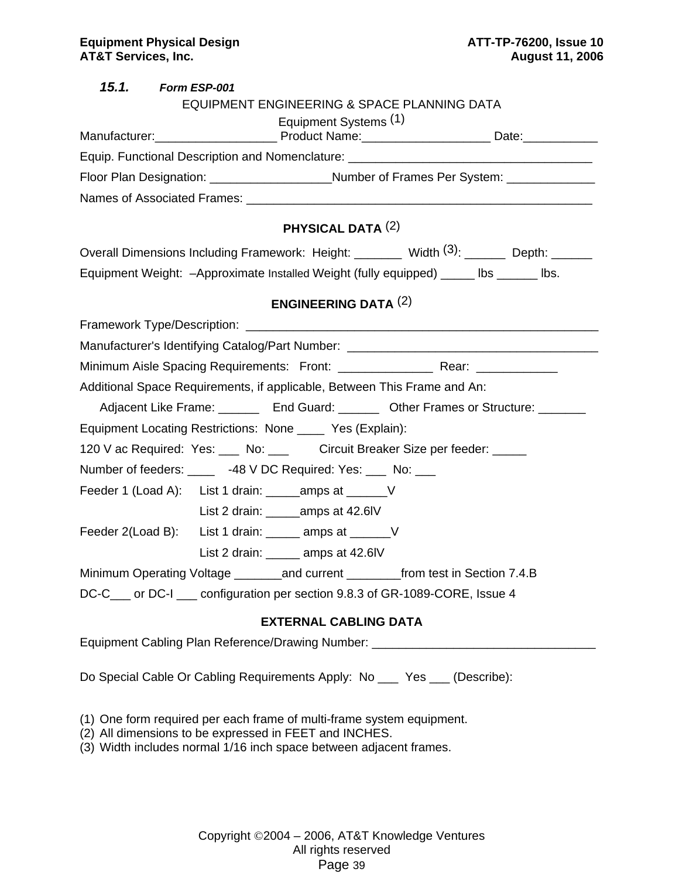### 15.1. *Form ESP-001*

EQUIPMENT ENGINEERING & SPACE PLANNING DATA

Equipment Systems (1)

Manufacturer:__________________ Product Name:___________________ Date:___________

Equip. Functional Description and Nomenclature: ____________________________________

Floor Plan Designation: __________________Number of Frames Per System: _____________

Names of Associated Frames: ____________________________________________________

**PHYSICAL DATA** (2)

Overall Dimensions Including Framework: Height: _______ Width (3): ______ Depth: ______

Equipment Weight: –Approximate Installed Weight (fully equipped) _____ lbs ______ lbs.

**ENGINEERING DATA** (2)

Framework Type/Description: ______________________________________________________

Manufacturer's Identifying Catalog/Part Number: _____________________________________

Minimum Aisle Spacing Requirements: Front: ______________ Rear: ____________

Additional Space Requirements, if applicable, Between This Frame and An:

Adjacent Like Frame: ______ End Guard: ______ Other Frames or Structure: _______

Equipment Locating Restrictions: None ____ Yes (Explain):

120 V ac Required: Yes: ___ No: ___ Circuit Breaker Size per feeder: _____

Number of feeders: ____ -48 V DC Required: Yes: ___ No: ___

Feeder 1 (Load A): List 1 drain: _____amps at ______V

List 2 drain: _____amps at 42.6lV

Feeder 2(Load B): List 1 drain: _____ amps at ______V

List 2 drain: _____ amps at 42.6lV

Minimum Operating Voltage _______and current ________from test in Section 7.4.B

DC-C___ or DC-I ___ configuration per section 9.8.3 of GR-1089-CORE, Issue 4

**EXTERNAL CABLING DATA**

Equipment Cabling Plan Reference/Drawing Number: _________________________________

Do Special Cable Or Cabling Requirements Apply: No ___ Yes ___ (Describe):

(1) One form required per each frame of multi-frame system equipment.
(2) All dimensions to be expressed in FEET and INCHES.
(3) Width includes normal 1/16 inch space between adjacent frames.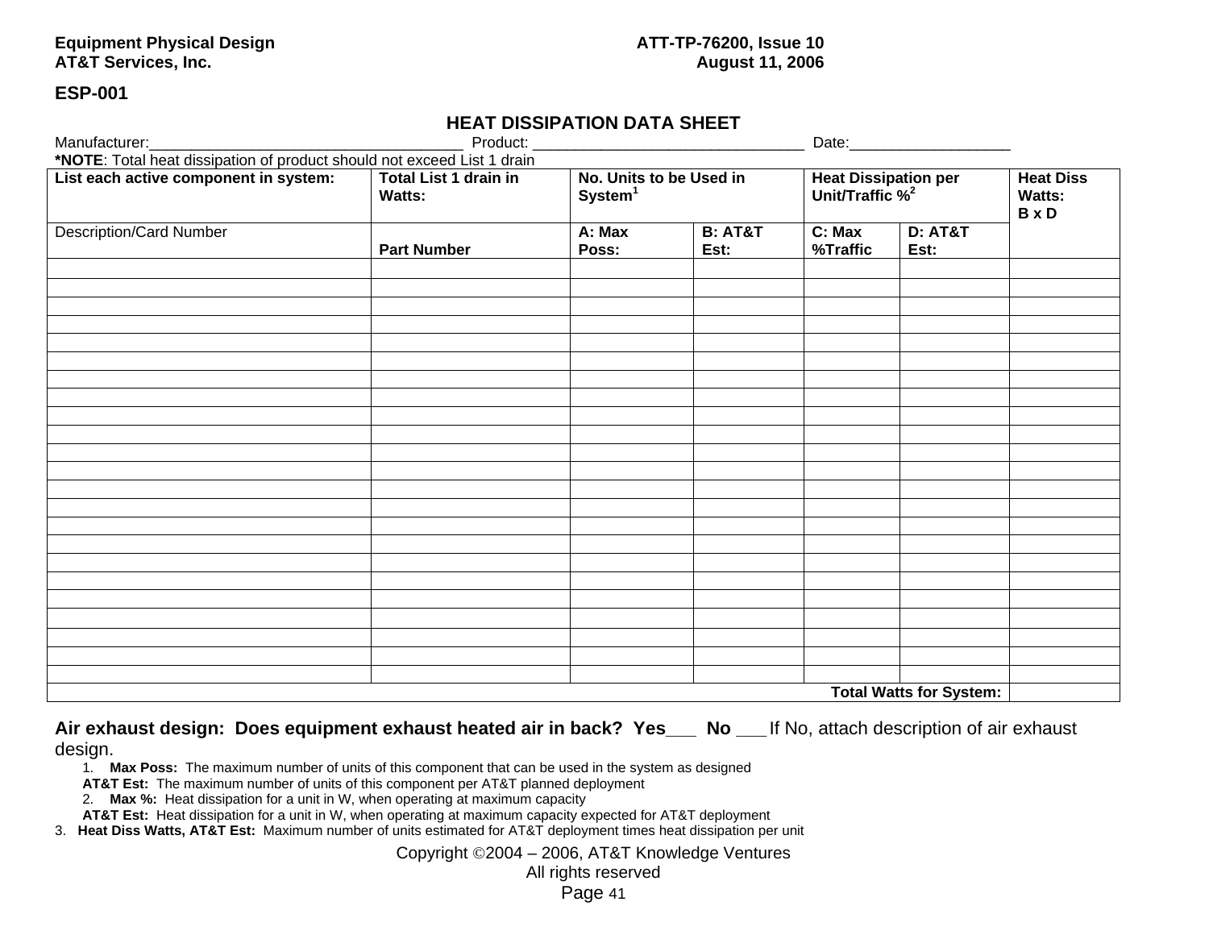**ESP-001**

## HEAT DISSIPATION DATA SHEET

Manufacturer:____________________________________ Product: ________________________________ Date:___________________

***NOTE**: Total heat dissipation of product should not exceed List 1 drain

| List each active component in system: | Total List 1 drain in Watts: | No. Units to be Used in System[1] | | Heat Dissipation per Unit/Traffic %[2] | | Heat Diss Watts: B x D |
|---|---|---|---|---|---|---|
| Description/Card Number | Part Number | A: Max Poss: | B: AT&T Est: | C: Max %Traffic | D: AT&T Est: | |
| | | | | | | |
| | | | | | | |
| | | | | | | |
| | | | | | | |
| | | | | | | |
| | | | | | | |
| | | | | | | |
| | | | | | | |
| | | | | | | |
| | | | | | | |
| | | | | | | |
| | | | | | | |
| | | | | | | |
| | | | | | | |
| | | | | | | |
| | | | | | | |
| | | | | | | |
| | | | | | | |
| | | | | | | |
| | | | | | | |
| | | | | | | |
| | | | | | | |
| | | | | | | |
| | | | | | | **Total Watts for System:** | |

**Air exhaust design: Does equipment exhaust heated air in back? Yes___ No ___** If No, attach description of air exhaust design.

1. **Max Poss:** The maximum number of units of this component that can be used in the system as designed
   **AT&T Est:** The maximum number of units of this component per AT&T planned deployment
2. **Max %:** Heat dissipation for a unit in W, when operating at maximum capacity
   **AT&T Est:** Heat dissipation for a unit in W, when operating at maximum capacity expected for AT&T deployment
3. **Heat Diss Watts, AT&T Est:** Maximum number of units estimated for AT&T deployment times heat dissipation per unit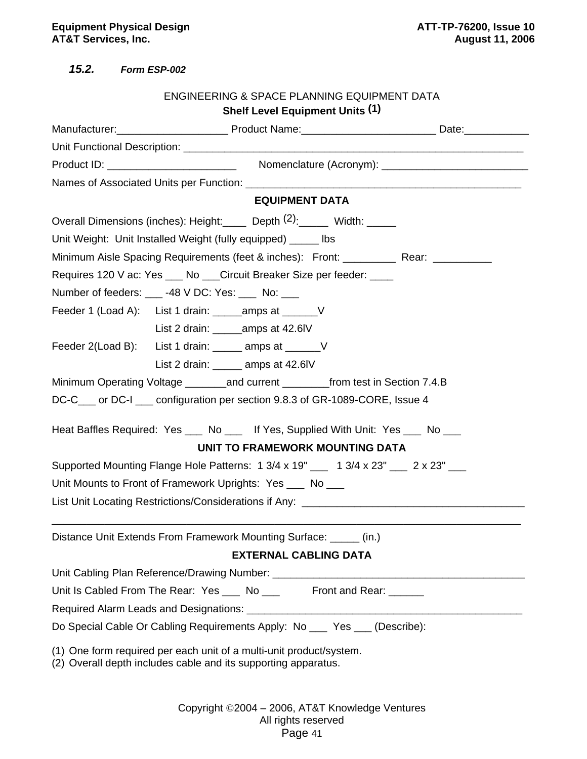### 15.2. *Form ESP-002*

ENGINEERING & SPACE PLANNING EQUIPMENT DATA

**Shelf Level Equipment Units** (1)

Manufacturer:___________________ Product Name:_______________________ Date:___________

Unit Functional Description: ____________________________________________________________

Product ID: ______________________ Nomenclature (Acronym): _________________________

Names of Associated Units per Function: ________________________________________________

**EQUIPMENT DATA**

Overall Dimensions (inches): Height:____ Depth (2):_____ Width: _____

Unit Weight: Unit Installed Weight (fully equipped) _____ lbs

Minimum Aisle Spacing Requirements (feet & inches): Front: _________ Rear: __________

Requires 120 V ac: Yes ___ No ___Circuit Breaker Size per feeder: ____

Number of feeders: ___ -48 V DC: Yes: ___ No: ___

Feeder 1 (Load A): List 1 drain: _____amps at ______V

List 2 drain: _____amps at 42.6lV

Feeder 2(Load B): List 1 drain: _____ amps at ______V

List 2 drain: _____ amps at 42.6lV

Minimum Operating Voltage _______and current ________from test in Section 7.4.B

DC-C___ or DC-I ___ configuration per section 9.8.3 of GR-1089-CORE, Issue 4

Heat Baffles Required: Yes ___ No ___ If Yes, Supplied With Unit: Yes ___ No ___

**UNIT TO FRAMEWORK MOUNTING DATA**

Supported Mounting Flange Hole Patterns: 1 3/4 x 19" ___ 1 3/4 x 23" ___ 2 x 23" ___

Unit Mounts to Front of Framework Uprights: Yes ___ No ___

List Unit Locating Restrictions/Considerations if Any: ______________________________________

_______________________________________________________________________________

Distance Unit Extends From Framework Mounting Surface: _____ (in.)

**EXTERNAL CABLING DATA**

Unit Cabling Plan Reference/Drawing Number: ___________________________________________

Unit Is Cabled From The Rear: Yes ___ No ___ Front and Rear: ______

Required Alarm Leads and Designations: ________________________________________________

Do Special Cable Or Cabling Requirements Apply: No ___ Yes ___ (Describe):

(1) One form required per each unit of a multi-unit product/system.
(2) Overall depth includes cable and its supporting apparatus.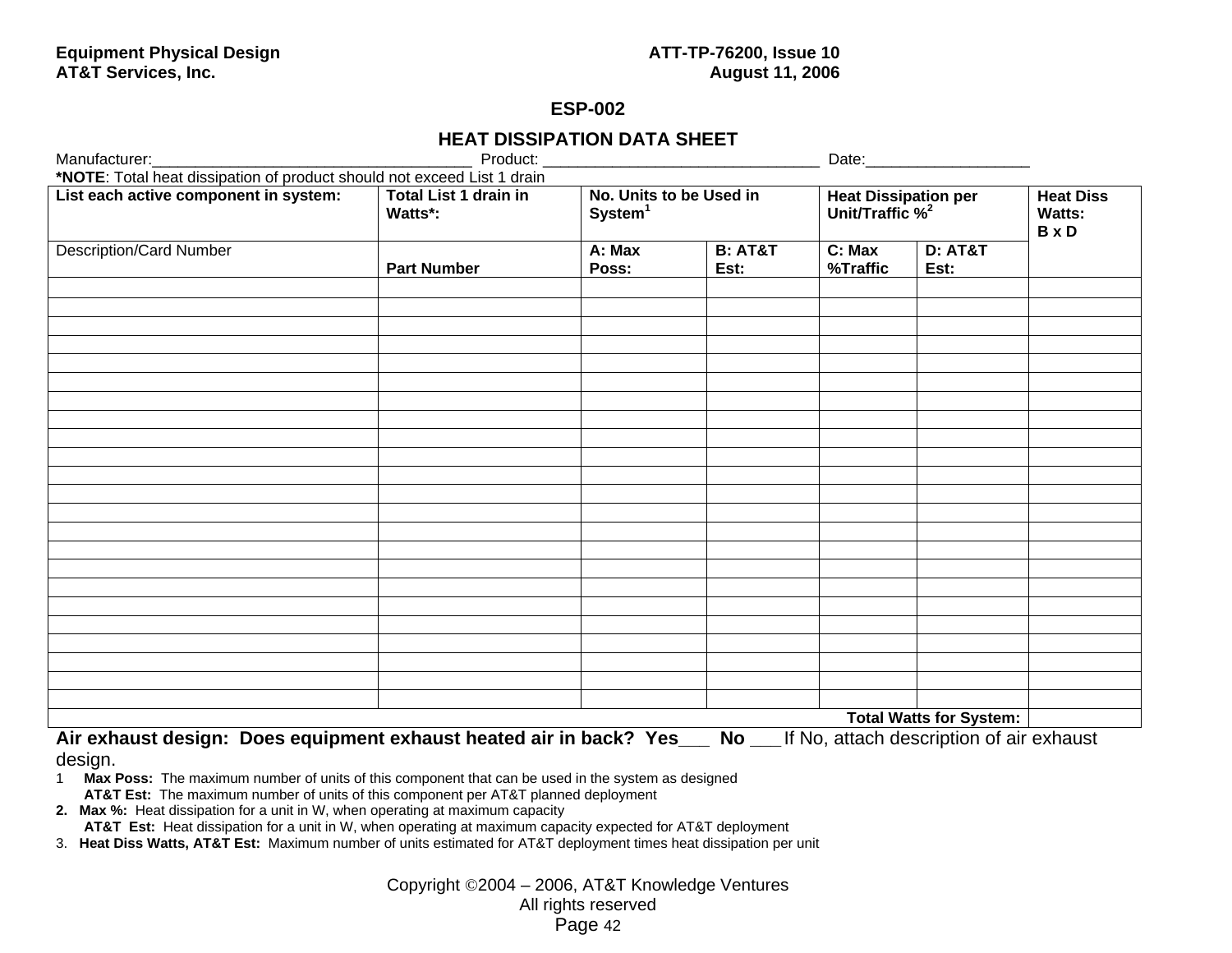# ESP-002

## HEAT DISSIPATION DATA SHEET

Manufacturer:____________________________________ Product: ________________________________ Date:__________________

***NOTE**: Total heat dissipation of product should not exceed List 1 drain

| List each active component in system: | Total List 1 drain in Watts*: | No. Units to be Used in System[1] | | Heat Dissipation per Unit/Traffic %[2] | | Heat Diss Watts: B x D |
|---|---|---|---|---|---|---|
| Description/Card Number | Part Number | A: Max Poss: | B: AT&T Est: | C: Max %Traffic | D: AT&T Est: | |
| | | | | | | |
| | | | | | | |
| | | | | | | |
| | | | | | | |
| | | | | | | |
| | | | | | | |
| | | | | | | |
| | | | | | | |
| | | | | | | |
| | | | | | | |
| | | | | | | |
| | | | | | | |
| | | | | | | |
| | | | | | | |
| | | | | | | |
| | | | | | | |
| | | | | | | |
| | | | | | | |
| | | | | | | |
| | | | | | | |
| | | | | | | |
| | | | | | | |
| | | | | | | |
| | | | | | **Total Watts for System:** | |

**Air exhaust design: Does equipment exhaust heated air in back? Yes___ No ___** If No, attach description of air exhaust design.

1 **Max Poss:** The maximum number of units of this component that can be used in the system as designed
**AT&T Est:** The maximum number of units of this component per AT&T planned deployment

**2. Max %:** Heat dissipation for a unit in W, when operating at maximum capacity
**AT&T Est:** Heat dissipation for a unit in W, when operating at maximum capacity expected for AT&T deployment

3. **Heat Diss Watts, AT&T Est:** Maximum number of units estimated for AT&T deployment times heat dissipation per unit

Copyright ©2004 – 2006, AT&T Knowledge Ventures
All rights reserved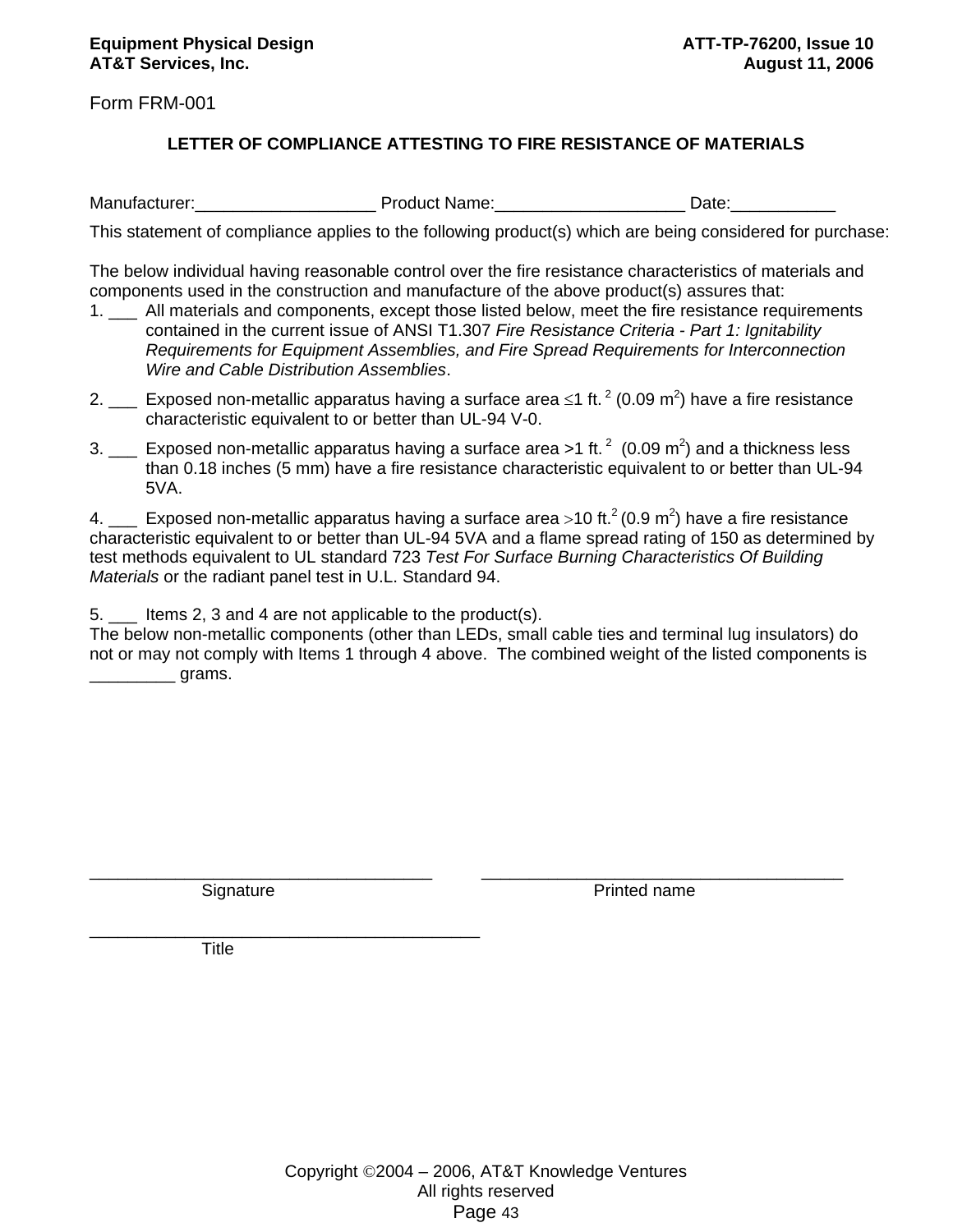Form FRM-001

## LETTER OF COMPLIANCE ATTESTING TO FIRE RESISTANCE OF MATERIALS

Manufacturer:___________________ Product Name:____________________ Date:___________

This statement of compliance applies to the following product(s) which are being considered for purchase:

The below individual having reasonable control over the fire resistance characteristics of materials and components used in the construction and manufacture of the above product(s) assures that:

1. ___ All materials and components, except those listed below, meet the fire resistance requirements contained in the current issue of ANSI T1.307 *Fire Resistance Criteria - Part 1: Ignitability Requirements for Equipment Assemblies, and Fire Spread Requirements for Interconnection Wire and Cable Distribution Assemblies*.
2. ___ Exposed non-metallic apparatus having a surface area ≤1 ft.$^2$ (0.09 m$^2$) have a fire resistance characteristic equivalent to or better than UL-94 V-0.
3. ___ Exposed non-metallic apparatus having a surface area >1 ft.$^2$ (0.09 m$^2$) and a thickness less than 0.18 inches (5 mm) have a fire resistance characteristic equivalent to or better than UL-94 5VA.
4. ___ Exposed non-metallic apparatus having a surface area >10 ft.$^2$ (0.9 m$^2$) have a fire resistance characteristic equivalent to or better than UL-94 5VA and a flame spread rating of 150 as determined by test methods equivalent to UL standard 723 *Test For Surface Burning Characteristics Of Building Materials* or the radiant panel test in U.L. Standard 94.

5. ___ Items 2, 3 and 4 are not applicable to the product(s).

The below non-metallic components (other than LEDs, small cable ties and terminal lug insulators) do not or may not comply with Items 1 through 4 above. The combined weight of the listed components is _________ grams.

___________________________________ ______________________________________

Signature Printed name

________________________________________

Title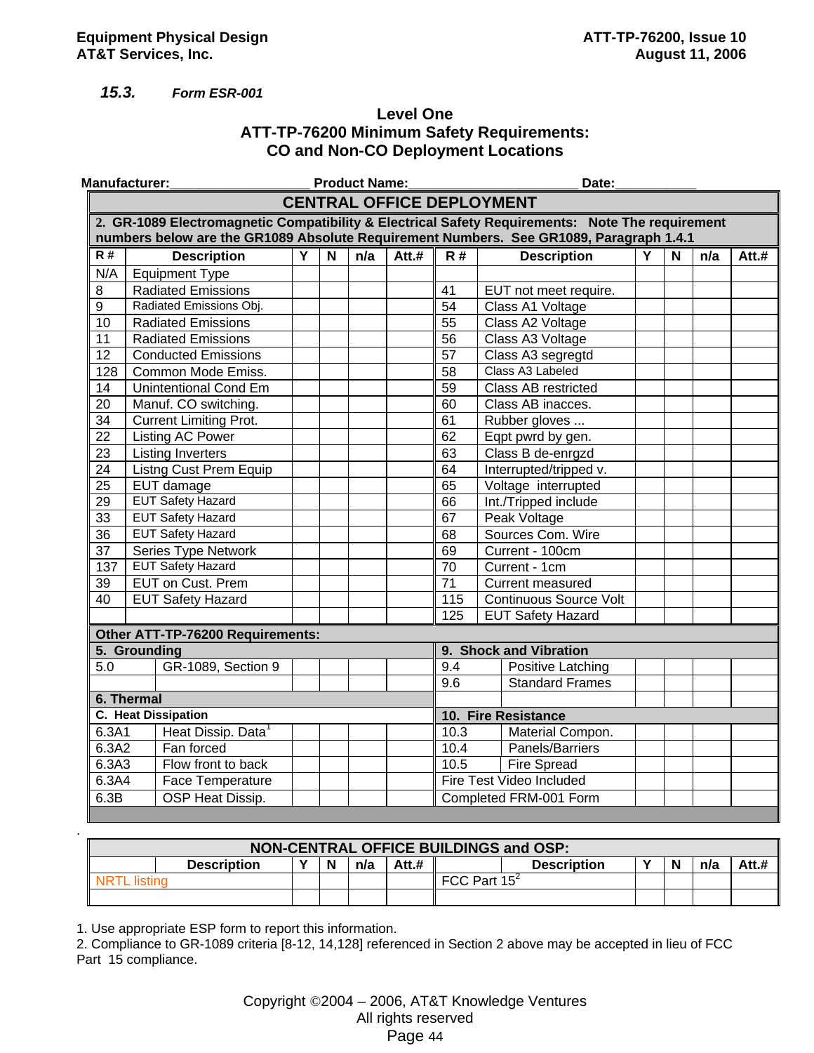### 15.3. *Form ESR-001*

**Level One**
**ATT-TP-76200 Minimum Safety Requirements:**
**CO and Non-CO Deployment Locations**

**Manufacturer:**__________________ **Product Name:**______________________ **Date:**___________

| CENTRAL OFFICE DEPLOYMENT | | | | | | | | | | | |
|---|---|---|---|---|---|---|---|---|---|---|---|
| 2. GR-1089 Electromagnetic Compatibility & Electrical Safety Requirements: Note The requirement numbers below are the GR1089 Absolute Requirement Numbers. See GR1089, Paragraph 1.4.1 | | | | | | | | | | | |
| R # | Description | Y | N | n/a | Att.# | R # | Description | Y | N | n/a | Att.# |
| N/A | Equipment Type | | | | | | | | | | |
| 8 | Radiated Emissions | | | | | 41 | EUT not meet require. | | | | |
| 9 | Radiated Emissions Obj. | | | | | 54 | Class A1 Voltage | | | | |
| 10 | Radiated Emissions | | | | | 55 | Class A2 Voltage | | | | |
| 11 | Radiated Emissions | | | | | 56 | Class A3 Voltage | | | | |
| 12 | Conducted Emissions | | | | | 57 | Class A3 segregtd | | | | |
| 128 | Common Mode Emiss. | | | | | 58 | Class A3 Labeled | | | | |
| 14 | Unintentional Cond Em | | | | | 59 | Class AB restricted | | | | |
| 20 | Manuf. CO switching. | | | | | 60 | Class AB inacces. | | | | |
| 34 | Current Limiting Prot. | | | | | 61 | Rubber gloves ... | | | | |
| 22 | Listing AC Power | | | | | 62 | Eqpt pwrd by gen. | | | | |
| 23 | Listing Inverters | | | | | 63 | Class B de-enrgzd | | | | |
| 24 | Listng Cust Prem Equip | | | | | 64 | Interrupted/tripped v. | | | | |
| 25 | EUT damage | | | | | 65 | Voltage interrupted | | | | |
| 29 | EUT Safety Hazard | | | | | 66 | Int./Tripped include | | | | |
| 33 | EUT Safety Hazard | | | | | 67 | Peak Voltage | | | | |
| 36 | EUT Safety Hazard | | | | | 68 | Sources Com. Wire | | | | |
| 37 | Series Type Network | | | | | 69 | Current - 100cm | | | | |
| 137 | EUT Safety Hazard | | | | | 70 | Current - 1cm | | | | |
| 39 | EUT on Cust. Prem | | | | | 71 | Current measured | | | | |
| 40 | EUT Safety Hazard | | | | | 115 | Continuous Source Volt | | | | |
| | | | | | | 125 | EUT Safety Hazard | | | | |
| **Other ATT-TP-76200 Requirements:** | | | | | | | | | | | |
| **5. Grounding** | | | | | | **9. Shock and Vibration** | | | | | |
| 5.0 | GR-1089, Section 9 | | | | | 9.4 | Positive Latching | | | | |
| | | | | | | 9.6 | Standard Frames | | | | |
| **6. Thermal** | | | | | | | | | | | |
| **C. Heat Dissipation** | | | | | | **10. Fire Resistance** | | | | | |
| 6.3A1 | Heat Dissip. Data[1] | | | | | 10.3 | Material Compon. | | | | |
| 6.3A2 | Fan forced | | | | | 10.4 | Panels/Barriers | | | | |
| 6.3A3 | Flow front to back | | | | | 10.5 | Fire Spread | | | | |
| 6.3A4 | Face Temperature | | | | | Fire Test Video Included | | | | | |
| 6.3B | OSP Heat Dissip. | | | | | Completed FRM-001 Form | | | | | |

| NON-CENTRAL OFFICE BUILDINGS and OSP: | | | | | | | | | | | |
|---|---|---|---|---|---|---|---|---|---|---|---|
| | Description | Y | N | n/a | Att.# | | Description | Y | N | n/a | Att.# |
| NRTL listing | | | | | | FCC Part 15[2] | | | | | |
| | | | | | | | | | | | |

1. Use appropriate ESP form to report this information.
2. Compliance to GR-1089 criteria [8-12, 14,128] referenced in Section 2 above may be accepted in lieu of FCC Part 15 compliance.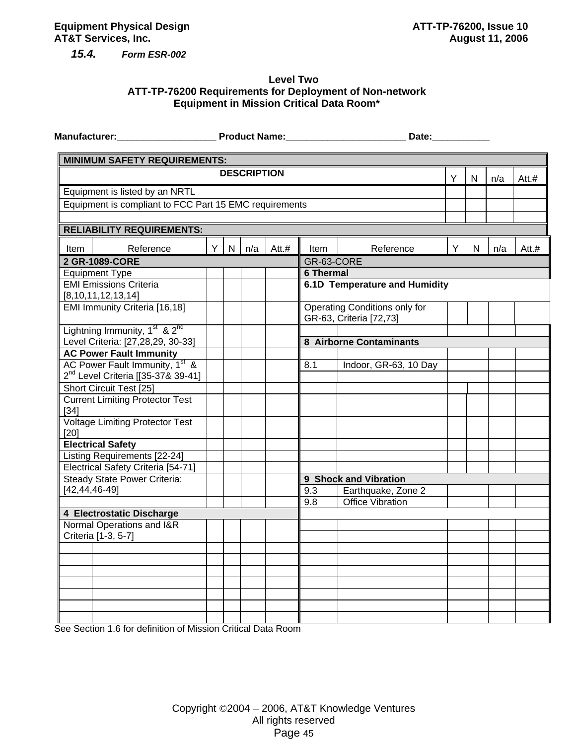### 15.4. *Form ESR-002*

**Level Two**
**ATT-TP-76200 Requirements for Deployment of Non-network Equipment in Mission Critical Data Room***

**Manufacturer:___________________ Product Name:_______________________ Date:___________**

| **MINIMUM SAFETY REQUIREMENTS:** | | | | |
|---|---|---|---|---|
| **DESCRIPTION** | Y | N | n/a | Att.# |
| Equipment is listed by an NRTL | | | | |
| Equipment is compliant to FCC Part 15 EMC requirements | | | | |
| | | | | |

**RELIABILITY REQUIREMENTS:**

| Item | Reference | Y | N | n/a | Att.# | Item | Reference | Y | N | n/a | Att.# |
|---|---|---|---|---|---|---|---|---|---|---|---|
| **2 GR-1089-CORE** | | | | | | GR-63-CORE | | | | | |
| Equipment Type | | | | | | **6 Thermal** | | | | | |
| EMI Emissions Criteria [8,10,11,12,13,14] | | | | | | **6.1D Temperature and Humidity** | | | | | |
| EMI Immunity Criteria [16,18] | | | | | | Operating Conditions only for GR-63, Criteria [72,73] | | | | | |
| Lightning Immunity, 1st & 2nd Level Criteria: [27,28,29, 30-33] | | | | | | | | | | | |
| | | | | | | **8 Airborne Contaminants** | | | | | |
| **AC Power Fault Immunity** | | | | | | | | | | | |
| AC Power Fault Immunity, 1st & 2nd Level Criteria [[35-37& 39-41] | | | | | | 8.1 | Indoor, GR-63, 10 Day | | | | |
| Short Circuit Test [25] | | | | | | | | | | | |
| Current Limiting Protector Test [34] | | | | | | | | | | | |
| Voltage Limiting Protector Test [20] | | | | | | | | | | | |
| **Electrical Safety** | | | | | | | | | | | |
| Listing Requirements [22-24] | | | | | | | | | | | |
| Electrical Safety Criteria [54-71] | | | | | | | | | | | |
| Steady State Power Criteria: [42,44,46-49] | | | | | | **9 Shock and Vibration** | | | | | |
| | | | | | | 9.3 | Earthquake, Zone 2 | | | | |
| | | | | | | 9.8 | Office Vibration | | | | |
| **4 Electrostatic Discharge** | | | | | | | | | | | |
| Normal Operations and I&R Criteria [1-3, 5-7] | | | | | | | | | | | |
| | | | | | | | | | | | |
| | | | | | | | | | | | |
| | | | | | | | | | | | |
| | | | | | | | | | | | |
| | | | | | | | | | | | |
| | | | | | | | | | | | |
| | | | | | | | | | | | |

See Section 1.6 for definition of Mission Critical Data Room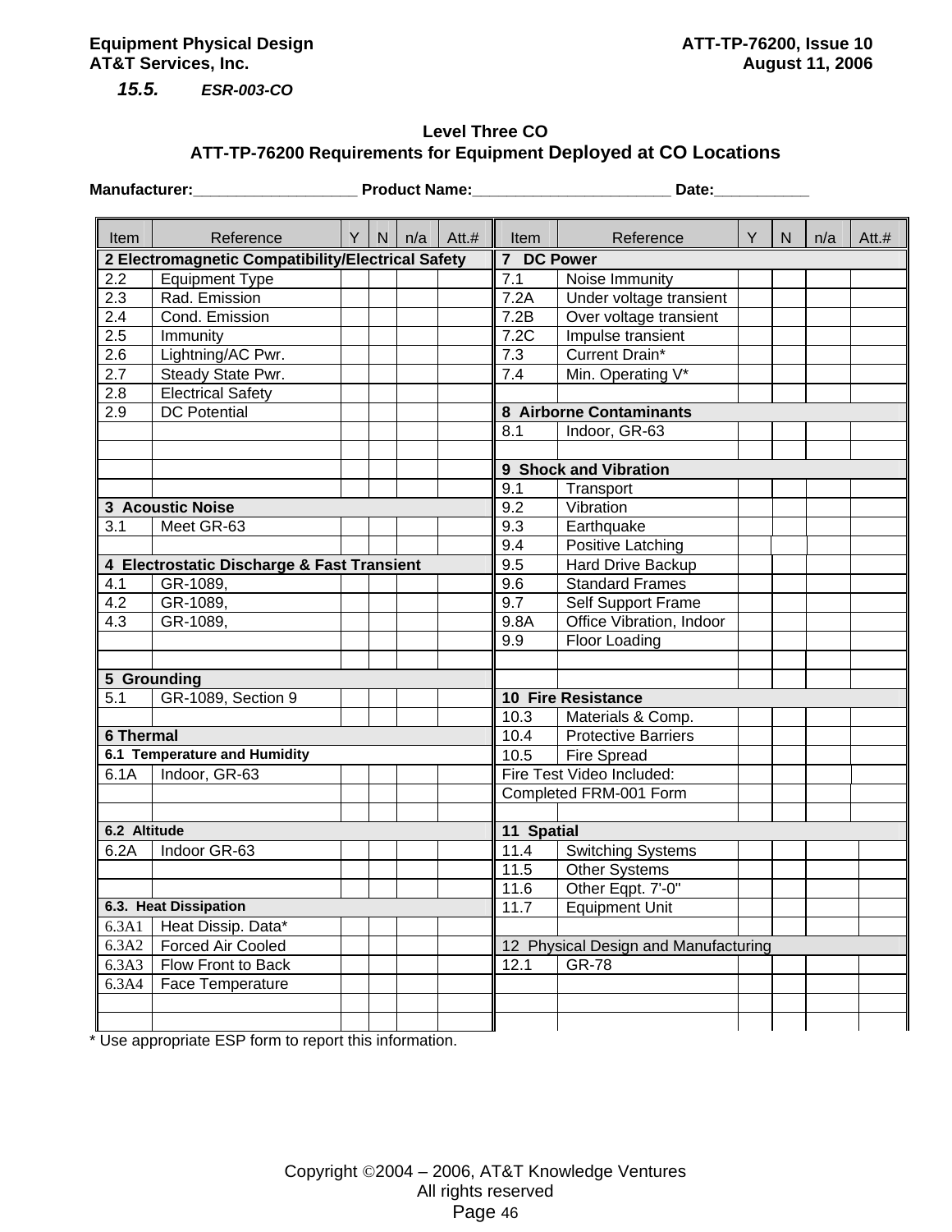### 15.5. ESR-003-CO

**Level Three CO**
**ATT-TP-76200 Requirements for Equipment Deployed at CO Locations**

**Manufacturer:___________________ Product Name:_______________________ Date:___________**

| Item | Reference | Y | N | n/a | Att.# | Item | Reference | Y | N | n/a | Att.# |
|---|---|---|---|---|---|---|---|---|---|---|---|
| **2 Electromagnetic Compatibility/Electrical Safety** | | | | | | **7 DC Power** | | | | | |
| 2.2 | Equipment Type | | | | | 7.1 | Noise Immunity | | | | |
| 2.3 | Rad. Emission | | | | | 7.2A | Under voltage transient | | | | |
| 2.4 | Cond. Emission | | | | | 7.2B | Over voltage transient | | | | |
| 2.5 | Immunity | | | | | 7.2C | Impulse transient | | | | |
| 2.6 | Lightning/AC Pwr. | | | | | 7.3 | Current Drain* | | | | |
| 2.7 | Steady State Pwr. | | | | | 7.4 | Min. Operating V* | | | | |
| 2.8 | Electrical Safety | | | | | | | | | | |
| 2.9 | DC Potential | | | | | **8 Airborne Contaminants** | | | | | |
| | | | | | | 8.1 | Indoor, GR-63 | | | | |
| | | | | | | | | | | | |
| | | | | | | **9 Shock and Vibration** | | | | | |
| | | | | | | 9.1 | Transport | | | | |
| **3 Acoustic Noise** | | | | | | 9.2 | Vibration | | | | |
| 3.1 | Meet GR-63 | | | | | 9.3 | Earthquake | | | | |
| | | | | | | 9.4 | Positive Latching | | | | |
| **4 Electrostatic Discharge & Fast Transient** | | | | | | 9.5 | Hard Drive Backup | | | | |
| 4.1 | GR-1089, | | | | | 9.6 | Standard Frames | | | | |
| 4.2 | GR-1089, | | | | | 9.7 | Self Support Frame | | | | |
| 4.3 | GR-1089, | | | | | 9.8A | Office Vibration, Indoor | | | | |
| | | | | | | 9.9 | Floor Loading | | | | |
| | | | | | | | | | | | |
| **5 Grounding** | | | | | | | | | | | |
| 5.1 | GR-1089, Section 9 | | | | | **10 Fire Resistance** | | | | | |
| | | | | | | 10.3 | Materials & Comp. | | | | |
| **6 Thermal** | | | | | | 10.4 | Protective Barriers | | | | |
| **6.1 Temperature and Humidity** | | | | | | 10.5 | Fire Spread | | | | |
| 6.1A | Indoor, GR-63 | | | | | Fire Test Video Included: | | | | | |
| | | | | | | Completed FRM-001 Form | | | | | |
| | | | | | | | | | | | |
| **6.2 Altitude** | | | | | | **11 Spatial** | | | | | |
| 6.2A | Indoor GR-63 | | | | | 11.4 | Switching Systems | | | | |
| | | | | | | 11.5 | Other Systems | | | | |
| | | | | | | 11.6 | Other Eqpt. 7'-0" | | | | |
| **6.3. Heat Dissipation** | | | | | | 11.7 | Equipment Unit | | | | |
| 6.3A1 | Heat Dissip. Data* | | | | | | | | | | |
| 6.3A2 | Forced Air Cooled | | | | | **12 Physical Design and Manufacturing** | | | | | |
| 6.3A3 | Flow Front to Back | | | | | 12.1 | GR-78 | | | | |
| 6.3A4 | Face Temperature | | | | | | | | | | |
| | | | | | | | | | | | |
| | | | | | | | | | | | |

\* Use appropriate ESP form to report this information.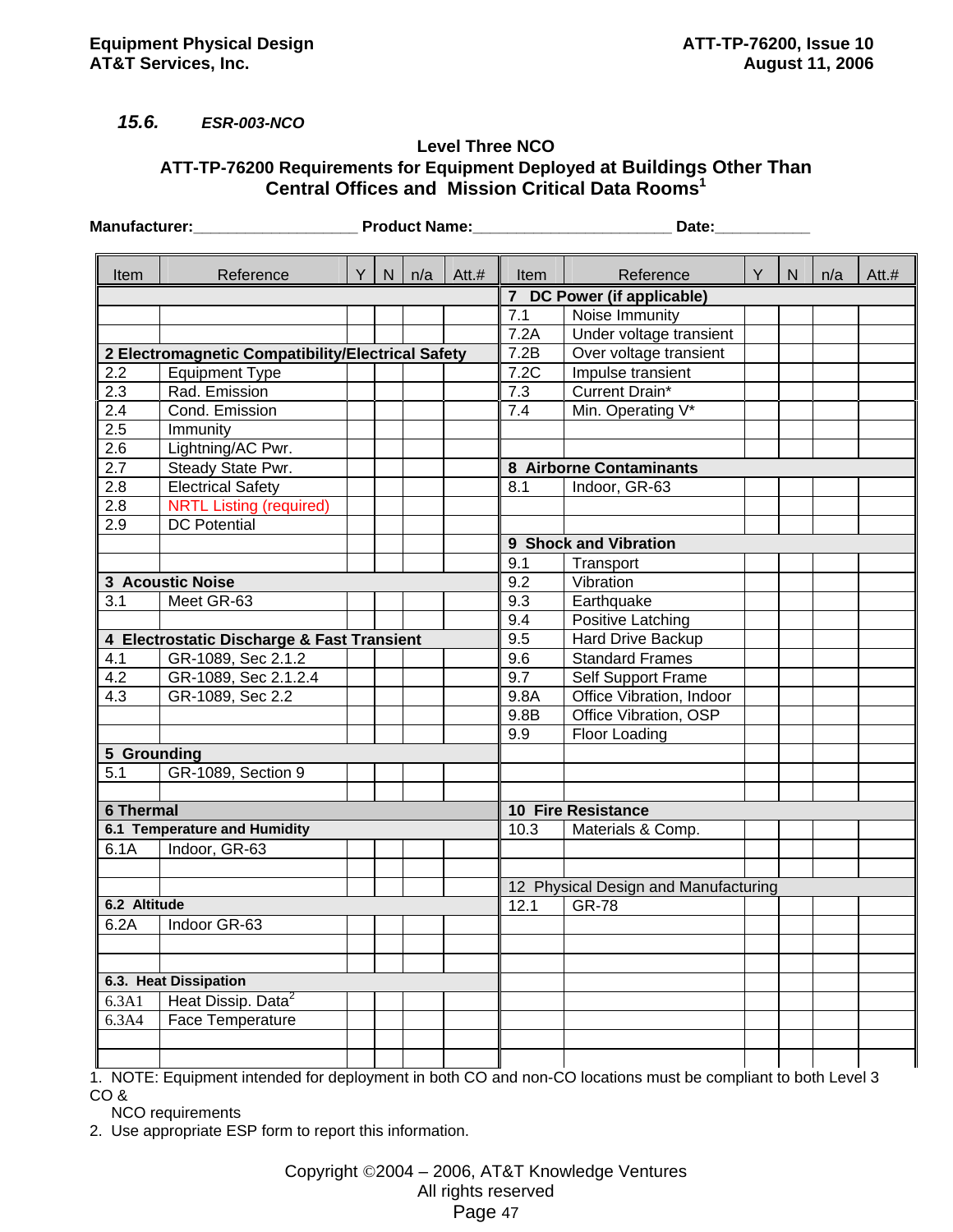### 15.6. ESR-003-NCO

**Level Three NCO**

**ATT-TP-76200 Requirements for Equipment Deployed at Buildings Other Than Central Offices and Mission Critical Data Rooms[1]**

**Manufacturer:___________________ Product Name:______________________ Date:___________**

| Item | Reference | Y | N | n/a | Att.# | Item | Reference | Y | N | n/a | Att.# |
|---|---|---|---|---|---|---|---|---|---|---|---|
| | | | | | | **7 DC Power (if applicable)** | | | | | |
| | | | | | | 7.1 | Noise Immunity | | | | |
| | | | | | | 7.2A | Under voltage transient | | | | |
| **2 Electromagnetic Compatibility/Electrical Safety** | | | | | | 7.2B | Over voltage transient | | | | |
| 2.2 | Equipment Type | | | | | 7.2C | Impulse transient | | | | |
| 2.3 | Rad. Emission | | | | | 7.3 | Current Drain* | | | | |
| 2.4 | Cond. Emission | | | | | 7.4 | Min. Operating V* | | | | |
| 2.5 | Immunity | | | | | | | | | | |
| 2.6 | Lightning/AC Pwr. | | | | | | | | | | |
| 2.7 | Steady State Pwr. | | | | | **8 Airborne Contaminants** | | | | | |
| 2.8 | Electrical Safety | | | | | 8.1 | Indoor, GR-63 | | | | |
| 2.8 | NRTL Listing (required) | | | | | | | | | | |
| 2.9 | DC Potential | | | | | | | | | | |
| | | | | | | **9 Shock and Vibration** | | | | | |
| | | | | | | 9.1 | Transport | | | | |
| **3 Acoustic Noise** | | | | | | 9.2 | Vibration | | | | |
| 3.1 | Meet GR-63 | | | | | 9.3 | Earthquake | | | | |
| | | | | | | 9.4 | Positive Latching | | | | |
| **4 Electrostatic Discharge & Fast Transient** | | | | | | 9.5 | Hard Drive Backup | | | | |
| 4.1 | GR-1089, Sec 2.1.2 | | | | | 9.6 | Standard Frames | | | | |
| 4.2 | GR-1089, Sec 2.1.2.4 | | | | | 9.7 | Self Support Frame | | | | |
| 4.3 | GR-1089, Sec 2.2 | | | | | 9.8A | Office Vibration, Indoor | | | | |
| | | | | | | 9.8B | Office Vibration, OSP | | | | |
| | | | | | | 9.9 | Floor Loading | | | | |
| **5 Grounding** | | | | | | | | | | | |
| 5.1 | GR-1089, Section 9 | | | | | | | | | | |
| | | | | | | | | | | | |
| **6 Thermal** | | | | | | **10 Fire Resistance** | | | | | |
| **6.1 Temperature and Humidity** | | | | | | 10.3 | Materials & Comp. | | | | |
| 6.1A | Indoor, GR-63 | | | | | | | | | | |
| | | | | | | | | | | | |
| | | | | | | 12 Physical Design and Manufacturing | | | | | |
| **6.2 Altitude** | | | | | | 12.1 | GR-78 | | | | |
| 6.2A | Indoor GR-63 | | | | | | | | | | |
| | | | | | | | | | | | |
| | | | | | | | | | | | |
| **6.3. Heat Dissipation** | | | | | | | | | | | |
| 6.3A1 | Heat Dissip. Data[2] | | | | | | | | | | |
| 6.3A4 | Face Temperature | | | | | | | | | | |
| | | | | | | | | | | | |
| | | | | | | | | | | | |

1. NOTE: Equipment intended for deployment in both CO and non-CO locations must be compliant to both Level 3 CO & NCO requirements
2. Use appropriate ESP form to report this information.

Copyright ©2004 – 2006, AT&T Knowledge Ventures
All rights reserved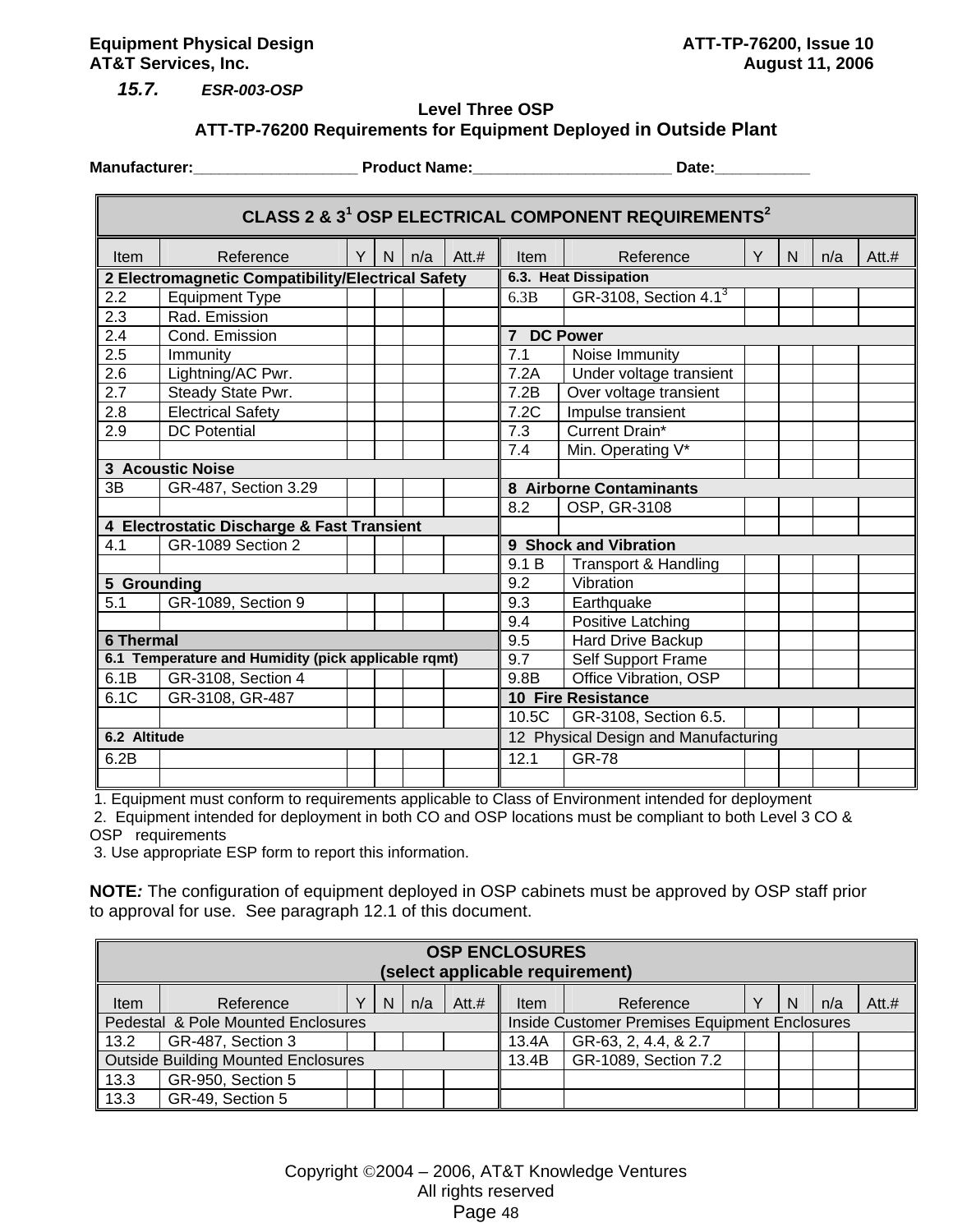### 15.7. ESR-003-OSP

**Level Three OSP**
**ATT-TP-76200 Requirements for Equipment Deployed in Outside Plant**

**Manufacturer:___________________ Product Name:_______________________ Date:___________**

| **CLASS 2 & 3[1] OSP ELECTRICAL COMPONENT REQUIREMENTS[2]** | | | | | | | | | | | |
|---|---|---|---|---|---|---|---|---|---|---|---|
| Item | Reference | Y | N | n/a | Att.# | Item | Reference | Y | N | n/a | Att.# |
| **2 Electromagnetic Compatibility/Electrical Safety** | | | | | | **6.3. Heat Dissipation** | | | | | |
| 2.2 | Equipment Type | | | | | 6.3B | GR-3108, Section 4.1[3] | | | | |
| 2.3 | Rad. Emission | | | | | | | | | | |
| 2.4 | Cond. Emission | | | | | **7 DC Power** | | | | | |
| 2.5 | Immunity | | | | | 7.1 | Noise Immunity | | | | |
| 2.6 | Lightning/AC Pwr. | | | | | 7.2A | Under voltage transient | | | | |
| 2.7 | Steady State Pwr. | | | | | 7.2B | Over voltage transient | | | | |
| 2.8 | Electrical Safety | | | | | 7.2C | Impulse transient | | | | |
| 2.9 | DC Potential | | | | | 7.3 | Current Drain* | | | | |
| | | | | | | 7.4 | Min. Operating V* | | | | |
| **3 Acoustic Noise** | | | | | | | | | | | |
| 3B | GR-487, Section 3.29 | | | | | **8 Airborne Contaminants** | | | | | |
| | | | | | | 8.2 | OSP, GR-3108 | | | | |
| **4 Electrostatic Discharge & Fast Transient** | | | | | | | | | | | |
| 4.1 | GR-1089 Section 2 | | | | | **9 Shock and Vibration** | | | | | |
| | | | | | | 9.1 B | Transport & Handling | | | | |
| **5 Grounding** | | | | | | 9.2 | Vibration | | | | |
| 5.1 | GR-1089, Section 9 | | | | | 9.3 | Earthquake | | | | |
| | | | | | | 9.4 | Positive Latching | | | | |
| **6 Thermal** | | | | | | 9.5 | Hard Drive Backup | | | | |
| **6.1 Temperature and Humidity (pick applicable rqmt)** | | | | | | 9.7 | Self Support Frame | | | | |
| 6.1B | GR-3108, Section 4 | | | | | 9.8B | Office Vibration, OSP | | | | |
| 6.1C | GR-3108, GR-487 | | | | | **10 Fire Resistance** | | | | | |
| | | | | | | 10.5C | GR-3108, Section 6.5. | | | | |
| **6.2 Altitude** | | | | | | 12 Physical Design and Manufacturing | | | | | |
| 6.2B | | | | | | 12.1 | GR-78 | | | | |
| | | | | | | | | | | | |

1. Equipment must conform to requirements applicable to Class of Environment intended for deployment
2. Equipment intended for deployment in both CO and OSP locations must be compliant to both Level 3 CO & OSP requirements
3. Use appropriate ESP form to report this information.

**NOTE***:* The configuration of equipment deployed in OSP cabinets must be approved by OSP staff prior to approval for use. See paragraph 12.1 of this document.

| **OSP ENCLOSURES (select applicable requirement)** | | | | | | | | | | | |
|---|---|---|---|---|---|---|---|---|---|---|---|
| Item | Reference | Y | N | n/a | Att.# | Item | Reference | Y | N | n/a | Att.# |
| Pedestal & Pole Mounted Enclosures | | | | | | Inside Customer Premises Equipment Enclosures | | | | | |
| 13.2 | GR-487, Section 3 | | | | | 13.4A | GR-63, 2, 4.4, & 2.7 | | | | |
| Outside Building Mounted Enclosures | | | | | | 13.4B | GR-1089, Section 7.2 | | | | |
| 13.3 | GR-950, Section 5 | | | | | | | | | | |
| 13.3 | GR-49, Section 5 | | | | | | | | | | |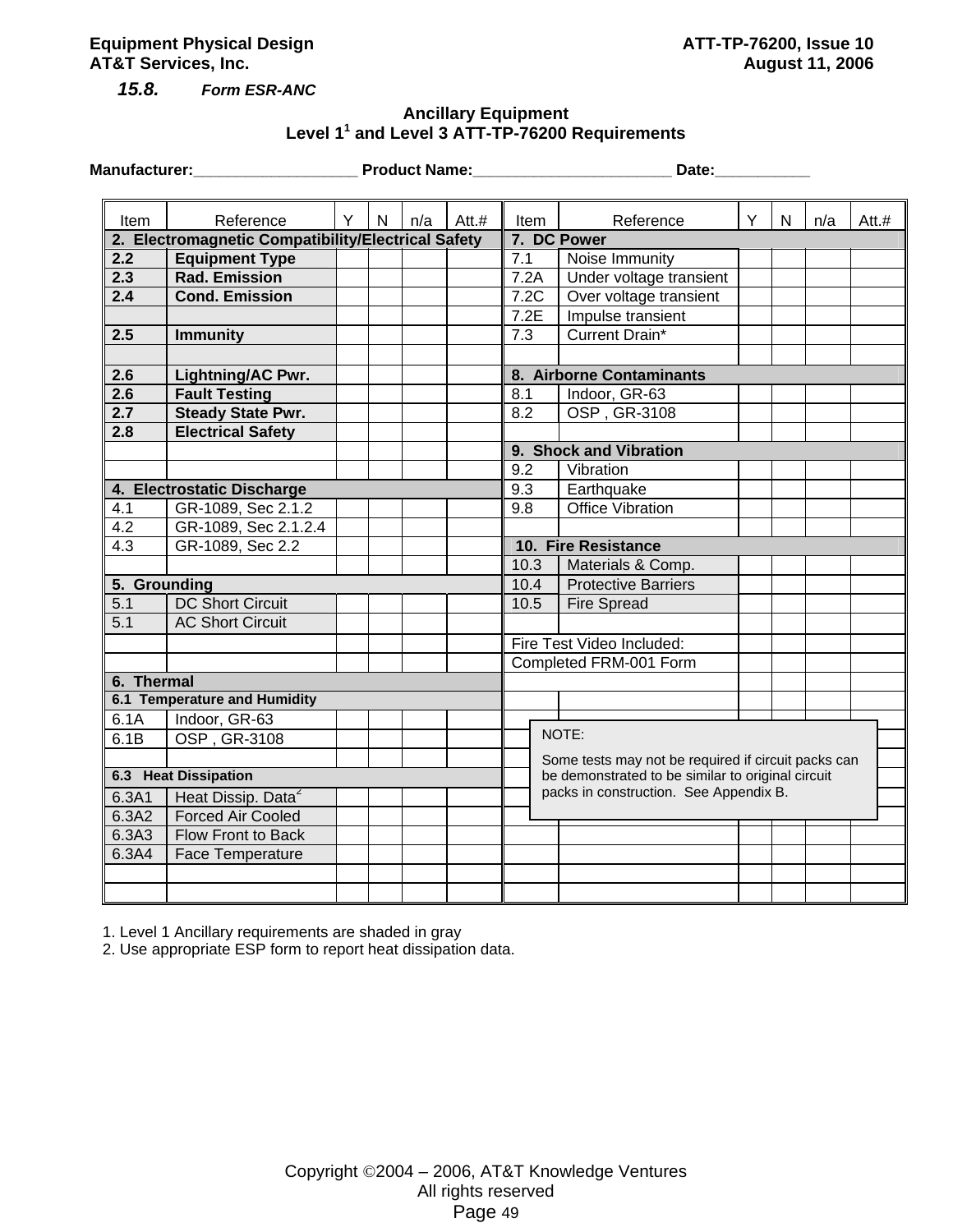### 15.8. Form ESR-ANC

**Ancillary Equipment**
**Level 1[1] and Level 3 ATT-TP-76200 Requirements**

**Manufacturer:___________________ Product Name:_______________________ Date:___________**

| Item | Reference | Y | N | n/a | Att.# | Item | Reference | Y | N | n/a | Att.# |
|---|---|---|---|---|---|---|---|---|---|---|---|
| **2. Electromagnetic Compatibility/Electrical Safety** | | | | | | **7. DC Power** | | | | | |
| **2.2** | **Equipment Type** | | | | | 7.1 | Noise Immunity | | | | |
| **2.3** | **Rad. Emission** | | | | | 7.2A | Under voltage transient | | | | |
| **2.4** | **Cond. Emission** | | | | | 7.2C | Over voltage transient | | | | |
| | | | | | | 7.2E | Impulse transient | | | | |
| **2.5** | **Immunity** | | | | | 7.3 | Current Drain* | | | | |
| | | | | | | | | | | | |
| **2.6** | **Lightning/AC Pwr.** | | | | | **8. Airborne Contaminants** | | | | | |
| **2.6** | **Fault Testing** | | | | | 8.1 | Indoor, GR-63 | | | | |
| **2.7** | **Steady State Pwr.** | | | | | 8.2 | OSP , GR-3108 | | | | |
| **2.8** | **Electrical Safety** | | | | | | | | | | |
| | | | | | | **9. Shock and Vibration** | | | | | |
| | | | | | | 9.2 | Vibration | | | | |
| **4. Electrostatic Discharge** | | | | | | 9.3 | Earthquake | | | | |
| 4.1 | GR-1089, Sec 2.1.2 | | | | | 9.8 | Office Vibration | | | | |
| 4.2 | GR-1089, Sec 2.1.2.4 | | | | | | | | | | |
| 4.3 | GR-1089, Sec 2.2 | | | | | **10. Fire Resistance** | | | | | |
| | | | | | | 10.3 | Materials & Comp. | | | | |
| **5. Grounding** | | | | | | 10.4 | Protective Barriers | | | | |
| 5.1 | DC Short Circuit | | | | | 10.5 | Fire Spread | | | | |
| 5.1 | AC Short Circuit | | | | | | | | | | |
| | | | | | | Fire Test Video Included: | | | | | |
| | | | | | | Completed FRM-001 Form | | | | | |
| **6. Thermal** | | | | | | | | | | | |
| **6.1 Temperature and Humidity** | | | | | | | | | | | |
| 6.1A | Indoor, GR-63 | | | | | | | | | | |
| 6.1B | OSP , GR-3108 | | | | | | | | | | |
| | | | | | | | | | | | |
| **6.3 Heat Dissipation** | | | | | | | | | | | |
| 6.3A1 | Heat Dissip. Data[2] | | | | | | | | | | |
| 6.3A2 | Forced Air Cooled | | | | | | | | | | |
| 6.3A3 | Flow Front to Back | | | | | | | | | | |
| 6.3A4 | Face Temperature | | | | | | | | | | |
| | | | | | | | | | | | |
| | | | | | | | | | | | |

NOTE:

Some tests may not be required if circuit packs can be demonstrated to be similar to original circuit packs in construction. See Appendix B.

1. Level 1 Ancillary requirements are shaded in gray
2. Use appropriate ESP form to report heat dissipation data.

Copyright ©2004 – 2006, AT&T Knowledge Ventures
All rights reserved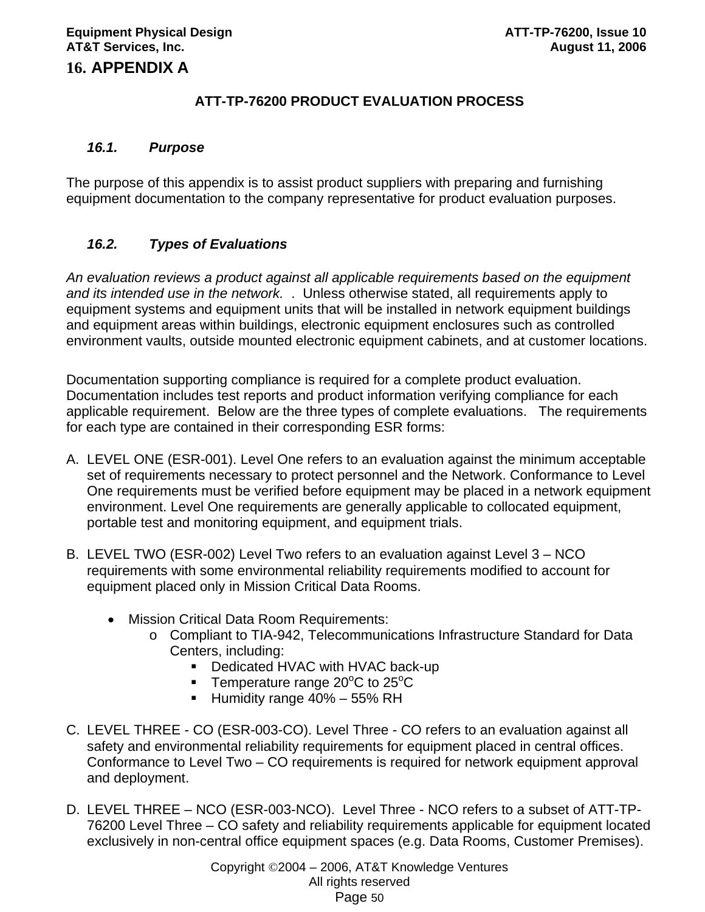# 16. APPENDIX A

**ATT-TP-76200 PRODUCT EVALUATION PROCESS**

## *16.1. Purpose*

The purpose of this appendix is to assist product suppliers with preparing and furnishing equipment documentation to the company representative for product evaluation purposes.

## *16.2. Types of Evaluations*

*An evaluation reviews a product against all applicable requirements based on the equipment and its intended use in the network.* . Unless otherwise stated, all requirements apply to equipment systems and equipment units that will be installed in network equipment buildings and equipment areas within buildings, electronic equipment enclosures such as controlled environment vaults, outside mounted electronic equipment cabinets, and at customer locations.

Documentation supporting compliance is required for a complete product evaluation. Documentation includes test reports and product information verifying compliance for each applicable requirement. Below are the three types of complete evaluations. The requirements for each type are contained in their corresponding ESR forms:

A. LEVEL ONE (ESR-001). Level One refers to an evaluation against the minimum acceptable set of requirements necessary to protect personnel and the Network. Conformance to Level One requirements must be verified before equipment may be placed in a network equipment environment. Level One requirements are generally applicable to collocated equipment, portable test and monitoring equipment, and equipment trials.

B. LEVEL TWO (ESR-002) Level Two refers to an evaluation against Level 3 – NCO requirements with some environmental reliability requirements modified to account for equipment placed only in Mission Critical Data Rooms.

- Mission Critical Data Room Requirements:
  - Compliant to TIA-942, Telecommunications Infrastructure Standard for Data Centers, including:
    - Dedicated HVAC with HVAC back-up
    - Temperature range 20$^{o}$C to 25$^{o}$C
    - Humidity range 40% – 55% RH

C. LEVEL THREE - CO (ESR-003-CO). Level Three - CO refers to an evaluation against all safety and environmental reliability requirements for equipment placed in central offices. Conformance to Level Two – CO requirements is required for network equipment approval and deployment.

D. LEVEL THREE – NCO (ESR-003-NCO). Level Three - NCO refers to a subset of ATT-TP-76200 Level Three – CO safety and reliability requirements applicable for equipment located exclusively in non-central office equipment spaces (e.g. Data Rooms, Customer Premises).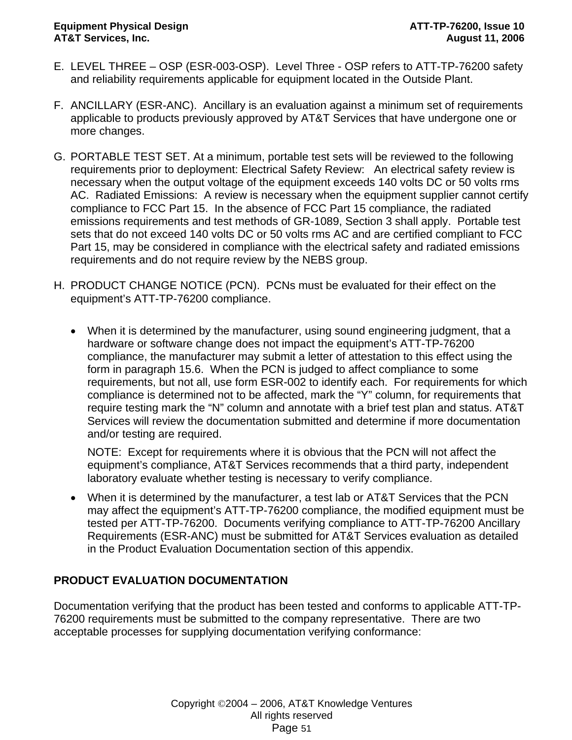E. LEVEL THREE – OSP (ESR-003-OSP). Level Three - OSP refers to ATT-TP-76200 safety and reliability requirements applicable for equipment located in the Outside Plant.

F. ANCILLARY (ESR-ANC). Ancillary is an evaluation against a minimum set of requirements applicable to products previously approved by AT&T Services that have undergone one or more changes.

G. PORTABLE TEST SET. At a minimum, portable test sets will be reviewed to the following requirements prior to deployment: Electrical Safety Review: An electrical safety review is necessary when the output voltage of the equipment exceeds 140 volts DC or 50 volts rms AC. Radiated Emissions: A review is necessary when the equipment supplier cannot certify compliance to FCC Part 15. In the absence of FCC Part 15 compliance, the radiated emissions requirements and test methods of GR-1089, Section 3 shall apply. Portable test sets that do not exceed 140 volts DC or 50 volts rms AC and are certified compliant to FCC Part 15, may be considered in compliance with the electrical safety and radiated emissions requirements and do not require review by the NEBS group.

H. PRODUCT CHANGE NOTICE (PCN). PCNs must be evaluated for their effect on the equipment's ATT-TP-76200 compliance.

- When it is determined by the manufacturer, using sound engineering judgment, that a hardware or software change does not impact the equipment's ATT-TP-76200 compliance, the manufacturer may submit a letter of attestation to this effect using the form in paragraph 15.6. When the PCN is judged to affect compliance to some requirements, but not all, use form ESR-002 to identify each. For requirements for which compliance is determined not to be affected, mark the "Y" column, for requirements that require testing mark the "N" column and annotate with a brief test plan and status. AT&T Services will review the documentation submitted and determine if more documentation and/or testing are required.

  NOTE: Except for requirements where it is obvious that the PCN will not affect the equipment's compliance, AT&T Services recommends that a third party, independent laboratory evaluate whether testing is necessary to verify compliance.

- When it is determined by the manufacturer, a test lab or AT&T Services that the PCN may affect the equipment's ATT-TP-76200 compliance, the modified equipment must be tested per ATT-TP-76200. Documents verifying compliance to ATT-TP-76200 Ancillary Requirements (ESR-ANC) must be submitted for AT&T Services evaluation as detailed in the Product Evaluation Documentation section of this appendix.

## PRODUCT EVALUATION DOCUMENTATION

Documentation verifying that the product has been tested and conforms to applicable ATT-TP-76200 requirements must be submitted to the company representative. There are two acceptable processes for supplying documentation verifying conformance: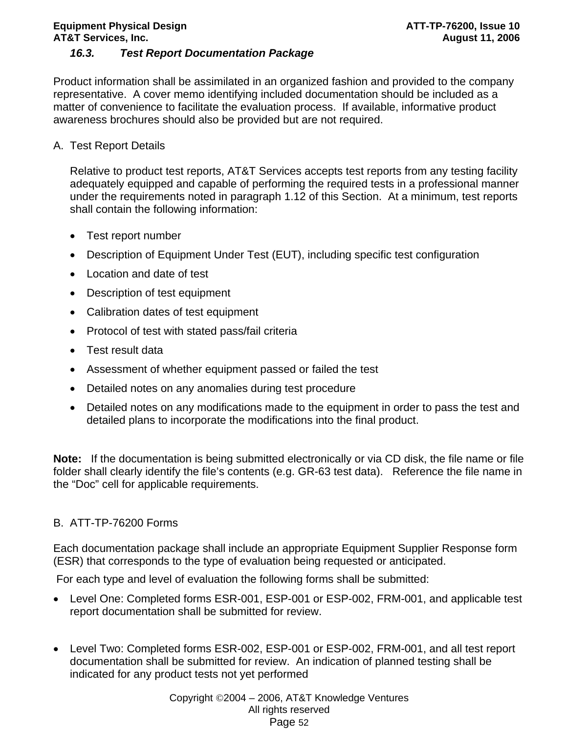### *16.3. Test Report Documentation Package*

Product information shall be assimilated in an organized fashion and provided to the company representative. A cover memo identifying included documentation should be included as a matter of convenience to facilitate the evaluation process. If available, informative product awareness brochures should also be provided but are not required.

A. Test Report Details

Relative to product test reports, AT&T Services accepts test reports from any testing facility adequately equipped and capable of performing the required tests in a professional manner under the requirements noted in paragraph 1.12 of this Section. At a minimum, test reports shall contain the following information:

- Test report number
- Description of Equipment Under Test (EUT), including specific test configuration
- Location and date of test
- Description of test equipment
- Calibration dates of test equipment
- Protocol of test with stated pass/fail criteria
- Test result data
- Assessment of whether equipment passed or failed the test
- Detailed notes on any anomalies during test procedure
- Detailed notes on any modifications made to the equipment in order to pass the test and detailed plans to incorporate the modifications into the final product.

**Note:** If the documentation is being submitted electronically or via CD disk, the file name or file folder shall clearly identify the file's contents (e.g. GR-63 test data). Reference the file name in the "Doc" cell for applicable requirements.

B. ATT-TP-76200 Forms

Each documentation package shall include an appropriate Equipment Supplier Response form (ESR) that corresponds to the type of evaluation being requested or anticipated.

For each type and level of evaluation the following forms shall be submitted:

- Level One: Completed forms ESR-001, ESP-001 or ESP-002, FRM-001, and applicable test report documentation shall be submitted for review.

- Level Two: Completed forms ESR-002, ESP-001 or ESP-002, FRM-001, and all test report documentation shall be submitted for review. An indication of planned testing shall be indicated for any product tests not yet performed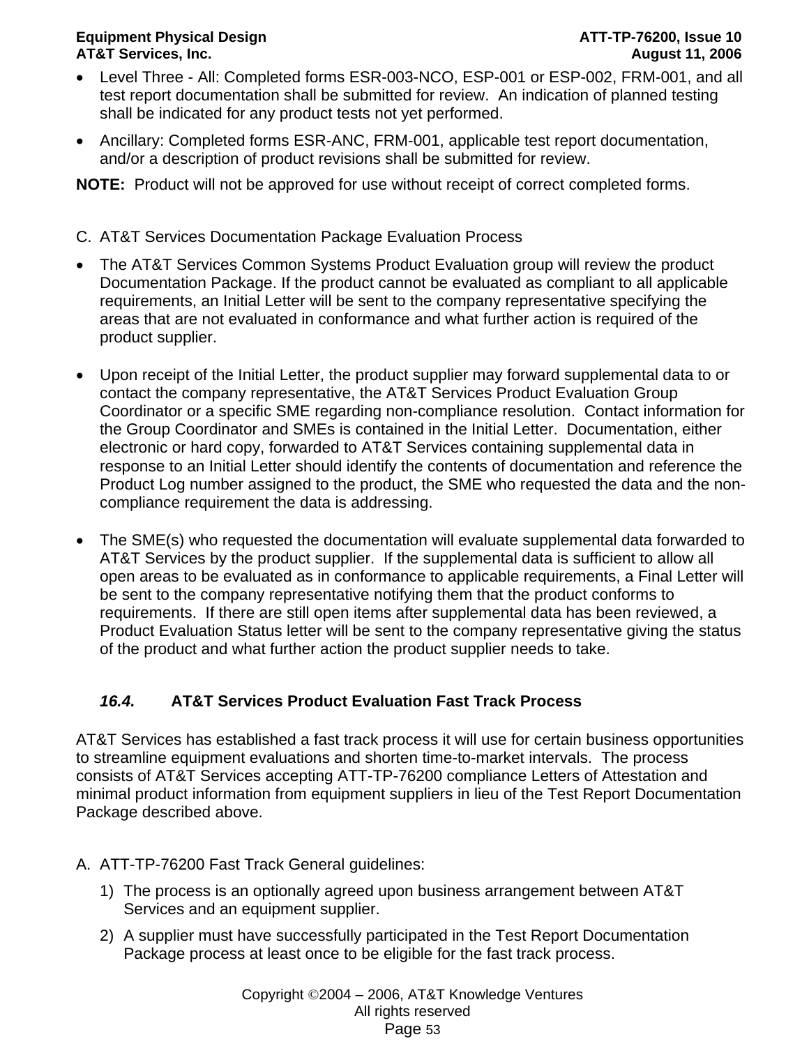- Level Three - All: Completed forms ESR-003-NCO, ESP-001 or ESP-002, FRM-001, and all test report documentation shall be submitted for review. An indication of planned testing shall be indicated for any product tests not yet performed.
- Ancillary: Completed forms ESR-ANC, FRM-001, applicable test report documentation, and/or a description of product revisions shall be submitted for review.

**NOTE:** Product will not be approved for use without receipt of correct completed forms.

C. AT&T Services Documentation Package Evaluation Process

- The AT&T Services Common Systems Product Evaluation group will review the product Documentation Package. If the product cannot be evaluated as compliant to all applicable requirements, an Initial Letter will be sent to the company representative specifying the areas that are not evaluated in conformance and what further action is required of the product supplier.

- Upon receipt of the Initial Letter, the product supplier may forward supplemental data to or contact the company representative, the AT&T Services Product Evaluation Group Coordinator or a specific SME regarding non-compliance resolution. Contact information for the Group Coordinator and SMEs is contained in the Initial Letter. Documentation, either electronic or hard copy, forwarded to AT&T Services containing supplemental data in response to an Initial Letter should identify the contents of documentation and reference the Product Log number assigned to the product, the SME who requested the data and the non-compliance requirement the data is addressing.

- The SME(s) who requested the documentation will evaluate supplemental data forwarded to AT&T Services by the product supplier. If the supplemental data is sufficient to allow all open areas to be evaluated as in conformance to applicable requirements, a Final Letter will be sent to the company representative notifying them that the product conforms to requirements. If there are still open items after supplemental data has been reviewed, a Product Evaluation Status letter will be sent to the company representative giving the status of the product and what further action the product supplier needs to take.

### *16.4.* AT&T Services Product Evaluation Fast Track Process

AT&T Services has established a fast track process it will use for certain business opportunities to streamline equipment evaluations and shorten time-to-market intervals. The process consists of AT&T Services accepting ATT-TP-76200 compliance Letters of Attestation and minimal product information from equipment suppliers in lieu of the Test Report Documentation Package described above.

A. ATT-TP-76200 Fast Track General guidelines:

1) The process is an optionally agreed upon business arrangement between AT&T Services and an equipment supplier.
2) A supplier must have successfully participated in the Test Report Documentation Package process at least once to be eligible for the fast track process.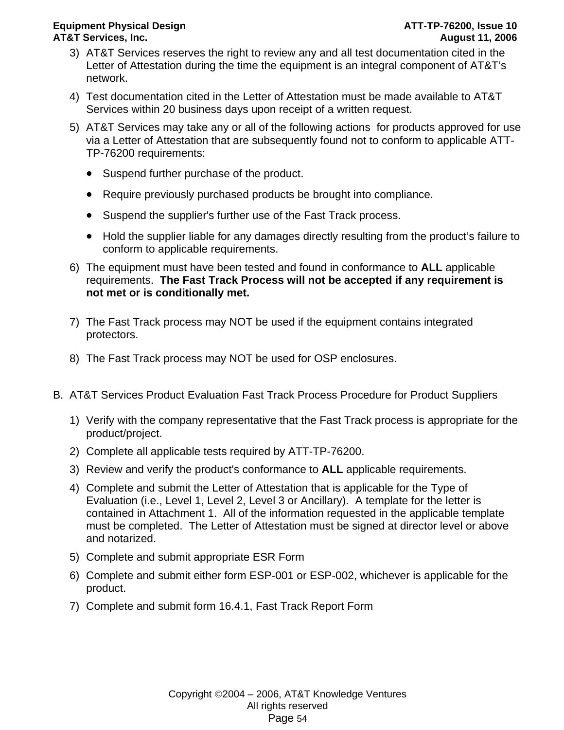3) AT&T Services reserves the right to review any and all test documentation cited in the Letter of Attestation during the time the equipment is an integral component of AT&T's network.

4) Test documentation cited in the Letter of Attestation must be made available to AT&T Services within 20 business days upon receipt of a written request.

5) AT&T Services may take any or all of the following actions for products approved for use via a Letter of Attestation that are subsequently found not to conform to applicable ATT-TP-76200 requirements:

   - Suspend further purchase of the product.
   - Require previously purchased products be brought into compliance.
   - Suspend the supplier's further use of the Fast Track process.
   - Hold the supplier liable for any damages directly resulting from the product's failure to conform to applicable requirements.

6) The equipment must have been tested and found in conformance to **ALL** applicable requirements. **The Fast Track Process will not be accepted if any requirement is not met or is conditionally met.**

7) The Fast Track process may NOT be used if the equipment contains integrated protectors.

8) The Fast Track process may NOT be used for OSP enclosures.

B. AT&T Services Product Evaluation Fast Track Process Procedure for Product Suppliers

1) Verify with the company representative that the Fast Track process is appropriate for the product/project.

2) Complete all applicable tests required by ATT-TP-76200.

3) Review and verify the product's conformance to **ALL** applicable requirements.

4) Complete and submit the Letter of Attestation that is applicable for the Type of Evaluation (i.e., Level 1, Level 2, Level 3 or Ancillary). A template for the letter is contained in Attachment 1. All of the information requested in the applicable template must be completed. The Letter of Attestation must be signed at director level or above and notarized.

5) Complete and submit appropriate ESR Form

6) Complete and submit either form ESP-001 or ESP-002, whichever is applicable for the product.

7) Complete and submit form 16.4.1, Fast Track Report Form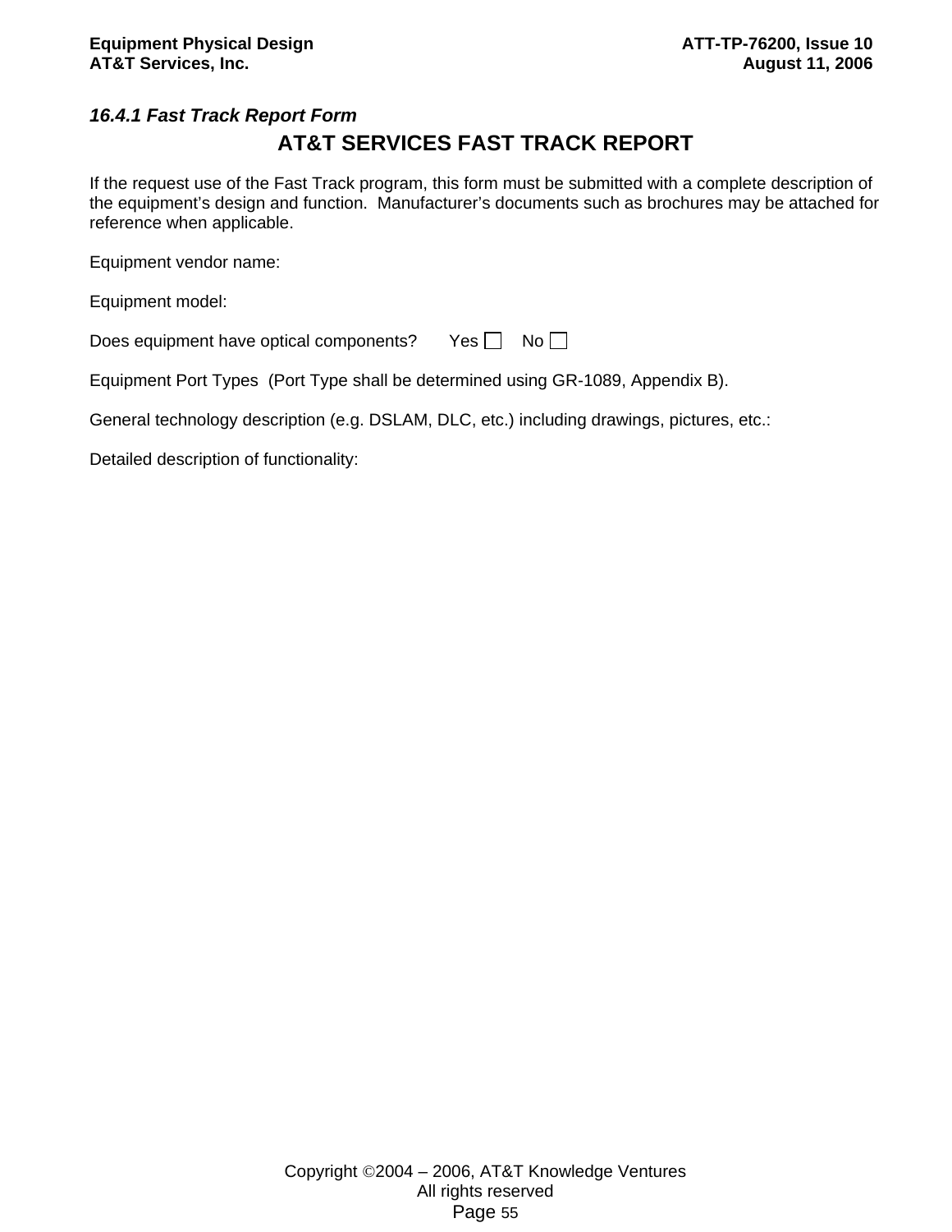### *16.4.1 Fast Track Report Form*

## AT&T SERVICES FAST TRACK REPORT

If the request use of the Fast Track program, this form must be submitted with a complete description of the equipment's design and function. Manufacturer's documents such as brochures may be attached for reference when applicable.

Equipment vendor name:

Equipment model:

Does equipment have optical components? Yes ☐ No ☐

Equipment Port Types (Port Type shall be determined using GR-1089, Appendix B).

General technology description (e.g. DSLAM, DLC, etc.) including drawings, pictures, etc.:

Detailed description of functionality: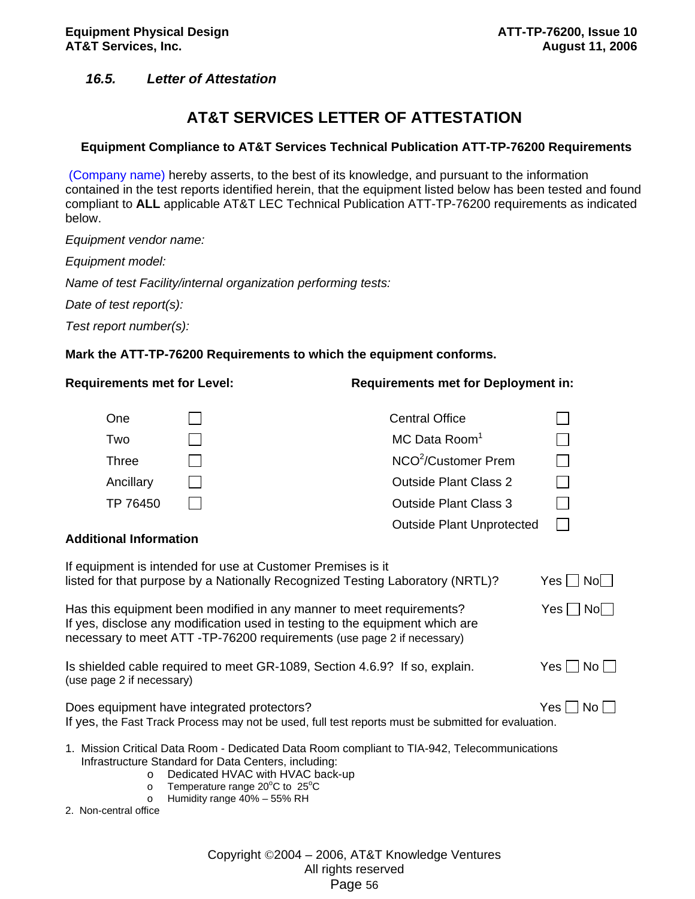### 16.5. *Letter of Attestation*

## AT&T SERVICES LETTER OF ATTESTATION

**Equipment Compliance to AT&T Services Technical Publication ATT-TP-76200 Requirements**

(Company name) hereby asserts, to the best of its knowledge, and pursuant to the information contained in the test reports identified herein, that the equipment listed below has been tested and found compliant to **ALL** applicable AT&T LEC Technical Publication ATT-TP-76200 requirements as indicated below.

*Equipment vendor name:*

*Equipment model:*

*Name of test Facility/internal organization performing tests:*

*Date of test report(s):*

*Test report number(s):*

**Mark the ATT-TP-76200 Requirements to which the equipment conforms.**

| **Requirements met for Level:** | | **Requirements met for Deployment in:** | |
|---|---|---|---|
| One | ☐ | Central Office | ☐ |
| Two | ☐ | MC Data Room[1] | ☐ |
| Three | ☐ | NCO[2]/Customer Prem | ☐ |
| Ancillary | ☐ | Outside Plant Class 2 | ☐ |
| TP 76450 | ☐ | Outside Plant Class 3 | ☐ |
| | | Outside Plant Unprotected | ☐ |

**Additional Information**

If equipment is intended for use at Customer Premises is it listed for that purpose by a Nationally Recognized Testing Laboratory (NRTL)? Yes ☐ No ☐

Has this equipment been modified in any manner to meet requirements? Yes ☐ No ☐
If yes, disclose any modification used in testing to the equipment which are necessary to meet ATT -TP-76200 requirements (use page 2 if necessary)

Is shielded cable required to meet GR-1089, Section 4.6.9? If so, explain. Yes ☐ No ☐
(use page 2 if necessary)

Does equipment have integrated protectors? Yes ☐ No ☐
If yes, the Fast Track Process may not be used, full test reports must be submitted for evaluation.

1. Mission Critical Data Room - Dedicated Data Room compliant to TIA-942, Telecommunications Infrastructure Standard for Data Centers, including:
   - Dedicated HVAC with HVAC back-up
   - Temperature range 20°C to 25°C
   - Humidity range 40% – 55% RH
2. Non-central office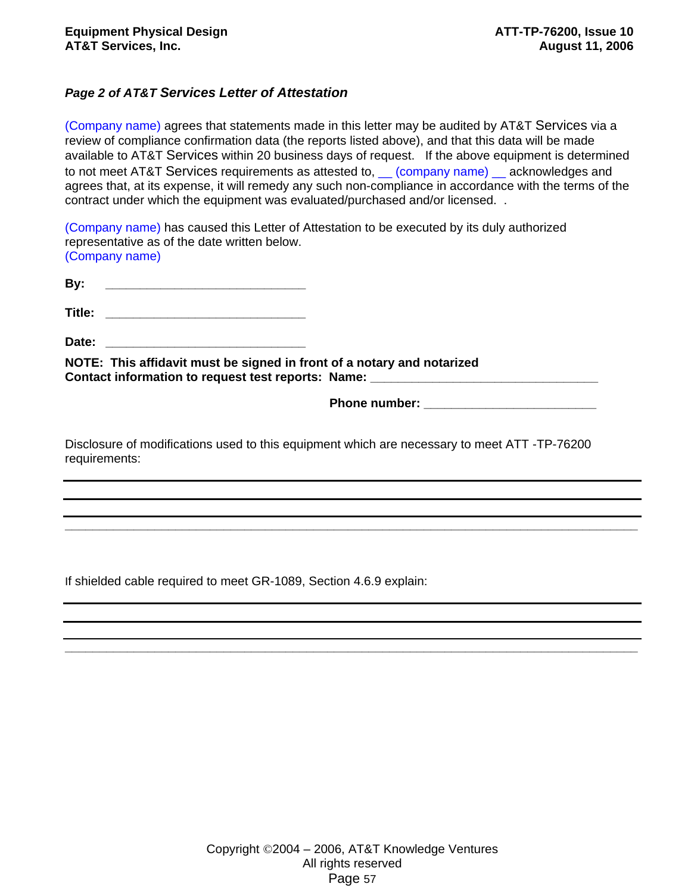***Page 2 of AT&T Services Letter of Attestation***

(Company name) agrees that statements made in this letter may be audited by AT&T Services via a review of compliance confirmation data (the reports listed above), and that this data will be made available to AT&T Services within 20 business days of request. If the above equipment is determined to not meet AT&T Services requirements as attested to, __ (company name) __ acknowledges and agrees that, at its expense, it will remedy any such non-compliance in accordance with the terms of the contract under which the equipment was evaluated/purchased and/or licensed. .

(Company name) has caused this Letter of Attestation to be executed by its duly authorized representative as of the date written below.
(Company name)

**By:** ____________________________

**Title:** ____________________________

**Date:** ____________________________

**NOTE: This affidavit must be signed in front of a notary and notarized**
**Contact information to request test reports: Name:** ________________________________

**Phone number:** ________________________

Disclosure of modifications used to this equipment which are necessary to meet ATT -TP-76200 requirements:

________________________________________________________________________________

________________________________________________________________________________

________________________________________________________________________________

________________________________________________________________________________

If shielded cable required to meet GR-1089, Section 4.6.9 explain:

________________________________________________________________________________

________________________________________________________________________________

________________________________________________________________________________

________________________________________________________________________________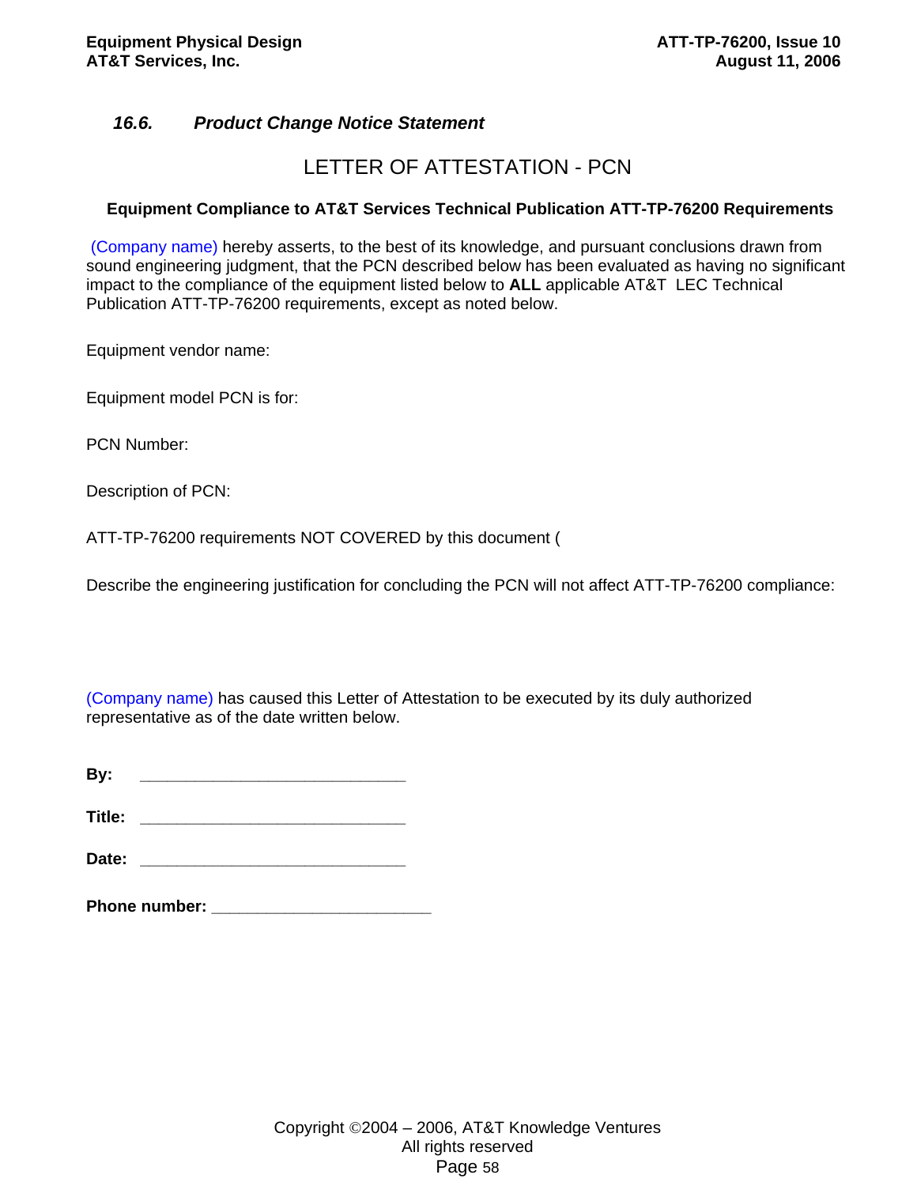### *16.6. Product Change Notice Statement*

## LETTER OF ATTESTATION - PCN

**Equipment Compliance to AT&T Services Technical Publication ATT-TP-76200 Requirements**

(Company name) hereby asserts, to the best of its knowledge, and pursuant conclusions drawn from sound engineering judgment, that the PCN described below has been evaluated as having no significant impact to the compliance of the equipment listed below to **ALL** applicable AT&T LEC Technical Publication ATT-TP-76200 requirements, except as noted below.

Equipment vendor name:

Equipment model PCN is for:

PCN Number:

Description of PCN:

ATT-TP-76200 requirements NOT COVERED by this document (

Describe the engineering justification for concluding the PCN will not affect ATT-TP-76200 compliance:

(Company name) has caused this Letter of Attestation to be executed by its duly authorized representative as of the date written below.

**By:** ______________________________

**Title:** ______________________________

**Date:** ______________________________

**Phone number:** ________________________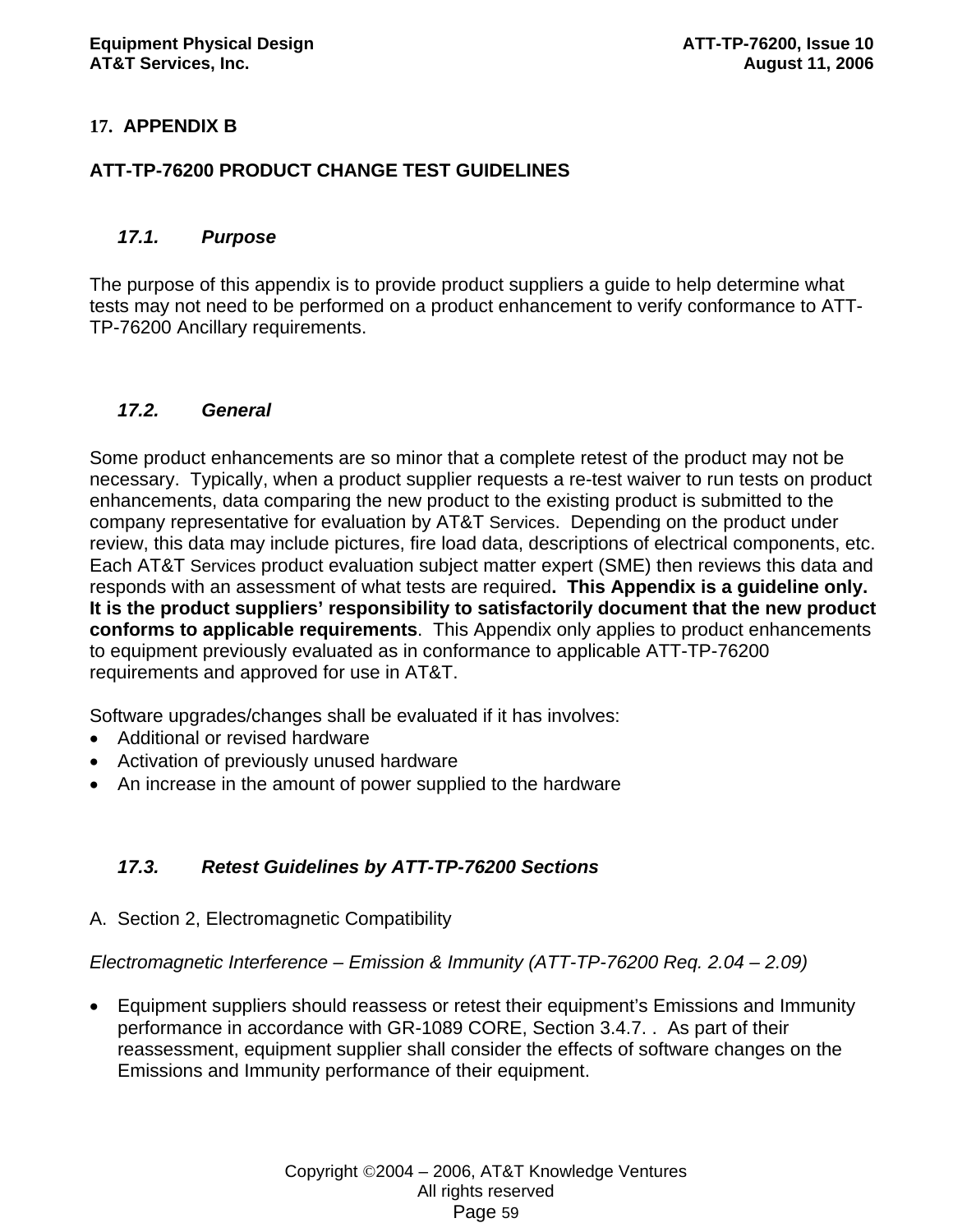# 17. APPENDIX B

## ATT-TP-76200 PRODUCT CHANGE TEST GUIDELINES

### *17.1. Purpose*

The purpose of this appendix is to provide product suppliers a guide to help determine what tests may not need to be performed on a product enhancement to verify conformance to ATT-TP-76200 Ancillary requirements.

### *17.2. General*

Some product enhancements are so minor that a complete retest of the product may not be necessary. Typically, when a product supplier requests a re-test waiver to run tests on product enhancements, data comparing the new product to the existing product is submitted to the company representative for evaluation by AT&T Services. Depending on the product under review, this data may include pictures, fire load data, descriptions of electrical components, etc. Each AT&T Services product evaluation subject matter expert (SME) then reviews this data and responds with an assessment of what tests are required**. This Appendix is a guideline only. It is the product suppliers' responsibility to satisfactorily document that the new product conforms to applicable requirements**. This Appendix only applies to product enhancements to equipment previously evaluated as in conformance to applicable ATT-TP-76200 requirements and approved for use in AT&T.

Software upgrades/changes shall be evaluated if it has involves:

- Additional or revised hardware
- Activation of previously unused hardware
- An increase in the amount of power supplied to the hardware

### *17.3. Retest Guidelines by ATT-TP-76200 Sections*

A. Section 2, Electromagnetic Compatibility

*Electromagnetic Interference – Emission & Immunity (ATT-TP-76200 Req. 2.04 – 2.09)*

- Equipment suppliers should reassess or retest their equipment's Emissions and Immunity performance in accordance with GR-1089 CORE, Section 3.4.7. . As part of their reassessment, equipment supplier shall consider the effects of software changes on the Emissions and Immunity performance of their equipment.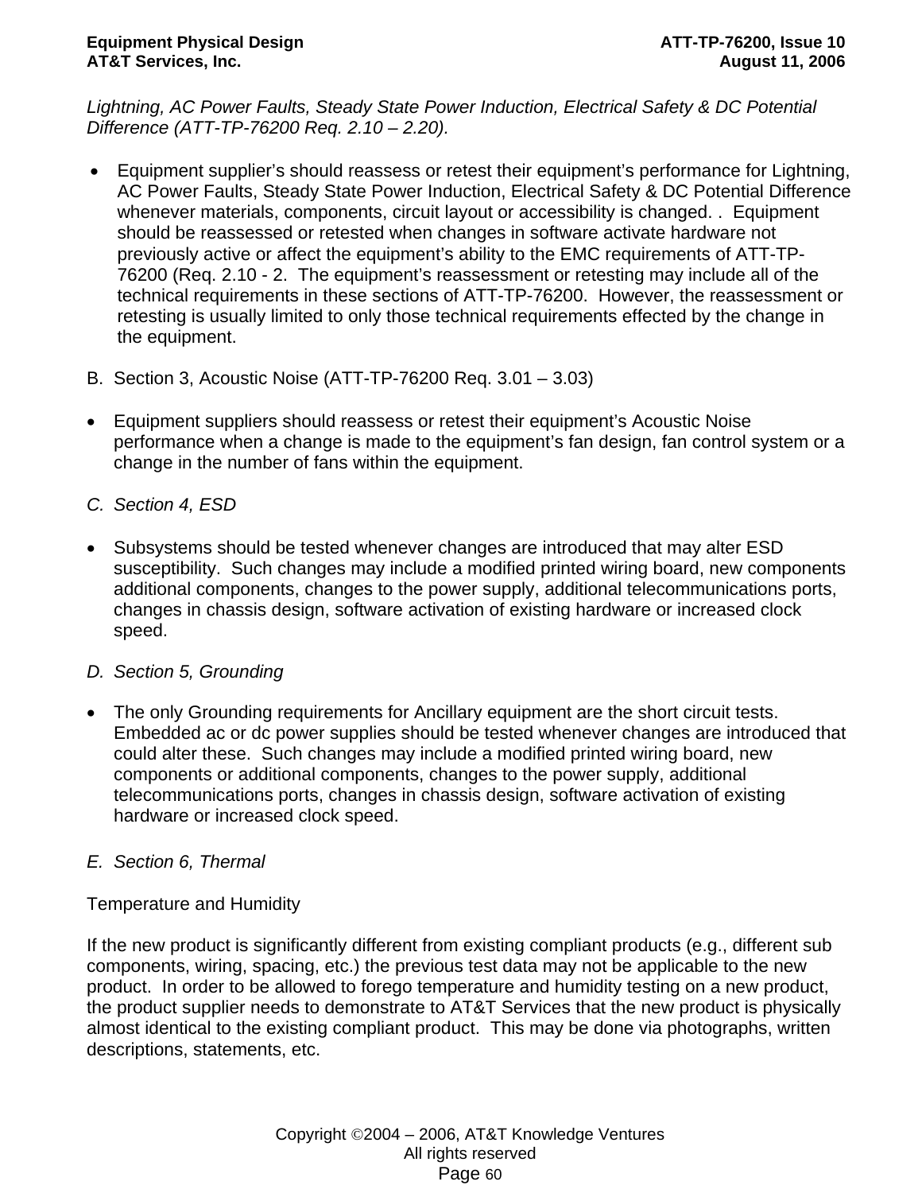*Lightning, AC Power Faults, Steady State Power Induction, Electrical Safety & DC Potential Difference (ATT-TP-76200 Req. 2.10 – 2.20).*

- Equipment supplier's should reassess or retest their equipment's performance for Lightning, AC Power Faults, Steady State Power Induction, Electrical Safety & DC Potential Difference whenever materials, components, circuit layout or accessibility is changed. .  Equipment should be reassessed or retested when changes in software activate hardware not previously active or affect the equipment's ability to the EMC requirements of ATT-TP-76200 (Req. 2.10 - 2.  The equipment's reassessment or retesting may include all of the technical requirements in these sections of ATT-TP-76200.  However, the reassessment or retesting is usually limited to only those technical requirements effected by the change in the equipment.

B.  Section 3, Acoustic Noise (ATT-TP-76200 Req. 3.01 – 3.03)

- Equipment suppliers should reassess or retest their equipment's Acoustic Noise performance when a change is made to the equipment's fan design, fan control system or a change in the number of fans within the equipment.

*C.  Section 4, ESD*

- Subsystems should be tested whenever changes are introduced that may alter ESD susceptibility.  Such changes may include a modified printed wiring board, new components additional components, changes to the power supply, additional telecommunications ports, changes in chassis design, software activation of existing hardware or increased clock speed.

*D.  Section 5, Grounding*

- The only Grounding requirements for Ancillary equipment are the short circuit tests.  Embedded ac or dc power supplies should be tested whenever changes are introduced that could alter these.  Such changes may include a modified printed wiring board, new components or additional components, changes to the power supply, additional telecommunications ports, changes in chassis design, software activation of existing hardware or increased clock speed.

*E.  Section 6, Thermal*

Temperature and Humidity

If the new product is significantly different from existing compliant products (e.g., different sub components, wiring, spacing, etc.) the previous test data may not be applicable to the new product.  In order to be allowed to forego temperature and humidity testing on a new product, the product supplier needs to demonstrate to AT&T Services that the new product is physically almost identical to the existing compliant product.  This may be done via photographs, written descriptions, statements, etc.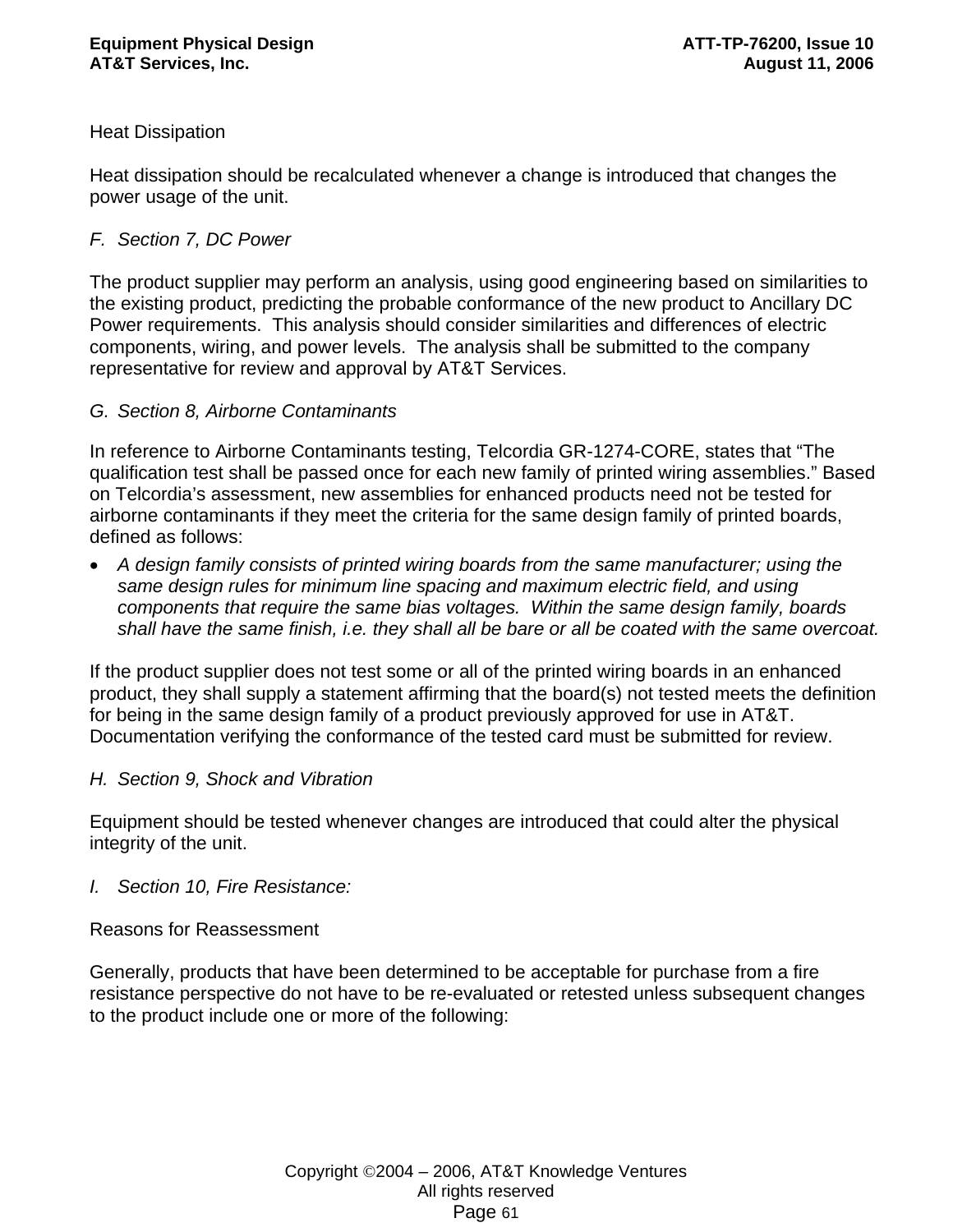Heat Dissipation

Heat dissipation should be recalculated whenever a change is introduced that changes the power usage of the unit.

*F. Section 7, DC Power*

The product supplier may perform an analysis, using good engineering based on similarities to the existing product, predicting the probable conformance of the new product to Ancillary DC Power requirements. This analysis should consider similarities and differences of electric components, wiring, and power levels. The analysis shall be submitted to the company representative for review and approval by AT&T Services.

*G. Section 8, Airborne Contaminants*

In reference to Airborne Contaminants testing, Telcordia GR-1274-CORE, states that "The qualification test shall be passed once for each new family of printed wiring assemblies." Based on Telcordia's assessment, new assemblies for enhanced products need not be tested for airborne contaminants if they meet the criteria for the same design family of printed boards, defined as follows:

- *A design family consists of printed wiring boards from the same manufacturer; using the same design rules for minimum line spacing and maximum electric field, and using components that require the same bias voltages. Within the same design family, boards shall have the same finish, i.e. they shall all be bare or all be coated with the same overcoat.*

If the product supplier does not test some or all of the printed wiring boards in an enhanced product, they shall supply a statement affirming that the board(s) not tested meets the definition for being in the same design family of a product previously approved for use in AT&T. Documentation verifying the conformance of the tested card must be submitted for review.

*H. Section 9, Shock and Vibration*

Equipment should be tested whenever changes are introduced that could alter the physical integrity of the unit.

*I. Section 10, Fire Resistance:*

Reasons for Reassessment

Generally, products that have been determined to be acceptable for purchase from a fire resistance perspective do not have to be re-evaluated or retested unless subsequent changes to the product include one or more of the following: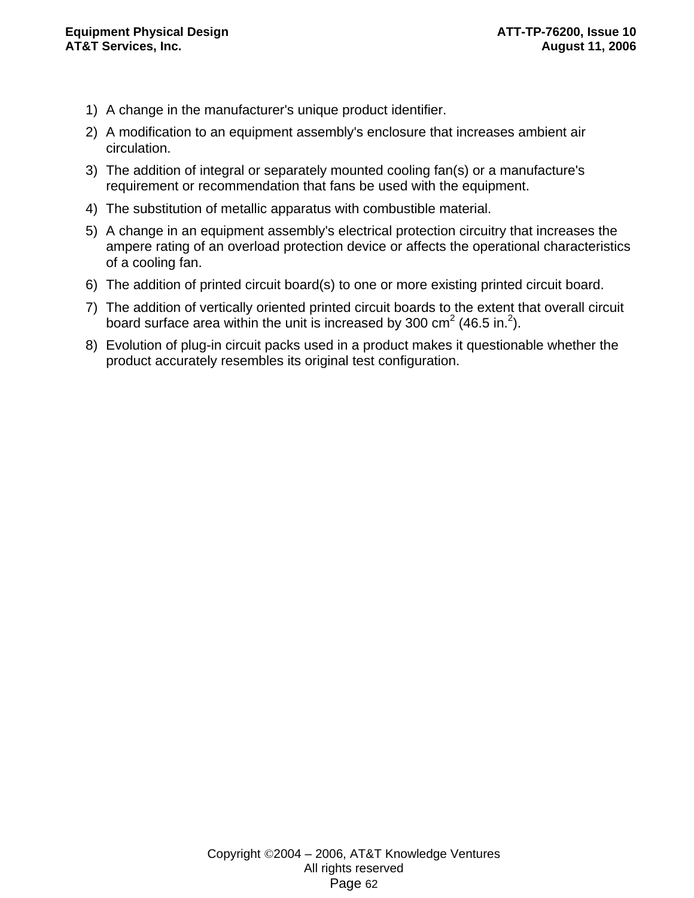1) A change in the manufacturer's unique product identifier.
2) A modification to an equipment assembly's enclosure that increases ambient air circulation.
3) The addition of integral or separately mounted cooling fan(s) or a manufacture's requirement or recommendation that fans be used with the equipment.
4) The substitution of metallic apparatus with combustible material.
5) A change in an equipment assembly's electrical protection circuitry that increases the ampere rating of an overload protection device or affects the operational characteristics of a cooling fan.
6) The addition of printed circuit board(s) to one or more existing printed circuit board.
7) The addition of vertically oriented printed circuit boards to the extent that overall circuit board surface area within the unit is increased by 300 $cm^2$ (46.5 $in.^2$).
8) Evolution of plug-in circuit packs used in a product makes it questionable whether the product accurately resembles its original test configuration.